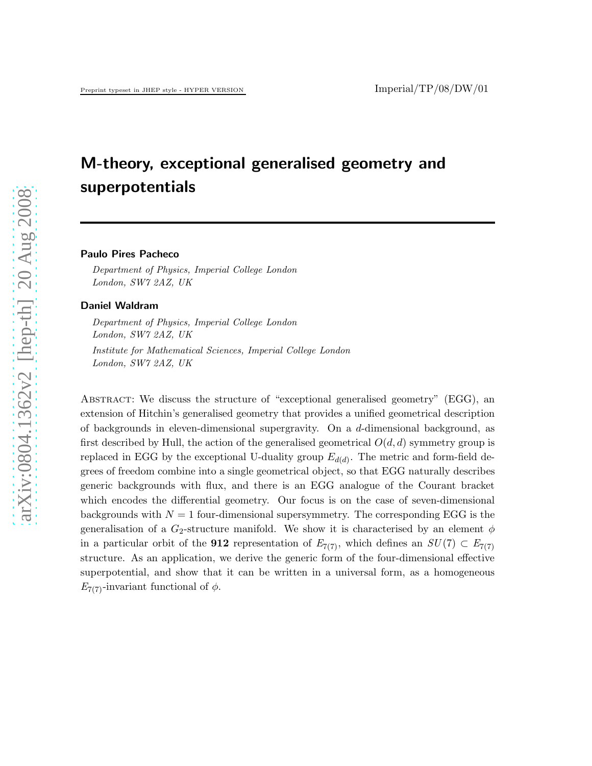Imperial/TP/08/DW/01

# M-theory, exceptional generalised geometry and superpotentials

**Paulo Pires Pacheco**

*Department of Physics, Imperial College London*
*London, SW7 2AZ, UK*

**Daniel Waldram**

*Department of Physics, Imperial College London*
*London, SW7 2AZ, UK*

*Institute for Mathematical Sciences, Imperial College London*
*London, SW7 2AZ, UK*

Abstract: We discuss the structure of "exceptional generalised geometry" (EGG), an extension of Hitchin's generalised geometry that provides a unified geometrical description of backgrounds in eleven-dimensional supergravity. On a $d$-dimensional background, as first described by Hull, the action of the generalised geometrical $O(d,d)$ symmetry group is replaced in EGG by the exceptional U-duality group $E_{d(d)}$. The metric and form-field degrees of freedom combine into a single geometrical object, so that EGG naturally describes generic backgrounds with flux, and there is an EGG analogue of the Courant bracket which encodes the differential geometry. Our focus is on the case of seven-dimensional backgrounds with $N = 1$ four-dimensional supersymmetry. The corresponding EGG is the generalisation of a $G_2$-structure manifold. We show it is characterised by an element $\phi$ in a particular orbit of the **912** representation of $E_{7(7)}$, which defines an $SU(7) \subset E_{7(7)}$ structure. As an application, we derive the generic form of the four-dimensional effective superpotential, and show that it can be written in a universal form, as a homogeneous $E_{7(7)}$-invariant functional of $\phi$.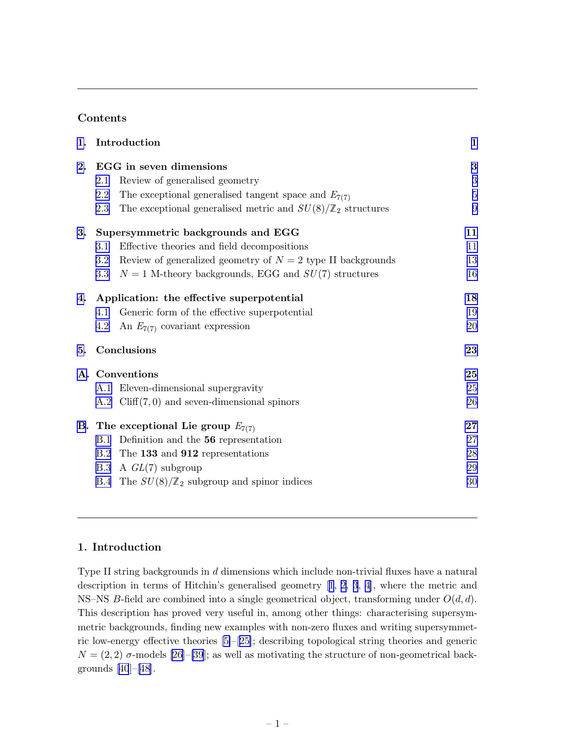## Contents

| | | |
|---|---|---|
| **1.** | **Introduction** | **1** |
| **2.** | **EGG in seven dimensions** | **3** |
| 2.1 | Review of generalised geometry | 3 |
| 2.2 | The exceptional generalised tangent space and $E_{7(7)}$ | 5 |
| 2.3 | The exceptional generalised metric and $SU(8)/\mathbb{Z}_2$ structures | 9 |
| **3.** | **Supersymmetric backgrounds and EGG** | **11** |
| 3.1 | Effective theories and field decompositions | 11 |
| 3.2 | Review of generalized geometry of $N = 2$ type II backgrounds | 13 |
| 3.3 | $N = 1$ M-theory backgrounds, EGG and $SU(7)$ structures | 16 |
| **4.** | **Application: the effective superpotential** | **18** |
| 4.1 | Generic form of the effective superpotential | 19 |
| 4.2 | An $E_{7(7)}$ covariant expression | 20 |
| **5.** | **Conclusions** | **23** |
| **A.** | **Conventions** | **25** |
| A.1 | Eleven-dimensional supergravity | 25 |
| A.2 | Cliff$(7, 0)$ and seven-dimensional spinors | 26 |
| **B.** | **The exceptional Lie group $E_{7(7)}$** | **27** |
| B.1 | Definition and the **56** representation | 27 |
| B.2 | The **133** and **912** representations | 28 |
| B.3 | A $GL(7)$ subgroup | 29 |
| B.4 | The $SU(8)/\mathbb{Z}_2$ subgroup and spinor indices | 30 |

## 1. Introduction

Type II string backgrounds in $d$ dimensions which include non-trivial fluxes have a natural description in terms of Hitchin's generalised geometry [1, 2, 3, 4], where the metric and NS–NS $B$-field are combined into a single geometrical object, transforming under $O(d, d)$. This description has proved very useful in, among other things: characterising supersymmetric backgrounds, finding new examples with non-zero fluxes and writing supersymmetric low-energy effective theories [5]–[25]; describing topological string theories and generic $N = (2, 2)$ $\sigma$-models [26]–[39]; as well as motivating the structure of non-geometrical backgrounds [40]–[48].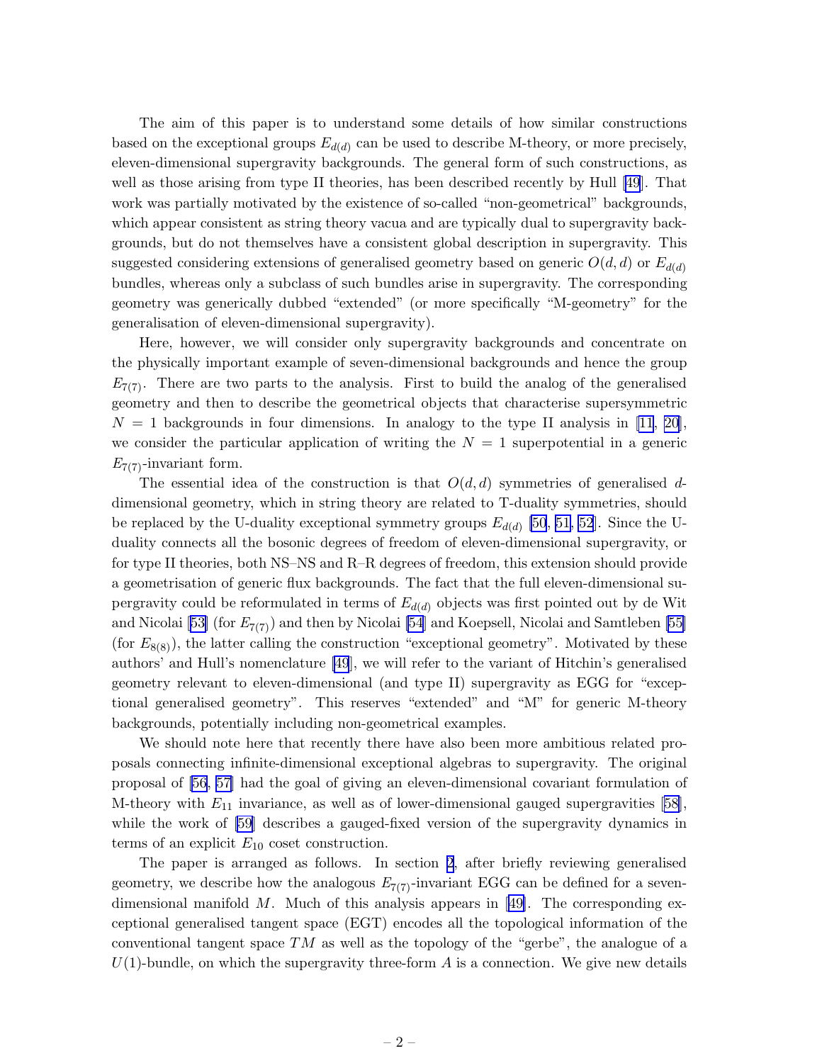The aim of this paper is to understand some details of how similar constructions based on the exceptional groups $E_{d(d)}$ can be used to describe M-theory, or more precisely, eleven-dimensional supergravity backgrounds. The general form of such constructions, as well as those arising from type II theories, has been described recently by Hull [49]. That work was partially motivated by the existence of so-called "non-geometrical" backgrounds, which appear consistent as string theory vacua and are typically dual to supergravity backgrounds, but do not themselves have a consistent global description in supergravity. This suggested considering extensions of generalised geometry based on generic $O(d,d)$ or $E_{d(d)}$ bundles, whereas only a subclass of such bundles arise in supergravity. The corresponding geometry was generically dubbed "extended" (or more specifically "M-geometry" for the generalisation of eleven-dimensional supergravity).

Here, however, we will consider only supergravity backgrounds and concentrate on the physically important example of seven-dimensional backgrounds and hence the group $E_{7(7)}$. There are two parts to the analysis. First to build the analog of the generalised geometry and then to describe the geometrical objects that characterise supersymmetric $N = 1$ backgrounds in four dimensions. In analogy to the type II analysis in [11, 20], we consider the particular application of writing the $N = 1$ superpotential in a generic $E_{7(7)}$-invariant form.

The essential idea of the construction is that $O(d,d)$ symmetries of generalised $d$-dimensional geometry, which in string theory are related to T-duality symmetries, should be replaced by the U-duality exceptional symmetry groups $E_{d(d)}$ [50, 51, 52]. Since the U-duality connects all the bosonic degrees of freedom of eleven-dimensional supergravity, or for type II theories, both NS–NS and R–R degrees of freedom, this extension should provide a geometrisation of generic flux backgrounds. The fact that the full eleven-dimensional supergravity could be reformulated in terms of $E_{d(d)}$ objects was first pointed out by de Wit and Nicolai [53] (for $E_{7(7)}$) and then by Nicolai [54] and Koepsell, Nicolai and Samtleben [55] (for $E_{8(8)}$), the latter calling the construction "exceptional geometry". Motivated by these authors' and Hull's nomenclature [49], we will refer to the variant of Hitchin's generalised geometry relevant to eleven-dimensional (and type II) supergravity as EGG for "exceptional generalised geometry". This reserves "extended" and "M" for generic M-theory backgrounds, potentially including non-geometrical examples.

We should note here that recently there have also been more ambitious related proposals connecting infinite-dimensional exceptional algebras to supergravity. The original proposal of [56, 57] had the goal of giving an eleven-dimensional covariant formulation of M-theory with $E_{11}$ invariance, as well as of lower-dimensional gauged supergravities [58], while the work of [59] describes a gauged-fixed version of the supergravity dynamics in terms of an explicit $E_{10}$ coset construction.

The paper is arranged as follows. In section 2, after briefly reviewing generalised geometry, we describe how the analogous $E_{7(7)}$-invariant EGG can be defined for a seven-dimensional manifold $M$. Much of this analysis appears in [49]. The corresponding exceptional generalised tangent space (EGT) encodes all the topological information of the conventional tangent space $TM$ as well as the topology of the "gerbe", the analogue of a $U(1)$-bundle, on which the supergravity three-form $A$ is a connection. We give new details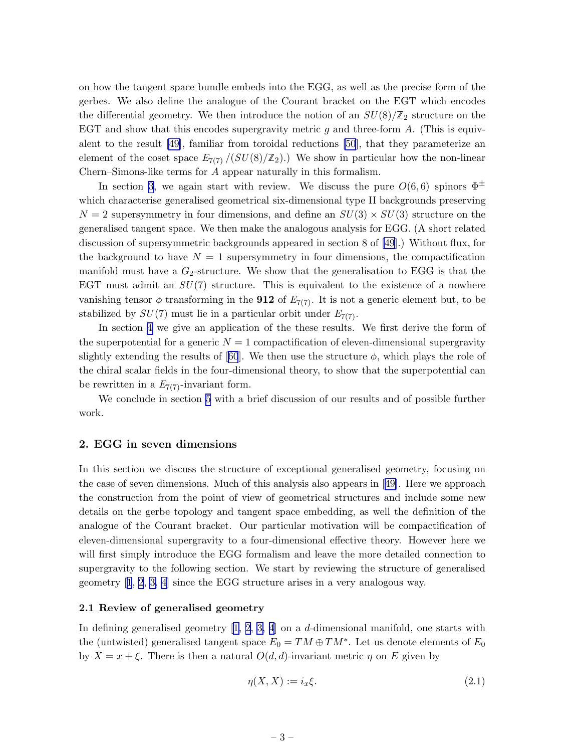on how the tangent space bundle embeds into the EGG, as well as the precise form of the gerbes. We also define the analogue of the Courant bracket on the EGT which encodes the differential geometry. We then introduce the notion of an $SU(8)/\mathbb{Z}_2$ structure on the EGT and show that this encodes supergravity metric $g$ and three-form $A$. (This is equivalent to the result [49], familiar from toroidal reductions [50], that they parameterize an element of the coset space $E_{7(7)}/(SU(8)/\mathbb{Z}_2)$.) We show in particular how the non-linear Chern–Simons-like terms for $A$ appear naturally in this formalism.

In section 3, we again start with review. We discuss the pure $O(6,6)$ spinors $\Phi^{\pm}$ which characterise generalised geometrical six-dimensional type II backgrounds preserving $N=2$ supersymmetry in four dimensions, and define an $SU(3)\times SU(3)$ structure on the generalised tangent space. We then make the analogous analysis for EGG. (A short related discussion of supersymmetric backgrounds appeared in section 8 of [49].) Without flux, for the background to have $N=1$ supersymmetry in four dimensions, the compactification manifold must have a $G_2$-structure. We show that the generalisation to EGG is that the EGT must admit an $SU(7)$ structure. This is equivalent to the existence of a nowhere vanishing tensor $\phi$ transforming in the **912** of $E_{7(7)}$. It is not a generic element but, to be stabilized by $SU(7)$ must lie in a particular orbit under $E_{7(7)}$.

In section 4 we give an application of the these results. We first derive the form of the superpotential for a generic $N=1$ compactification of eleven-dimensional supergravity slightly extending the results of [60]. We then use the structure $\phi$, which plays the role of the chiral scalar fields in the four-dimensional theory, to show that the superpotential can be rewritten in a $E_{7(7)}$-invariant form.

We conclude in section 5 with a brief discussion of our results and of possible further work.

## 2. EGG in seven dimensions

In this section we discuss the structure of exceptional generalised geometry, focusing on the case of seven dimensions. Much of this analysis also appears in [49]. Here we approach the construction from the point of view of geometrical structures and include some new details on the gerbe topology and tangent space embedding, as well the definition of the analogue of the Courant bracket. Our particular motivation will be compactification of eleven-dimensional supergravity to a four-dimensional effective theory. However here we will first simply introduce the EGG formalism and leave the more detailed connection to supergravity to the following section. We start by reviewing the structure of generalised geometry [1, 2, 3, 4] since the EGG structure arises in a very analogous way.

### 2.1 Review of generalised geometry

In defining generalised geometry [1, 2, 3, 4] on a $d$-dimensional manifold, one starts with the (untwisted) generalised tangent space $E_0 = TM \oplus TM^*$. Let us denote elements of $E_0$ by $X = x+\xi$. There is then a natural $O(d,d)$-invariant metric $\eta$ on $E$ given by

$$\eta(X,X) := i_x\xi. \tag{2.1}$$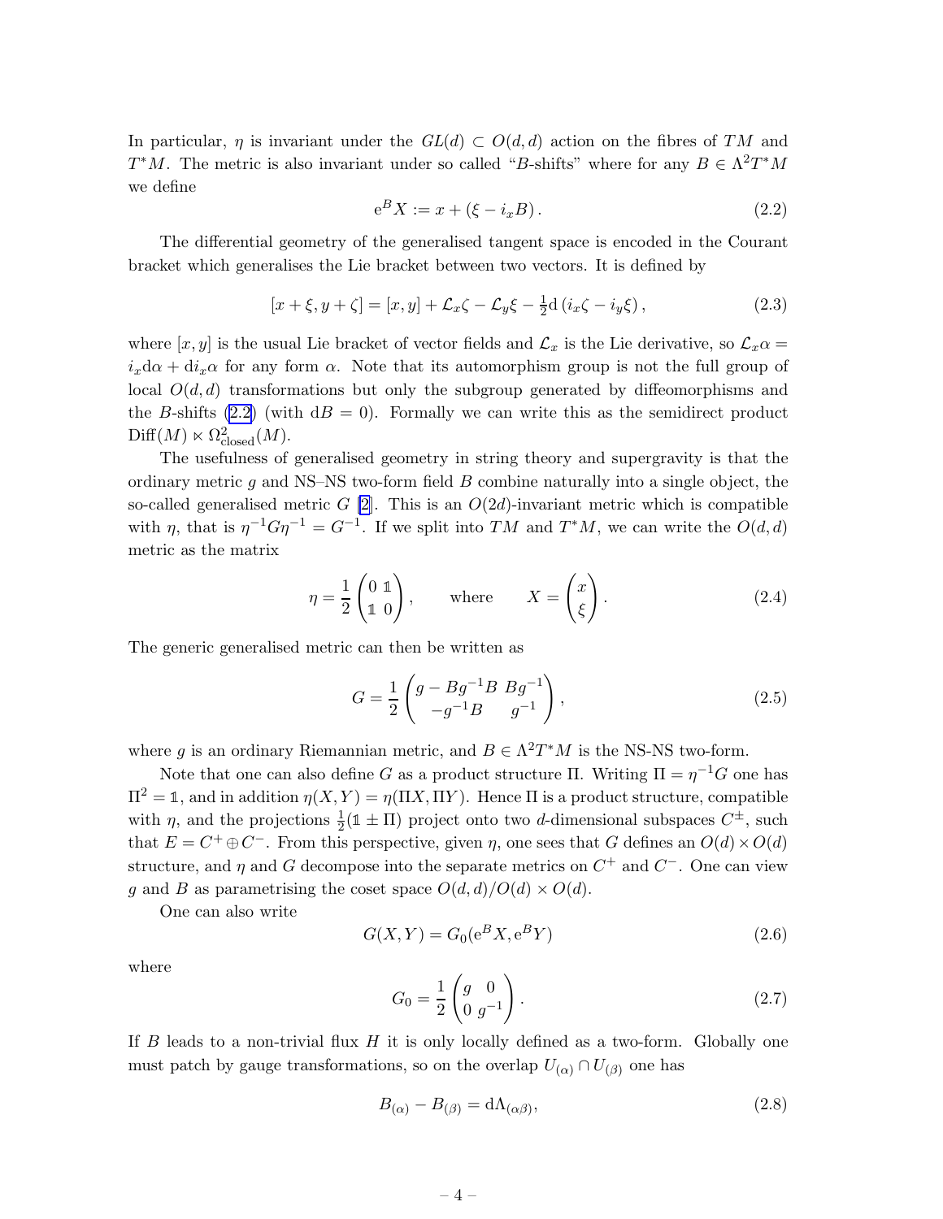In particular, $\eta$ is invariant under the $GL(d) \subset O(d,d)$ action on the fibres of $TM$ and $T^*M$. The metric is also invariant under so called "$B$-shifts" where for any $B \in \Lambda^2 T^*M$ we define

$$e^B X := x + (\xi - i_x B). \tag{2.2}$$

The differential geometry of the generalised tangent space is encoded in the Courant bracket which generalises the Lie bracket between two vectors. It is defined by

$$[x+\xi, y+\zeta] = [x,y] + \mathcal{L}_x \zeta - \mathcal{L}_y \xi - \tfrac{1}{2} d\,(i_x \zeta - i_y \xi)\,, \tag{2.3}$$

where $[x,y]$ is the usual Lie bracket of vector fields and $\mathcal{L}_x$ is the Lie derivative, so $\mathcal{L}_x \alpha = i_x d\alpha + d i_x \alpha$ for any form $\alpha$. Note that its automorphism group is not the full group of local $O(d,d)$ transformations but only the subgroup generated by diffeomorphisms and the $B$-shifts (2.2) (with $dB = 0$). Formally we can write this as the semidirect product $\text{Diff}(M) \ltimes \Omega^2_{\text{closed}}(M)$.

The usefulness of generalised geometry in string theory and supergravity is that the ordinary metric $g$ and NS–NS two-form field $B$ combine naturally into a single object, the so-called generalised metric $G$ [2]. This is an $O(2d)$-invariant metric which is compatible with $\eta$, that is $\eta^{-1} G \eta^{-1} = G^{-1}$. If we split into $TM$ and $T^*M$, we can write the $O(d,d)$ metric as the matrix

$$\eta = \frac{1}{2}\begin{pmatrix} 0 & \mathbb{1} \\ \mathbb{1} & 0 \end{pmatrix}, \qquad \text{where} \qquad X = \begin{pmatrix} x \\ \xi \end{pmatrix}. \tag{2.4}$$

The generic generalised metric can then be written as

$$G = \frac{1}{2}\begin{pmatrix} g - Bg^{-1}B & Bg^{-1} \\ -g^{-1}B & g^{-1} \end{pmatrix}, \tag{2.5}$$

where $g$ is an ordinary Riemannian metric, and $B \in \Lambda^2 T^*M$ is the NS-NS two-form.

Note that one can also define $G$ as a product structure $\Pi$. Writing $\Pi = \eta^{-1} G$ one has $\Pi^2 = \mathbb{1}$, and in addition $\eta(X,Y) = \eta(\Pi X, \Pi Y)$. Hence $\Pi$ is a product structure, compatible with $\eta$, and the projections $\frac{1}{2}(\mathbb{1} \pm \Pi)$ project onto two $d$-dimensional subspaces $C^\pm$, such that $E = C^+ \oplus C^-$. From this perspective, given $\eta$, one sees that $G$ defines an $O(d) \times O(d)$ structure, and $\eta$ and $G$ decompose into the separate metrics on $C^+$ and $C^-$. One can view $g$ and $B$ as parametrising the coset space $O(d,d)/O(d) \times O(d)$.

One can also write

$$G(X,Y) = G_0(e^B X, e^B Y) \tag{2.6}$$

where

$$G_0 = \frac{1}{2}\begin{pmatrix} g & 0 \\ 0 & g^{-1} \end{pmatrix}. \tag{2.7}$$

If $B$ leads to a non-trivial flux $H$ it is only locally defined as a two-form. Globally one must patch by gauge transformations, so on the overlap $U_{(\alpha)} \cap U_{(\beta)}$ one has

$$B_{(\alpha)} - B_{(\beta)} = d\Lambda_{(\alpha\beta)}, \tag{2.8}$$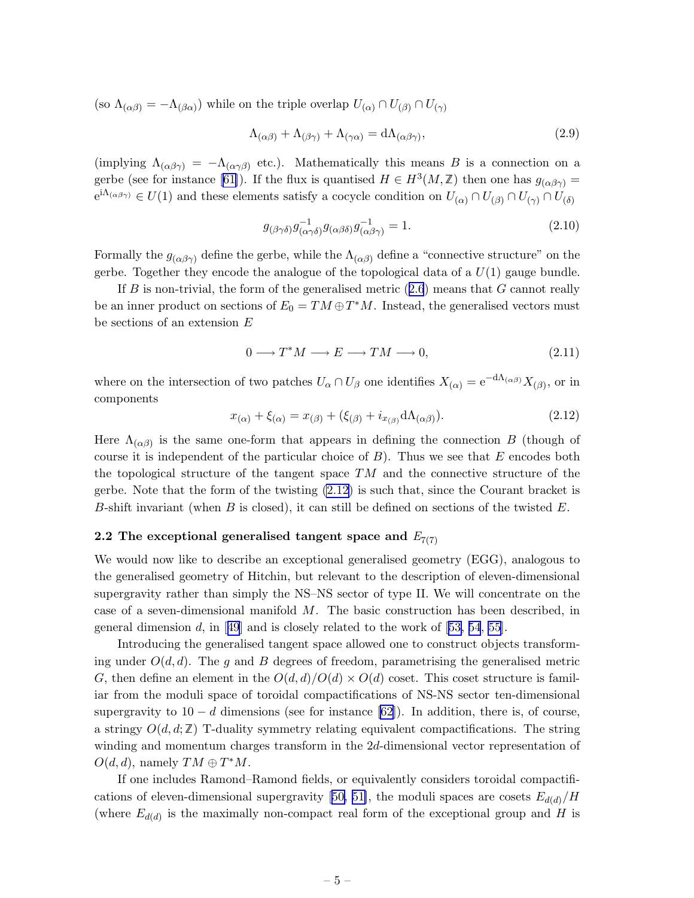(so $\Lambda_{(\alpha\beta)} = -\Lambda_{(\beta\alpha)}$) while on the triple overlap $U_{(\alpha)} \cap U_{(\beta)} \cap U_{(\gamma)}$

$$\Lambda_{(\alpha\beta)} + \Lambda_{(\beta\gamma)} + \Lambda_{(\gamma\alpha)} = \mathrm{d}\Lambda_{(\alpha\beta\gamma)}, \tag{2.9}$$

(implying $\Lambda_{(\alpha\beta\gamma)} = -\Lambda_{(\alpha\gamma\beta)}$ etc.). Mathematically this means $B$ is a connection on a gerbe (see for instance [61]). If the flux is quantised $H \in H^3(M, \mathbb{Z})$ then one has $g_{(\alpha\beta\gamma)} = \mathrm{e}^{\mathrm{i}\Lambda_{(\alpha\beta\gamma)}} \in U(1)$ and these elements satisfy a cocycle condition on $U_{(\alpha)} \cap U_{(\beta)} \cap U_{(\gamma)} \cap U_{(\delta)}$

$$g_{(\beta\gamma\delta)} g^{-1}_{(\alpha\gamma\delta)} g_{(\alpha\beta\delta)} g^{-1}_{(\alpha\beta\gamma)} = 1. \tag{2.10}$$

Formally the $g_{(\alpha\beta\gamma)}$ define the gerbe, while the $\Lambda_{(\alpha\beta)}$ define a "connective structure" on the gerbe. Together they encode the analogue of the topological data of a $U(1)$ gauge bundle.

If $B$ is non-trivial, the form of the generalised metric (2.6) means that $G$ cannot really be an inner product on sections of $E_0 = TM \oplus T^*M$. Instead, the generalised vectors must be sections of an extension $E$

$$0 \longrightarrow T^*M \longrightarrow E \longrightarrow TM \longrightarrow 0, \tag{2.11}$$

where on the intersection of two patches $U_\alpha \cap U_\beta$ one identifies $X_{(\alpha)} = \mathrm{e}^{-\mathrm{d}\Lambda_{(\alpha\beta)}} X_{(\beta)}$, or in components

$$x_{(\alpha)} + \xi_{(\alpha)} = x_{(\beta)} + (\xi_{(\beta)} + i_{x_{(\beta)}} \mathrm{d}\Lambda_{(\alpha\beta)}). \tag{2.12}$$

Here $\Lambda_{(\alpha\beta)}$ is the same one-form that appears in defining the connection $B$ (though of course it is independent of the particular choice of $B$). Thus we see that $E$ encodes both the topological structure of the tangent space $TM$ and the connective structure of the gerbe. Note that the form of the twisting (2.12) is such that, since the Courant bracket is $B$-shift invariant (when $B$ is closed), it can still be defined on sections of the twisted $E$.

### 2.2 The exceptional generalised tangent space and $E_{7(7)}$

We would now like to describe an exceptional generalised geometry (EGG), analogous to the generalised geometry of Hitchin, but relevant to the description of eleven-dimensional supergravity rather than simply the NS–NS sector of type II. We will concentrate on the case of a seven-dimensional manifold $M$. The basic construction has been described, in general dimension $d$, in [49] and is closely related to the work of [53, 54, 55].

Introducing the generalised tangent space allowed one to construct objects transforming under $O(d, d)$. The $g$ and $B$ degrees of freedom, parametrising the generalised metric $G$, then define an element in the $O(d, d)/O(d) \times O(d)$ coset. This coset structure is familiar from the moduli space of toroidal compactifications of NS-NS sector ten-dimensional supergravity to $10 - d$ dimensions (see for instance [62]). In addition, there is, of course, a stringy $O(d, d; \mathbb{Z})$ T-duality symmetry relating equivalent compactifications. The string winding and momentum charges transform in the $2d$-dimensional vector representation of $O(d, d)$, namely $TM \oplus T^*M$.

If one includes Ramond–Ramond fields, or equivalently considers toroidal compactifications of eleven-dimensional supergravity [50, 51], the moduli spaces are cosets $E_{d(d)}/H$ (where $E_{d(d)}$ is the maximally non-compact real form of the exceptional group and $H$ is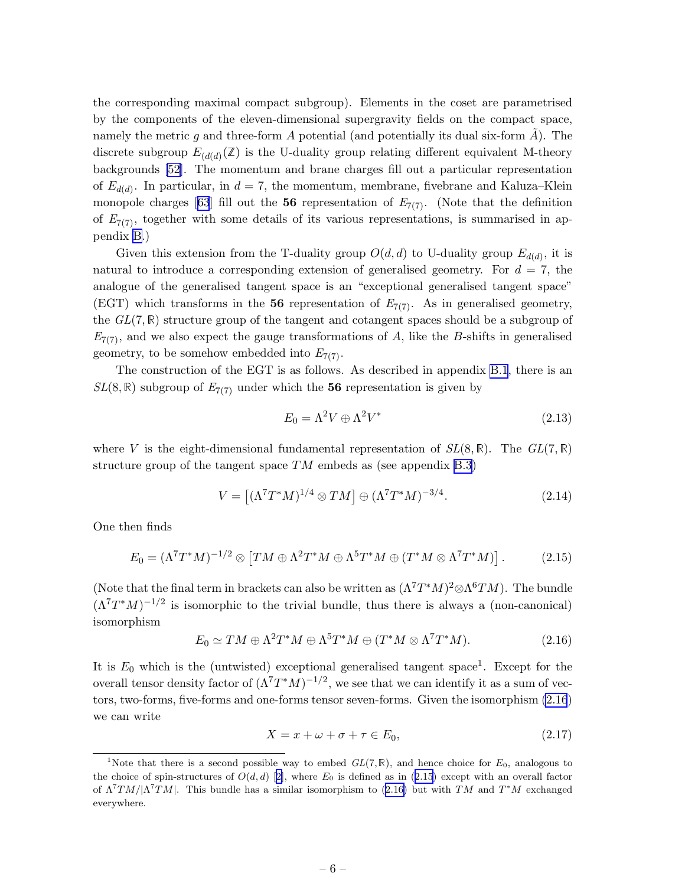the corresponding maximal compact subgroup). Elements in the coset are parametrised by the components of the eleven-dimensional supergravity fields on the compact space, namely the metric $g$ and three-form $A$ potential (and potentially its dual six-form $\tilde{A}$). The discrete subgroup $E_{(d(d)}(\mathbb{Z})$ is the U-duality group relating different equivalent M-theory backgrounds [52]. The momentum and brane charges fill out a particular representation of $E_{d(d)}$. In particular, in $d = 7$, the momentum, membrane, fivebrane and Kaluza–Klein monopole charges [63] fill out the **56** representation of $E_{7(7)}$. (Note that the definition of $E_{7(7)}$, together with some details of its various representations, is summarised in appendix B.)

Given this extension from the T-duality group $O(d, d)$ to U-duality group $E_{d(d)}$, it is natural to introduce a corresponding extension of generalised geometry. For $d = 7$, the analogue of the generalised tangent space is an "exceptional generalised tangent space" (EGT) which transforms in the **56** representation of $E_{7(7)}$. As in generalised geometry, the $GL(7,\mathbb{R})$ structure group of the tangent and cotangent spaces should be a subgroup of $E_{7(7)}$, and we also expect the gauge transformations of $A$, like the $B$-shifts in generalised geometry, to be somehow embedded into $E_{7(7)}$.

The construction of the EGT is as follows. As described in appendix B.1, there is an $SL(8,\mathbb{R})$ subgroup of $E_{7(7)}$ under which the **56** representation is given by

$$E_0 = \Lambda^2 V \oplus \Lambda^2 V^* \tag{2.13}$$

where $V$ is the eight-dimensional fundamental representation of $SL(8,\mathbb{R})$. The $GL(7,\mathbb{R})$ structure group of the tangent space $TM$ embeds as (see appendix B.3)

$$V = \left[(\Lambda^7 T^*M)^{1/4} \otimes TM\right] \oplus (\Lambda^7 T^*M)^{-3/4}. \tag{2.14}$$

One then finds

$$E_0 = (\Lambda^7 T^*M)^{-1/2} \otimes \left[TM \oplus \Lambda^2 T^*M \oplus \Lambda^5 T^*M \oplus (T^*M \otimes \Lambda^7 T^*M)\right]. \tag{2.15}$$

(Note that the final term in brackets can also be written as $(\Lambda^7 T^*M)^2 \otimes \Lambda^6 TM$). The bundle $(\Lambda^7 T^*M)^{-1/2}$ is isomorphic to the trivial bundle, thus there is always a (non-canonical) isomorphism

$$E_0 \simeq TM \oplus \Lambda^2 T^*M \oplus \Lambda^5 T^*M \oplus (T^*M \otimes \Lambda^7 T^*M). \tag{2.16}$$

It is $E_0$ which is the (untwisted) exceptional generalised tangent space[1]. Except for the overall tensor density factor of $(\Lambda^7 T^*M)^{-1/2}$, we see that we can identify it as a sum of vectors, two-forms, five-forms and one-forms tensor seven-forms. Given the isomorphism (2.16) we can write

$$X = x + \omega + \sigma + \tau \in E_0, \tag{2.17}$$

[1] Note that there is a second possible way to embed $GL(7,\mathbb{R})$, and hence choice for $E_0$, analogous to the choice of spin-structures of $O(d, d)$ [2], where $E_0$ is defined as in (2.15) except with an overall factor of $\Lambda^7 TM/|\Lambda^7 TM|$. This bundle has a similar isomorphism to (2.16) but with $TM$ and $T^*M$ exchanged everywhere.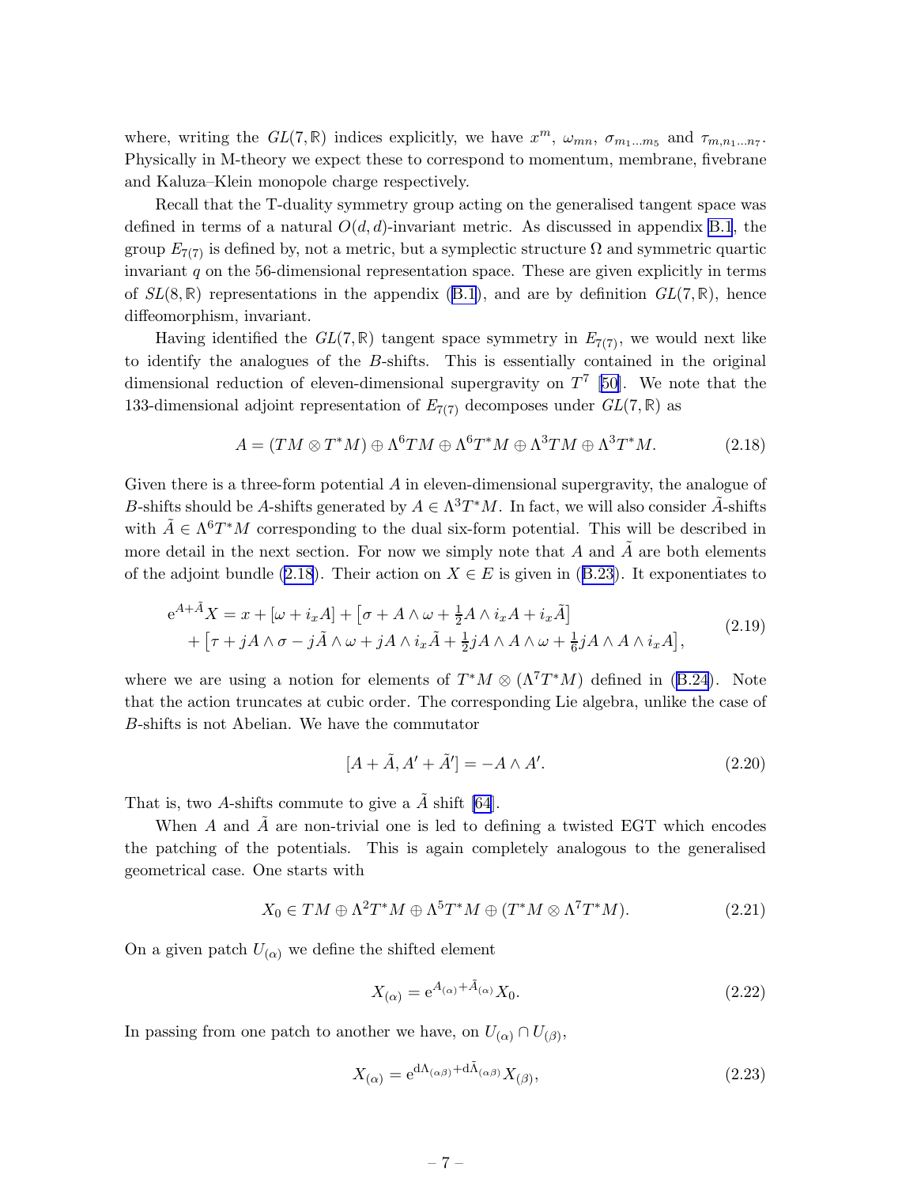where, writing the $GL(7,\mathbb{R})$ indices explicitly, we have $x^m$, $\omega_{mn}$, $\sigma_{m_1\dots m_5}$ and $\tau_{m,n_1\dots n_7}$. Physically in M-theory we expect these to correspond to momentum, membrane, fivebrane and Kaluza–Klein monopole charge respectively.

Recall that the T-duality symmetry group acting on the generalised tangent space was defined in terms of a natural $O(d,d)$-invariant metric. As discussed in appendix B.1, the group $E_{7(7)}$ is defined by, not a metric, but a symplectic structure $\Omega$ and symmetric quartic invariant $q$ on the 56-dimensional representation space. These are given explicitly in terms of $SL(8,\mathbb{R})$ representations in the appendix (B.1), and are by definition $GL(7,\mathbb{R})$, hence diffeomorphism, invariant.

Having identified the $GL(7,\mathbb{R})$ tangent space symmetry in $E_{7(7)}$, we would next like to identify the analogues of the $B$-shifts. This is essentially contained in the original dimensional reduction of eleven-dimensional supergravity on $T^7$ [50]. We note that the 133-dimensional adjoint representation of $E_{7(7)}$ decomposes under $GL(7,\mathbb{R})$ as

$$A = (TM \otimes T^*M) \oplus \Lambda^6 TM \oplus \Lambda^6 T^*M \oplus \Lambda^3 TM \oplus \Lambda^3 T^*M. \tag{2.18}$$

Given there is a three-form potential $A$ in eleven-dimensional supergravity, the analogue of $B$-shifts should be $A$-shifts generated by $A \in \Lambda^3 T^*M$. In fact, we will also consider $\tilde{A}$-shifts with $\tilde{A} \in \Lambda^6 T^*M$ corresponding to the dual six-form potential. This will be described in more detail in the next section. For now we simply note that $A$ and $\tilde{A}$ are both elements of the adjoint bundle (2.18). Their action on $X \in E$ is given in (B.23). It exponentiates to

$$\begin{aligned} e^{A+\tilde{A}}X &= x + \left[\omega + i_x A\right] + \left[\sigma + A\wedge\omega + \tfrac{1}{2}A\wedge i_x A + i_x\tilde{A}\right] \\ &\quad + \left[\tau + jA\wedge\sigma - j\tilde{A}\wedge\omega + jA\wedge i_x\tilde{A} + \tfrac{1}{2}jA\wedge A\wedge\omega + \tfrac{1}{6}jA\wedge A\wedge i_x A\right], \end{aligned} \tag{2.19}$$

where we are using a notion for elements of $T^*M \otimes (\Lambda^7 T^*M)$ defined in (B.24). Note that the action truncates at cubic order. The corresponding Lie algebra, unlike the case of $B$-shifts is not Abelian. We have the commutator

$$[A + \tilde{A}, A' + \tilde{A}'] = -A \wedge A'. \tag{2.20}$$

That is, two $A$-shifts commute to give a $\tilde{A}$ shift [64].

When $A$ and $\tilde{A}$ are non-trivial one is led to defining a twisted EGT which encodes the patching of the potentials. This is again completely analogous to the generalised geometrical case. One starts with

$$X_0 \in TM \oplus \Lambda^2 T^*M \oplus \Lambda^5 T^*M \oplus (T^*M \otimes \Lambda^7 T^*M). \tag{2.21}$$

On a given patch $U_{(\alpha)}$ we define the shifted element

$$X_{(\alpha)} = e^{A_{(\alpha)} + \tilde{A}_{(\alpha)}} X_0. \tag{2.22}$$

In passing from one patch to another we have, on $U_{(\alpha)} \cap U_{(\beta)}$,

$$X_{(\alpha)} = e^{d\Lambda_{(\alpha\beta)} + d\tilde{\Lambda}_{(\alpha\beta)}} X_{(\beta)}, \tag{2.23}$$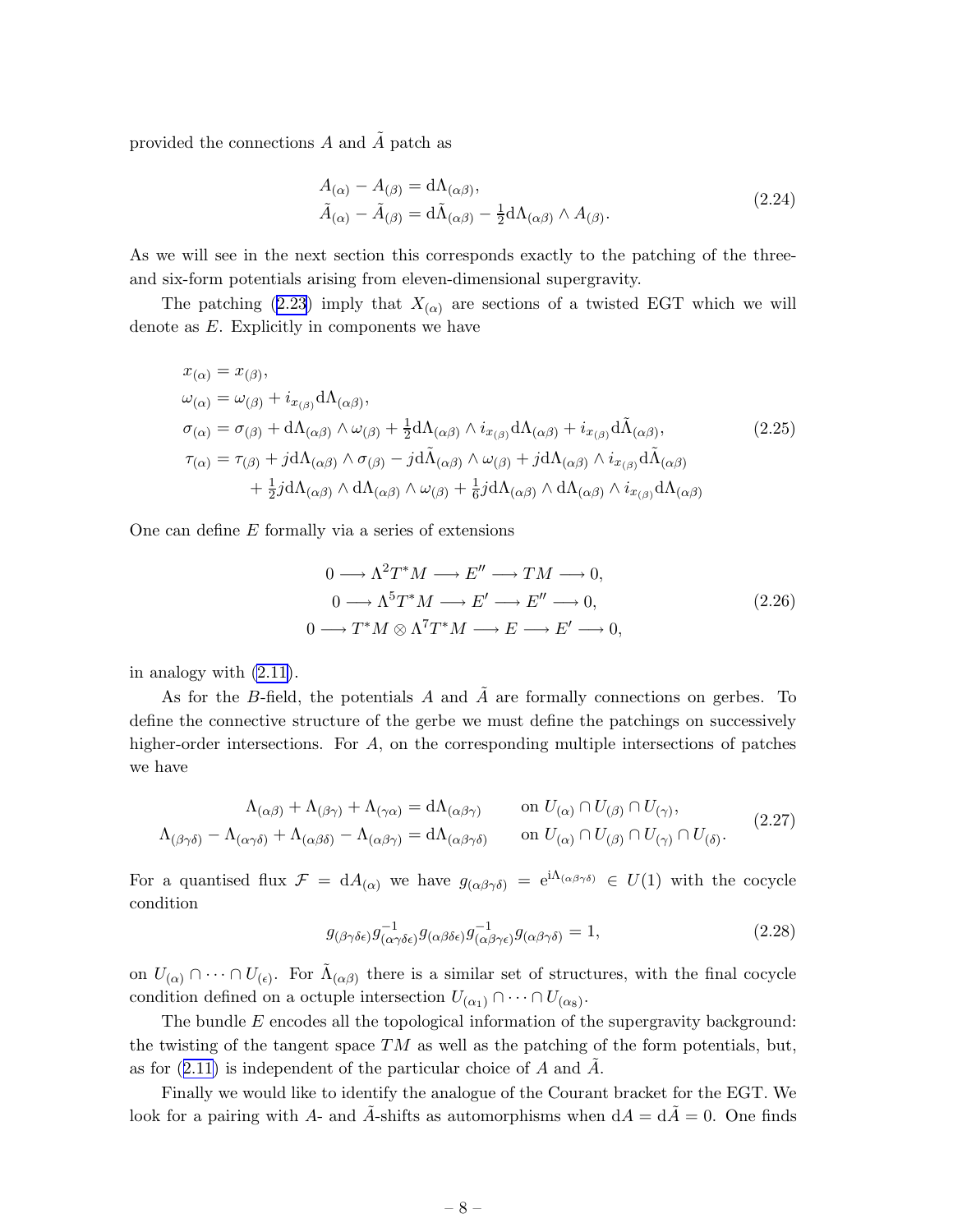provided the connections $A$ and $\tilde{A}$ patch as

$$
\begin{aligned}
A_{(\alpha)} - A_{(\beta)} &= \mathrm{d}\Lambda_{(\alpha\beta)}, \\
\tilde{A}_{(\alpha)} - \tilde{A}_{(\beta)} &= \mathrm{d}\tilde{\Lambda}_{(\alpha\beta)} - \tfrac{1}{2}\mathrm{d}\Lambda_{(\alpha\beta)} \wedge A_{(\beta)}.
\end{aligned} \tag{2.24}
$$

As we will see in the next section this corresponds exactly to the patching of the three- and six-form potentials arising from eleven-dimensional supergravity.

The patching (2.23) imply that $X_{(\alpha)}$ are sections of a twisted EGT which we will denote as $E$. Explicitly in components we have

$$
\begin{aligned}
x_{(\alpha)} &= x_{(\beta)}, \\
\omega_{(\alpha)} &= \omega_{(\beta)} + i_{x_{(\beta)}}\mathrm{d}\Lambda_{(\alpha\beta)}, \\
\sigma_{(\alpha)} &= \sigma_{(\beta)} + \mathrm{d}\Lambda_{(\alpha\beta)} \wedge \omega_{(\beta)} + \tfrac{1}{2}\mathrm{d}\Lambda_{(\alpha\beta)} \wedge i_{x_{(\beta)}}\mathrm{d}\Lambda_{(\alpha\beta)} + i_{x_{(\beta)}}\mathrm{d}\tilde{\Lambda}_{(\alpha\beta)}, \\
\tau_{(\alpha)} &= \tau_{(\beta)} + j\mathrm{d}\Lambda_{(\alpha\beta)} \wedge \sigma_{(\beta)} - j\mathrm{d}\tilde{\Lambda}_{(\alpha\beta)} \wedge \omega_{(\beta)} + j\mathrm{d}\Lambda_{(\alpha\beta)} \wedge i_{x_{(\beta)}}\mathrm{d}\tilde{\Lambda}_{(\alpha\beta)} \\
&\qquad + \tfrac{1}{2}j\mathrm{d}\Lambda_{(\alpha\beta)} \wedge \mathrm{d}\Lambda_{(\alpha\beta)} \wedge \omega_{(\beta)} + \tfrac{1}{6}j\mathrm{d}\Lambda_{(\alpha\beta)} \wedge \mathrm{d}\Lambda_{(\alpha\beta)} \wedge i_{x_{(\beta)}}\mathrm{d}\Lambda_{(\alpha\beta)}
\end{aligned} \tag{2.25}
$$

One can define $E$ formally via a series of extensions

$$
\begin{gathered}
0 \longrightarrow \Lambda^2 T^*M \longrightarrow E'' \longrightarrow TM \longrightarrow 0, \\
0 \longrightarrow \Lambda^5 T^*M \longrightarrow E' \longrightarrow E'' \longrightarrow 0, \\
0 \longrightarrow T^*M \otimes \Lambda^7 T^*M \longrightarrow E \longrightarrow E' \longrightarrow 0,
\end{gathered} \tag{2.26}
$$

in analogy with (2.11).

As for the $B$-field, the potentials $A$ and $\tilde{A}$ are formally connections on gerbes. To define the connective structure of the gerbe we must define the patchings on successively higher-order intersections. For $A$, on the corresponding multiple intersections of patches we have

$$
\begin{aligned}
\Lambda_{(\alpha\beta)} + \Lambda_{(\beta\gamma)} + \Lambda_{(\gamma\alpha)} &= \mathrm{d}\Lambda_{(\alpha\beta\gamma)} && \text{on } U_{(\alpha)} \cap U_{(\beta)} \cap U_{(\gamma)}, \\
\Lambda_{(\beta\gamma\delta)} - \Lambda_{(\alpha\gamma\delta)} + \Lambda_{(\alpha\beta\delta)} - \Lambda_{(\alpha\beta\gamma)} &= \mathrm{d}\Lambda_{(\alpha\beta\gamma\delta)} && \text{on } U_{(\alpha)} \cap U_{(\beta)} \cap U_{(\gamma)} \cap U_{(\delta)}.
\end{aligned} \tag{2.27}
$$

For a quantised flux $\mathcal{F} = \mathrm{d}A_{(\alpha)}$ we have $g_{(\alpha\beta\gamma\delta)} = e^{\mathrm{i}\Lambda_{(\alpha\beta\gamma\delta)}} \in U(1)$ with the cocycle condition

$$
g_{(\beta\gamma\delta\epsilon)} g^{-1}_{(\alpha\gamma\delta\epsilon)} g_{(\alpha\beta\delta\epsilon)} g^{-1}_{(\alpha\beta\gamma\epsilon)} g_{(\alpha\beta\gamma\delta)} = 1, \tag{2.28}
$$

on $U_{(\alpha)} \cap \cdots \cap U_{(\epsilon)}$. For $\tilde{\Lambda}_{(\alpha\beta)}$ there is a similar set of structures, with the final cocycle condition defined on a octuple intersection $U_{(\alpha_1)} \cap \cdots \cap U_{(\alpha_8)}$.

The bundle $E$ encodes all the topological information of the supergravity background: the twisting of the tangent space $TM$ as well as the patching of the form potentials, but, as for (2.11) is independent of the particular choice of $A$ and $\tilde{A}$.

Finally we would like to identify the analogue of the Courant bracket for the EGT. We look for a pairing with $A$- and $\tilde{A}$-shifts as automorphisms when $\mathrm{d}A = \mathrm{d}\tilde{A} = 0$. One finds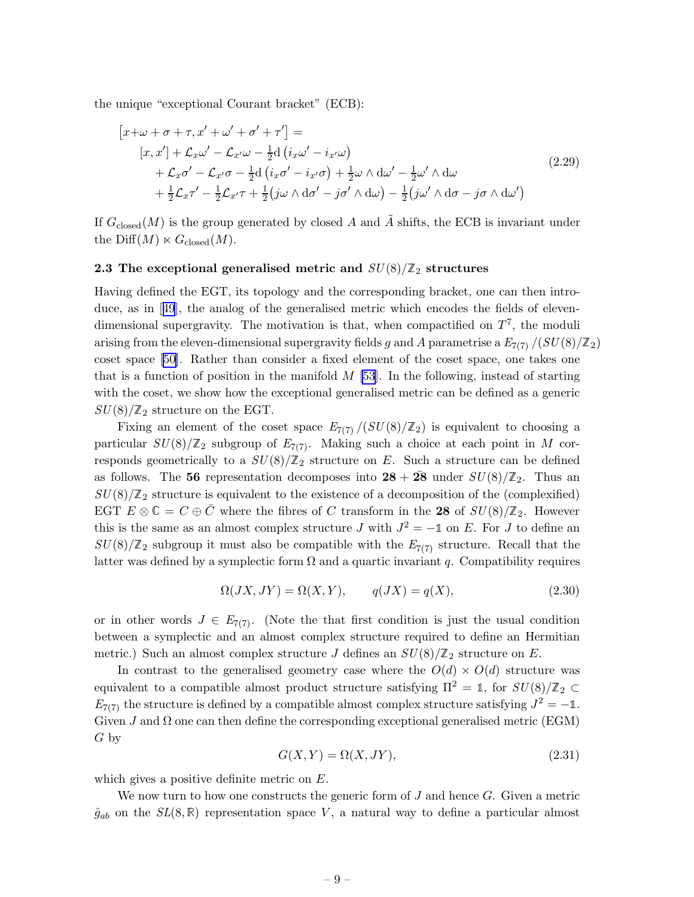the unique "exceptional Courant bracket" (ECB):

$$
\begin{aligned}
\big[x+\omega+\sigma+\tau, x'+\omega'+\sigma'+\tau'\big] = \\
&[x,x'] + \mathcal{L}_x\omega' - \mathcal{L}_{x'}\omega - \tfrac{1}{2}\mathrm{d}\left(i_x\omega' - i_{x'}\omega\right) \\
&+ \mathcal{L}_x\sigma' - \mathcal{L}_{x'}\sigma - \tfrac{1}{2}\mathrm{d}\left(i_x\sigma' - i_{x'}\sigma\right) + \tfrac{1}{2}\omega\wedge\mathrm{d}\omega' - \tfrac{1}{2}\omega'\wedge\mathrm{d}\omega \\
&+ \tfrac{1}{2}\mathcal{L}_x\tau' - \tfrac{1}{2}\mathcal{L}_{x'}\tau + \tfrac{1}{2}\big(j\omega\wedge\mathrm{d}\sigma' - j\sigma'\wedge\mathrm{d}\omega\big) - \tfrac{1}{2}\big(j\omega'\wedge\mathrm{d}\sigma - j\sigma\wedge\mathrm{d}\omega'\big)
\end{aligned}
\tag{2.29}
$$

If $G_{\text{closed}}(M)$ is the group generated by closed $A$ and $\tilde{A}$ shifts, the ECB is invariant under the $\text{Diff}(M) \ltimes G_{\text{closed}}(M)$.

### 2.3 The exceptional generalised metric and $SU(8)/\mathbb{Z}_2$ structures

Having defined the EGT, its topology and the corresponding bracket, one can then introduce, as in [49], the analog of the generalised metric which encodes the fields of eleven-dimensional supergravity. The motivation is that, when compactified on $T^7$, the moduli arising from the eleven-dimensional supergravity fields $g$ and $A$ parametrise a $E_{7(7)}/(SU(8)/\mathbb{Z}_2)$ coset space [50]. Rather than consider a fixed element of the coset space, one takes one that is a function of position in the manifold $M$ [53]. In the following, instead of starting with the coset, we show how the exceptional generalised metric can be defined as a generic $SU(8)/\mathbb{Z}_2$ structure on the EGT.

Fixing an element of the coset space $E_{7(7)}/(SU(8)/\mathbb{Z}_2)$ is equivalent to choosing a particular $SU(8)/\mathbb{Z}_2$ subgroup of $E_{7(7)}$. Making such a choice at each point in $M$ corresponds geometrically to a $SU(8)/\mathbb{Z}_2$ structure on $E$. Such a structure can be defined as follows. The **56** representation decomposes into $\mathbf{28}+\bar{\mathbf{28}}$ under $SU(8)/\mathbb{Z}_2$. Thus an $SU(8)/\mathbb{Z}_2$ structure is equivalent to the existence of a decomposition of the (complexified) EGT $E\otimes\mathbb{C} = C\oplus\bar{C}$ where the fibres of $C$ transform in the **28** of $SU(8)/\mathbb{Z}_2$. However this is the same as an almost complex structure $J$ with $J^2 = -\mathbb{1}$ on $E$. For $J$ to define an $SU(8)/\mathbb{Z}_2$ subgroup it must also be compatible with the $E_{7(7)}$ structure. Recall that the latter was defined by a symplectic form $\Omega$ and a quartic invariant $q$. Compatibility requires

$$
\Omega(JX, JY) = \Omega(X,Y), \qquad q(JX) = q(X), \tag{2.30}
$$

or in other words $J \in E_{7(7)}$. (Note the that first condition is just the usual condition between a symplectic and an almost complex structure required to define an Hermitian metric.) Such an almost complex structure $J$ defines an $SU(8)/\mathbb{Z}_2$ structure on $E$.

In contrast to the generalised geometry case where the $O(d)\times O(d)$ structure was equivalent to a compatible almost product structure satisfying $\Pi^2 = \mathbb{1}$, for $SU(8)/\mathbb{Z}_2 \subset E_{7(7)}$ the structure is defined by a compatible almost complex structure satisfying $J^2 = -\mathbb{1}$. Given $J$ and $\Omega$ one can then define the corresponding exceptional generalised metric (EGM) $G$ by

$$
G(X,Y) = \Omega(X, JY), \tag{2.31}
$$

which gives a positive definite metric on $E$.

We now turn to how one constructs the generic form of $J$ and hence $G$. Given a metric $\hat{g}_{ab}$ on the $SL(8,\mathbb{R})$ representation space $V$, a natural way to define a particular almost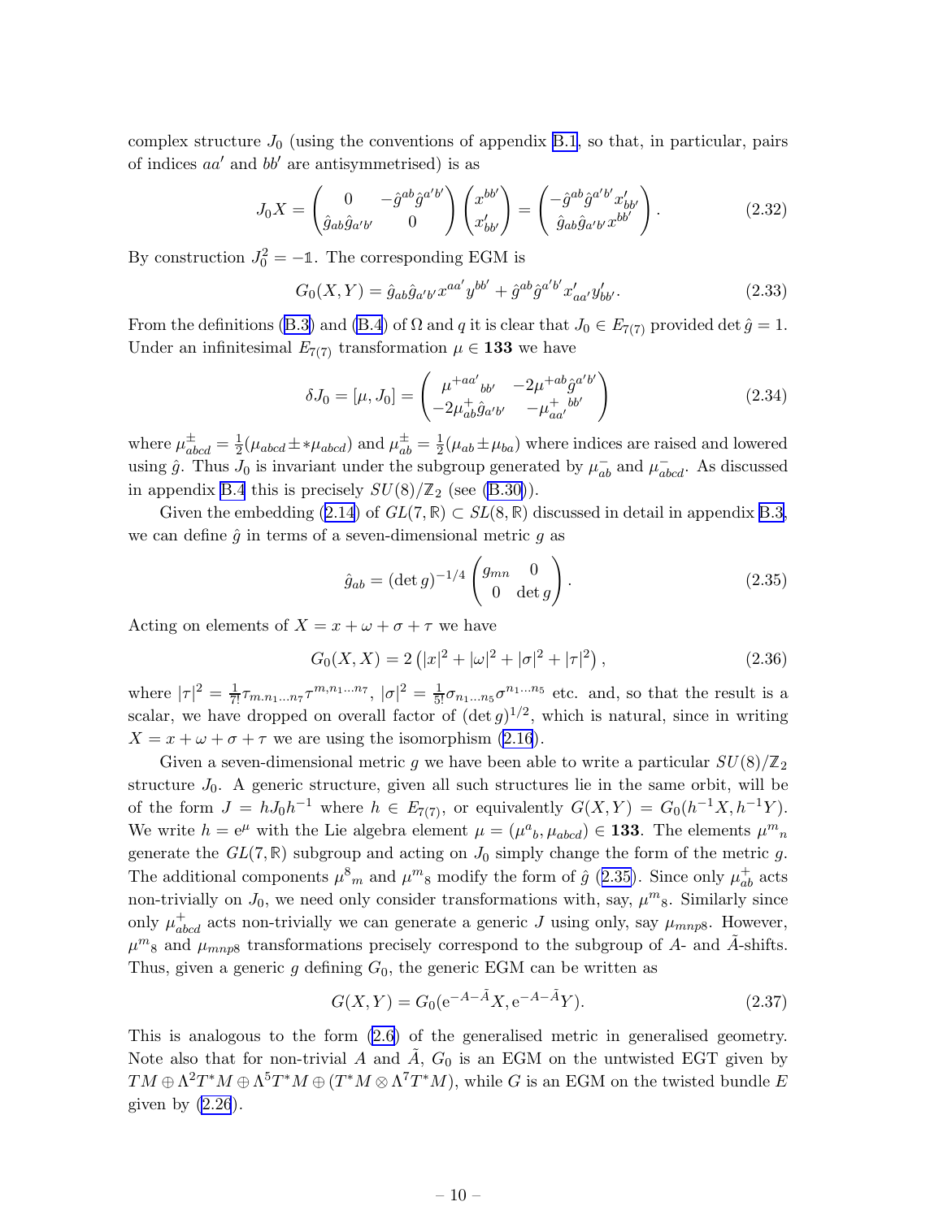complex structure $J_0$ (using the conventions of appendix B.1, so that, in particular, pairs of indices $aa'$ and $bb'$ are antisymmetrised) is as

$$J_0 X = \begin{pmatrix} 0 & -\hat{g}^{ab}\hat{g}^{a'b'} \\ \hat{g}_{ab}\hat{g}_{a'b'} & 0 \end{pmatrix} \begin{pmatrix} x^{bb'} \\ x'_{bb'} \end{pmatrix} = \begin{pmatrix} -\hat{g}^{ab}\hat{g}^{a'b'}x'_{bb'} \\ \hat{g}_{ab}\hat{g}_{a'b'}x^{bb'} \end{pmatrix}. \tag{2.32}$$

By construction $J_0^2 = -\mathbb{1}$. The corresponding EGM is

$$G_0(X,Y) = \hat{g}_{ab}\hat{g}_{a'b'}x^{aa'}y^{bb'} + \hat{g}^{ab}\hat{g}^{a'b'}x'_{aa'}y'_{bb'}. \tag{2.33}$$

From the definitions (B.3) and (B.4) of $\Omega$ and $q$ it is clear that $J_0 \in E_{7(7)}$ provided $\det \hat{g} = 1$. Under an infinitesimal $E_{7(7)}$ transformation $\mu \in \mathbf{133}$ we have

$$\delta J_0 = [\mu, J_0] = \begin{pmatrix} \mu^{+aa'}{}_{bb'} & -2\mu^{+ab}\hat{g}^{a'b'} \\ -2\mu^{+}_{ab}\hat{g}_{a'b'} & -\mu^{+}_{aa'}{}^{bb'} \end{pmatrix} \tag{2.34}$$

where $\mu^{\pm}_{abcd} = \frac{1}{2}(\mu_{abcd} \pm {*\mu_{abcd}})$ and $\mu^{\pm}_{ab} = \frac{1}{2}(\mu_{ab} \pm \mu_{ba})$ where indices are raised and lowered using $\hat{g}$. Thus $J_0$ is invariant under the subgroup generated by $\mu^{-}_{ab}$ and $\mu^{-}_{abcd}$. As discussed in appendix B.4 this is precisely $SU(8)/\mathbb{Z}_2$ (see (B.30)).

Given the embedding (2.14) of $GL(7,\mathbb{R}) \subset SL(8,\mathbb{R})$ discussed in detail in appendix B.3, we can define $\hat{g}$ in terms of a seven-dimensional metric $g$ as

$$\hat{g}_{ab} = (\det g)^{-1/4} \begin{pmatrix} g_{mn} & 0 \\ 0 & \det g \end{pmatrix}. \tag{2.35}$$

Acting on elements of $X = x + \omega + \sigma + \tau$ we have

$$G_0(X,X) = 2\left(|x|^2 + |\omega|^2 + |\sigma|^2 + |\tau|^2\right), \tag{2.36}$$

where $|\tau|^2 = \frac{1}{7!}\tau_{m,n_1\dots n_7}\tau^{m,n_1\dots n_7}$, $|\sigma|^2 = \frac{1}{5!}\sigma_{n_1\dots n_5}\sigma^{n_1\dots n_5}$ etc. and, so that the result is a scalar, we have dropped on overall factor of $(\det g)^{1/2}$, which is natural, since in writing $X = x + \omega + \sigma + \tau$ we are using the isomorphism (2.16).

Given a seven-dimensional metric $g$ we have been able to write a particular $SU(8)/\mathbb{Z}_2$ structure $J_0$. A generic structure, given all such structures lie in the same orbit, will be of the form $J = hJ_0h^{-1}$ where $h \in E_{7(7)}$, or equivalently $G(X,Y) = G_0(h^{-1}X, h^{-1}Y)$. We write $h = \mathrm{e}^{\mu}$ with the Lie algebra element $\mu = (\mu^a{}_b, \mu_{abcd}) \in \mathbf{133}$. The elements $\mu^m{}_n$ generate the $GL(7,\mathbb{R})$ subgroup and acting on $J_0$ simply change the form of the metric $g$. The additional components $\mu^8{}_m$ and $\mu^m{}_8$ modify the form of $\hat{g}$ (2.35). Since only $\mu^{+}_{ab}$ acts non-trivially on $J_0$, we need only consider transformations with, say, $\mu^m{}_8$. Similarly since only $\mu^{+}_{abcd}$ acts non-trivially we can generate a generic $J$ using only, say $\mu_{mnp8}$. However, $\mu^m{}_8$ and $\mu_{mnp8}$ transformations precisely correspond to the subgroup of $A$- and $\tilde{A}$-shifts. Thus, given a generic $g$ defining $G_0$, the generic EGM can be written as

$$G(X,Y) = G_0(\mathrm{e}^{-A-\tilde{A}}X, \mathrm{e}^{-A-\tilde{A}}Y). \tag{2.37}$$

This is analogous to the form (2.6) of the generalised metric in generalised geometry. Note also that for non-trivial $A$ and $\tilde{A}$, $G_0$ is an EGM on the untwisted EGT given by $TM \oplus \Lambda^2T^*M \oplus \Lambda^5T^*M \oplus (T^*M \otimes \Lambda^7T^*M)$, while $G$ is an EGM on the twisted bundle $E$ given by (2.26).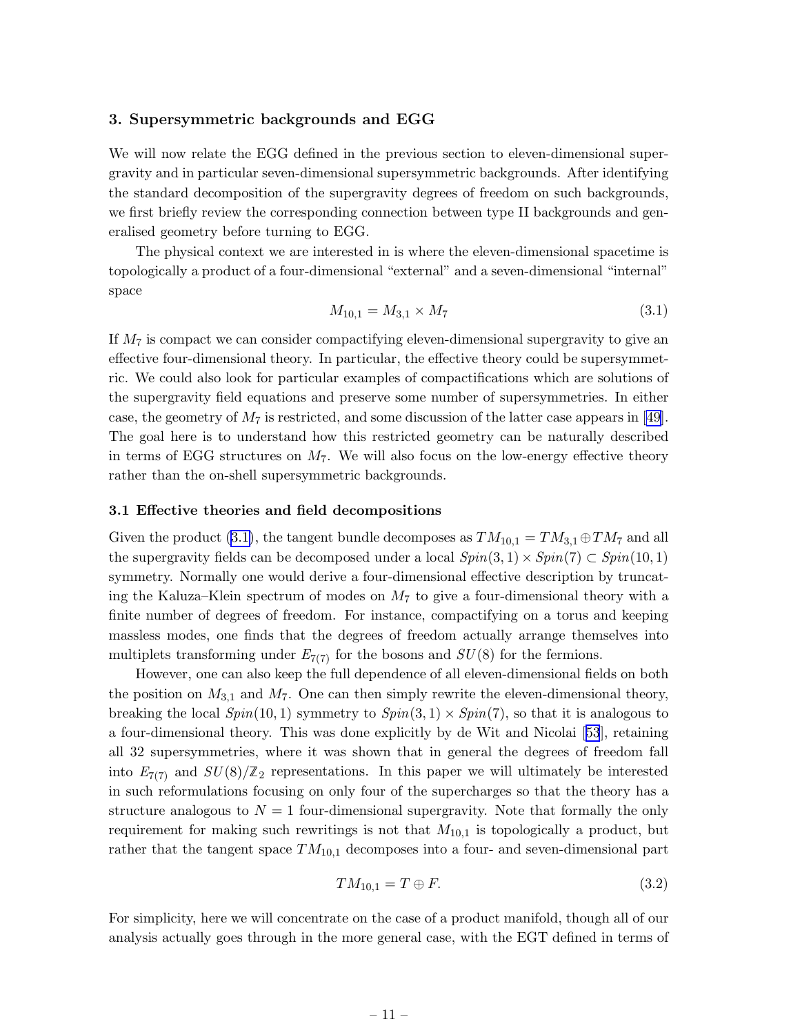## 3. Supersymmetric backgrounds and EGG

We will now relate the EGG defined in the previous section to eleven-dimensional supergravity and in particular seven-dimensional supersymmetric backgrounds. After identifying the standard decomposition of the supergravity degrees of freedom on such backgrounds, we first briefly review the corresponding connection between type II backgrounds and generalised geometry before turning to EGG.

The physical context we are interested in is where the eleven-dimensional spacetime is topologically a product of a four-dimensional "external" and a seven-dimensional "internal" space

$$M_{10,1} = M_{3,1} \times M_7 \tag{3.1}$$

If $M_7$ is compact we can consider compactifying eleven-dimensional supergravity to give an effective four-dimensional theory. In particular, the effective theory could be supersymmetric. We could also look for particular examples of compactifications which are solutions of the supergravity field equations and preserve some number of supersymmetries. In either case, the geometry of $M_7$ is restricted, and some discussion of the latter case appears in [49]. The goal here is to understand how this restricted geometry can be naturally described in terms of EGG structures on $M_7$. We will also focus on the low-energy effective theory rather than the on-shell supersymmetric backgrounds.

### 3.1 Effective theories and field decompositions

Given the product (3.1), the tangent bundle decomposes as $TM_{10,1} = TM_{3,1} \oplus TM_7$ and all the supergravity fields can be decomposed under a local $Spin(3,1) \times Spin(7) \subset Spin(10,1)$ symmetry. Normally one would derive a four-dimensional effective description by truncating the Kaluza–Klein spectrum of modes on $M_7$ to give a four-dimensional theory with a finite number of degrees of freedom. For instance, compactifying on a torus and keeping massless modes, one finds that the degrees of freedom actually arrange themselves into multiplets transforming under $E_{7(7)}$ for the bosons and $SU(8)$ for the fermions.

However, one can also keep the full dependence of all eleven-dimensional fields on both the position on $M_{3,1}$ and $M_7$. One can then simply rewrite the eleven-dimensional theory, breaking the local $Spin(10,1)$ symmetry to $Spin(3,1) \times Spin(7)$, so that it is analogous to a four-dimensional theory. This was done explicitly by de Wit and Nicolai [53], retaining all 32 supersymmetries, where it was shown that in general the degrees of freedom fall into $E_{7(7)}$ and $SU(8)/\mathbb{Z}_2$ representations. In this paper we will ultimately be interested in such reformulations focusing on only four of the supercharges so that the theory has a structure analogous to $N = 1$ four-dimensional supergravity. Note that formally the only requirement for making such rewritings is not that $M_{10,1}$ is topologically a product, but rather that the tangent space $TM_{10,1}$ decomposes into a four- and seven-dimensional part

$$TM_{10,1} = T \oplus F. \tag{3.2}$$

For simplicity, here we will concentrate on the case of a product manifold, though all of our analysis actually goes through in the more general case, with the EGT defined in terms of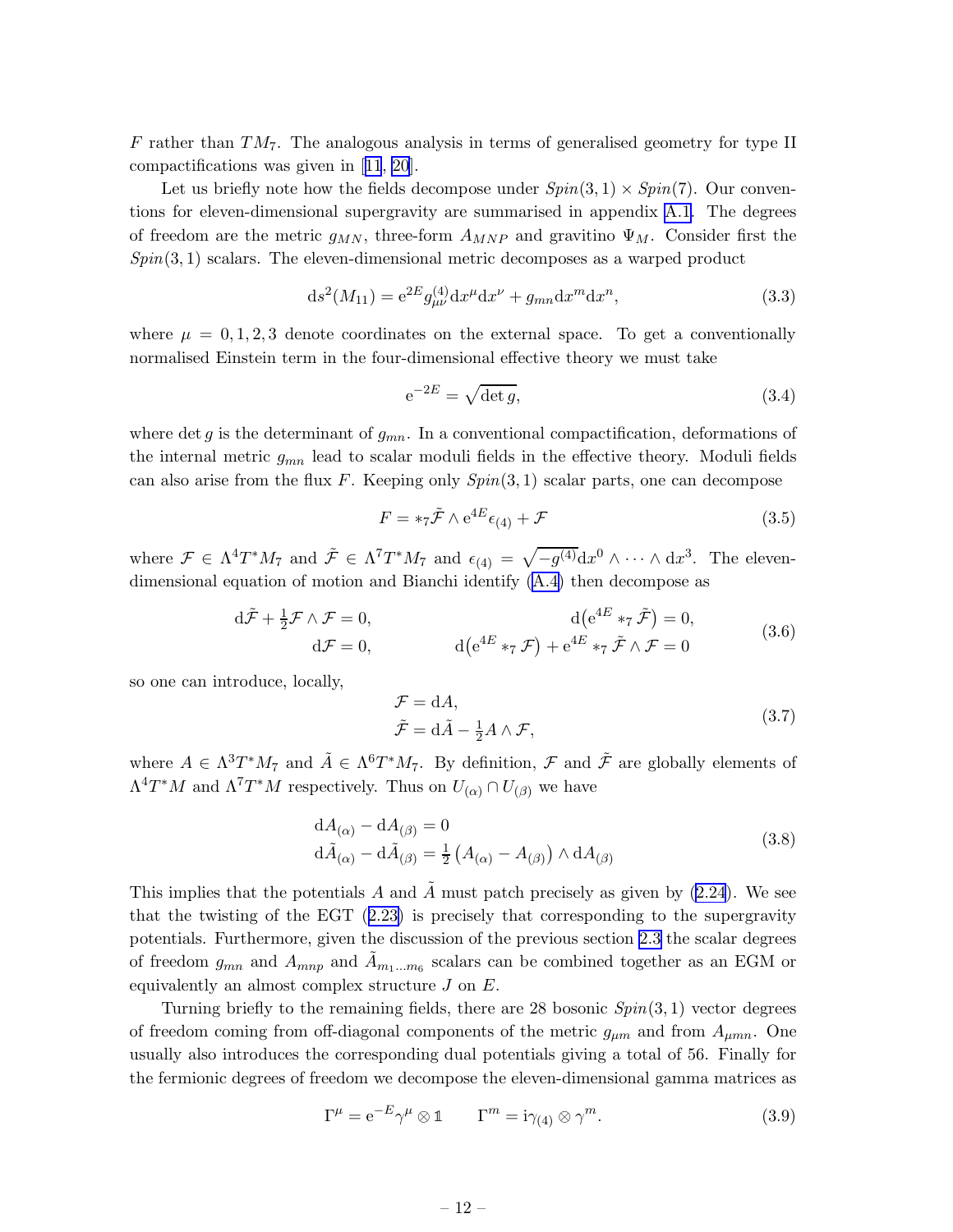$F$ rather than $TM_7$. The analogous analysis in terms of generalised geometry for type II compactifications was given in [11, 20].

Let us briefly note how the fields decompose under $Spin(3,1) \times Spin(7)$. Our conventions for eleven-dimensional supergravity are summarised in appendix A.1. The degrees of freedom are the metric $g_{MN}$, three-form $A_{MNP}$ and gravitino $\Psi_M$. Consider first the $Spin(3,1)$ scalars. The eleven-dimensional metric decomposes as a warped product

$$\mathrm{d}s^2(M_{11}) = \mathrm{e}^{2E} g^{(4)}_{\mu\nu} \mathrm{d}x^\mu \mathrm{d}x^\nu + g_{mn} \mathrm{d}x^m \mathrm{d}x^n, \tag{3.3}$$

where $\mu = 0, 1, 2, 3$ denote coordinates on the external space. To get a conventionally normalised Einstein term in the four-dimensional effective theory we must take

$$\mathrm{e}^{-2E} = \sqrt{\det g}, \tag{3.4}$$

where $\det g$ is the determinant of $g_{mn}$. In a conventional compactification, deformations of the internal metric $g_{mn}$ lead to scalar moduli fields in the effective theory. Moduli fields can also arise from the flux $F$. Keeping only $Spin(3,1)$ scalar parts, one can decompose

$$F = *_7 \tilde{\mathcal{F}} \wedge \mathrm{e}^{4E} \epsilon_{(4)} + \mathcal{F} \tag{3.5}$$

where $\mathcal{F} \in \Lambda^4 T^* M_7$ and $\tilde{\mathcal{F}} \in \Lambda^7 T^* M_7$ and $\epsilon_{(4)} = \sqrt{-g^{(4)}} \mathrm{d}x^0 \wedge \cdots \wedge \mathrm{d}x^3$. The eleven-dimensional equation of motion and Bianchi identify (A.4) then decompose as

$$\begin{aligned}
\mathrm{d}\tilde{\mathcal{F}} + \tfrac{1}{2} \mathcal{F} \wedge \mathcal{F} &= 0, & \mathrm{d}\big(\mathrm{e}^{4E} *_7 \tilde{\mathcal{F}}\big) &= 0, \\
\mathrm{d}\mathcal{F} &= 0, & \mathrm{d}\big(\mathrm{e}^{4E} *_7 \mathcal{F}\big) + \mathrm{e}^{4E} *_7 \tilde{\mathcal{F}} \wedge \mathcal{F} &= 0
\end{aligned} \tag{3.6}$$

so one can introduce, locally,

$$\begin{aligned}
\mathcal{F} &= \mathrm{d}A, \\
\tilde{\mathcal{F}} &= \mathrm{d}\tilde{A} - \tfrac{1}{2} A \wedge \mathcal{F},
\end{aligned} \tag{3.7}$$

where $A \in \Lambda^3 T^* M_7$ and $\tilde{A} \in \Lambda^6 T^* M_7$. By definition, $\mathcal{F}$ and $\tilde{\mathcal{F}}$ are globally elements of $\Lambda^4 T^* M$ and $\Lambda^7 T^* M$ respectively. Thus on $U_{(\alpha)} \cap U_{(\beta)}$ we have

$$\begin{aligned}
\mathrm{d}A_{(\alpha)} - \mathrm{d}A_{(\beta)} &= 0 \\
\mathrm{d}\tilde{A}_{(\alpha)} - \mathrm{d}\tilde{A}_{(\beta)} &= \tfrac{1}{2} \big(A_{(\alpha)} - A_{(\beta)}\big) \wedge \mathrm{d}A_{(\beta)}
\end{aligned} \tag{3.8}$$

This implies that the potentials $A$ and $\tilde{A}$ must patch precisely as given by (2.24). We see that the twisting of the EGT (2.23) is precisely that corresponding to the supergravity potentials. Furthermore, given the discussion of the previous section 2.3 the scalar degrees of freedom $g_{mn}$ and $A_{mnp}$ and $\tilde{A}_{m_1 \dots m_6}$ scalars can be combined together as an EGM or equivalently an almost complex structure $J$ on $E$.

Turning briefly to the remaining fields, there are 28 bosonic $Spin(3,1)$ vector degrees of freedom coming from off-diagonal components of the metric $g_{\mu m}$ and from $A_{\mu mn}$. One usually also introduces the corresponding dual potentials giving a total of 56. Finally for the fermionic degrees of freedom we decompose the eleven-dimensional gamma matrices as

$$\Gamma^\mu = \mathrm{e}^{-E} \gamma^\mu \otimes \mathbb{1} \qquad \Gamma^m = \mathrm{i}\gamma_{(4)} \otimes \gamma^m. \tag{3.9}$$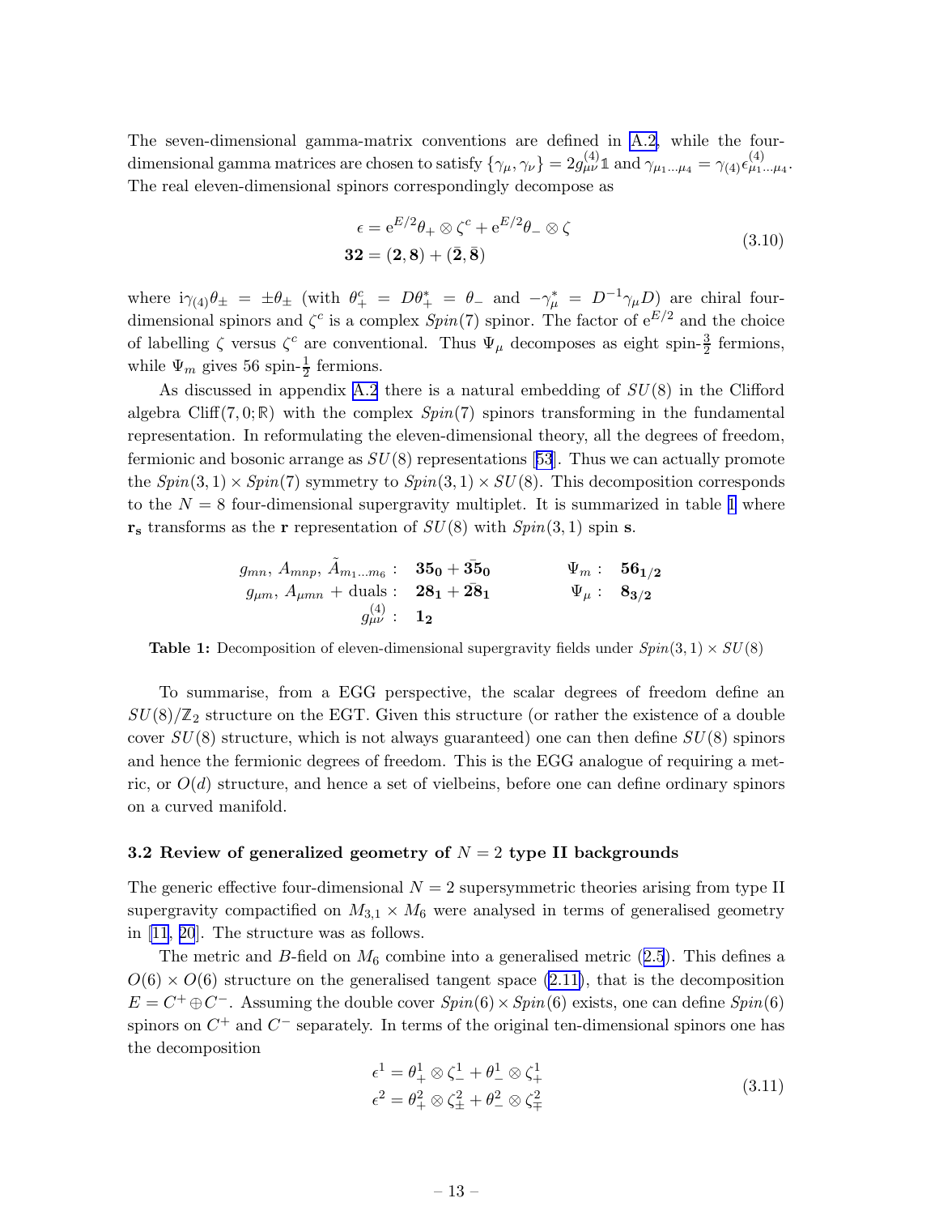The seven-dimensional gamma-matrix conventions are defined in A.2, while the four-dimensional gamma matrices are chosen to satisfy $\{\gamma_\mu, \gamma_\nu\} = 2g^{(4)}_{\mu\nu}\mathbb{1}$ and $\gamma_{\mu_1\dots\mu_4} = \gamma_{(4)}\epsilon^{(4)}_{\mu_1\dots\mu_4}$. The real eleven-dimensional spinors correspondingly decompose as

$$
\begin{aligned}
\epsilon &= \mathrm{e}^{E/2}\theta_+ \otimes \zeta^c + \mathrm{e}^{E/2}\theta_- \otimes \zeta \\
\mathbf{32} &= (\mathbf{2}, \mathbf{8}) + (\bar{\mathbf{2}}, \bar{\mathbf{8}})
\end{aligned}
\tag{3.10}
$$

where $\mathrm{i}\gamma_{(4)}\theta_\pm = \pm\theta_\pm$ (with $\theta^c_+ = D\theta^*_+ = \theta_-$ and $-\gamma^*_\mu = D^{-1}\gamma_\mu D$) are chiral four-dimensional spinors and $\zeta^c$ is a complex $Spin(7)$ spinor. The factor of $\mathrm{e}^{E/2}$ and the choice of labelling $\zeta$ versus $\zeta^c$ are conventional. Thus $\Psi_\mu$ decomposes as eight spin-$\frac{3}{2}$ fermions, while $\Psi_m$ gives 56 spin-$\frac{1}{2}$ fermions.

As discussed in appendix A.2 there is a natural embedding of $SU(8)$ in the Clifford algebra $\mathrm{Cliff}(7, 0; \mathbb{R})$ with the complex $Spin(7)$ spinors transforming in the fundamental representation. In reformulating the eleven-dimensional theory, all the degrees of freedom, fermionic and bosonic arrange as $SU(8)$ representations [53]. Thus we can actually promote the $Spin(3,1) \times Spin(7)$ symmetry to $Spin(3,1) \times SU(8)$. This decomposition corresponds to the $N = 8$ four-dimensional supergravity multiplet. It is summarized in table 1 where $\mathbf{r_s}$ transforms as the $\mathbf{r}$ representation of $SU(8)$ with $Spin(3,1)$ spin $\mathbf{s}$.

| | | | |
|---|---|---|---|
| $g_{mn}$, $A_{mnp}$, $\tilde{A}_{m_1\dots m_6}$ : | $\mathbf{35_0} + \bar{\mathbf{35}}_\mathbf{0}$ | $\Psi_m$ : | $\mathbf{56_{1/2}}$ |
| $g_{\mu m}$, $A_{\mu mn}$ + duals : | $\mathbf{28_1} + \bar{\mathbf{28}}_\mathbf{1}$ | $\Psi_\mu$ : | $\mathbf{8_{3/2}}$ |
| $g^{(4)}_{\mu\nu}$ : | $\mathbf{1_2}$ | | |

**Table 1:** Decomposition of eleven-dimensional supergravity fields under $Spin(3,1) \times SU(8)$

To summarise, from a EGG perspective, the scalar degrees of freedom define an $SU(8)/\mathbb{Z}_2$ structure on the EGT. Given this structure (or rather the existence of a double cover $SU(8)$ structure, which is not always guaranteed) one can then define $SU(8)$ spinors and hence the fermionic degrees of freedom. This is the EGG analogue of requiring a metric, or $O(d)$ structure, and hence a set of vielbeins, before one can define ordinary spinors on a curved manifold.

### 3.2 Review of generalized geometry of $N = 2$ type II backgrounds

The generic effective four-dimensional $N = 2$ supersymmetric theories arising from type II supergravity compactified on $M_{3,1} \times M_6$ were analysed in terms of generalised geometry in [11, 20]. The structure was as follows.

The metric and $B$-field on $M_6$ combine into a generalised metric (2.5). This defines a $O(6) \times O(6)$ structure on the generalised tangent space (2.11), that is the decomposition $E = C^+ \oplus C^-$. Assuming the double cover $Spin(6) \times Spin(6)$ exists, one can define $Spin(6)$ spinors on $C^+$ and $C^-$ separately. In terms of the original ten-dimensional spinors one has the decomposition

$$
\begin{aligned}
\epsilon^1 &= \theta^1_+ \otimes \zeta^1_- + \theta^1_- \otimes \zeta^1_+ \\
\epsilon^2 &= \theta^2_+ \otimes \zeta^2_\pm + \theta^2_- \otimes \zeta^2_\mp
\end{aligned}
\tag{3.11}
$$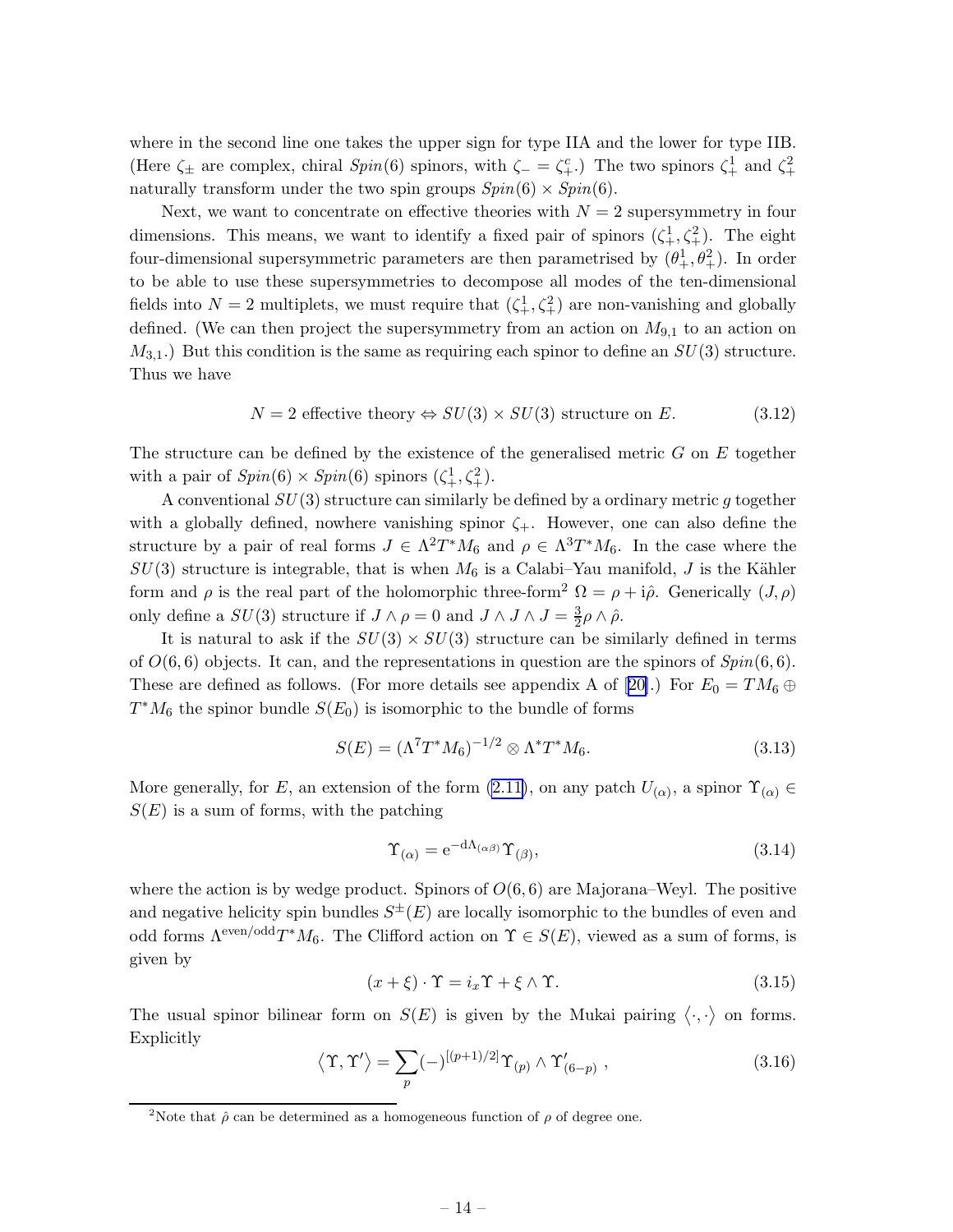where in the second line one takes the upper sign for type IIA and the lower for type IIB. (Here $\zeta_\pm$ are complex, chiral $Spin(6)$ spinors, with $\zeta_- = \zeta_+^c$.) The two spinors $\zeta_+^1$ and $\zeta_+^2$ naturally transform under the two spin groups $Spin(6) \times Spin(6)$.

Next, we want to concentrate on effective theories with $N = 2$ supersymmetry in four dimensions. This means, we want to identify a fixed pair of spinors $(\zeta_+^1, \zeta_+^2)$. The eight four-dimensional supersymmetric parameters are then parametrised by $(\theta_+^1, \theta_+^2)$. In order to be able to use these supersymmetries to decompose all modes of the ten-dimensional fields into $N = 2$ multiplets, we must require that $(\zeta_+^1, \zeta_+^2)$ are non-vanishing and globally defined. (We can then project the supersymmetry from an action on $M_{9,1}$ to an action on $M_{3,1}$.) But this condition is the same as requiring each spinor to define an $SU(3)$ structure. Thus we have

$$N = 2 \text{ effective theory} \Leftrightarrow SU(3) \times SU(3) \text{ structure on } E. \tag{3.12}$$

The structure can be defined by the existence of the generalised metric $G$ on $E$ together with a pair of $Spin(6) \times Spin(6)$ spinors $(\zeta_+^1, \zeta_+^2)$.

A conventional $SU(3)$ structure can similarly be defined by a ordinary metric $g$ together with a globally defined, nowhere vanishing spinor $\zeta_+$. However, one can also define the structure by a pair of real forms $J \in \Lambda^2 T^* M_6$ and $\rho \in \Lambda^3 T^* M_6$. In the case where the $SU(3)$ structure is integrable, that is when $M_6$ is a Calabi–Yau manifold, $J$ is the Kähler form and $\rho$ is the real part of the holomorphic three-form[2] $\Omega = \rho + i\hat{\rho}$. Generically $(J, \rho)$ only define a $SU(3)$ structure if $J \wedge \rho = 0$ and $J \wedge J \wedge J = \frac{3}{2} \rho \wedge \hat{\rho}$.

It is natural to ask if the $SU(3) \times SU(3)$ structure can be similarly defined in terms of $O(6,6)$ objects. It can, and the representations in question are the spinors of $Spin(6,6)$. These are defined as follows. (For more details see appendix A of [20].) For $E_0 = TM_6 \oplus T^* M_6$ the spinor bundle $S(E_0)$ is isomorphic to the bundle of forms

$$S(E) = (\Lambda^7 T^* M_6)^{-1/2} \otimes \Lambda^* T^* M_6. \tag{3.13}$$

More generally, for $E$, an extension of the form (2.11), on any patch $U_{(\alpha)}$, a spinor $\Upsilon_{(\alpha)} \in S(E)$ is a sum of forms, with the patching

$$\Upsilon_{(\alpha)} = e^{-d\Lambda_{(\alpha\beta)}} \Upsilon_{(\beta)}, \tag{3.14}$$

where the action is by wedge product. Spinors of $O(6,6)$ are Majorana–Weyl. The positive and negative helicity spin bundles $S^\pm(E)$ are locally isomorphic to the bundles of even and odd forms $\Lambda^{\text{even/odd}} T^* M_6$. The Clifford action on $\Upsilon \in S(E)$, viewed as a sum of forms, is given by

$$(x + \xi) \cdot \Upsilon = i_x \Upsilon + \xi \wedge \Upsilon. \tag{3.15}$$

The usual spinor bilinear form on $S(E)$ is given by the Mukai pairing $\langle \cdot, \cdot \rangle$ on forms. Explicitly

$$\langle \Upsilon, \Upsilon' \rangle = \sum_p (-)^{[(p+1)/2]} \Upsilon_{(p)} \wedge \Upsilon'_{(6-p)} , \tag{3.16}$$

[2] Note that $\hat{\rho}$ can be determined as a homogeneous function of $\rho$ of degree one.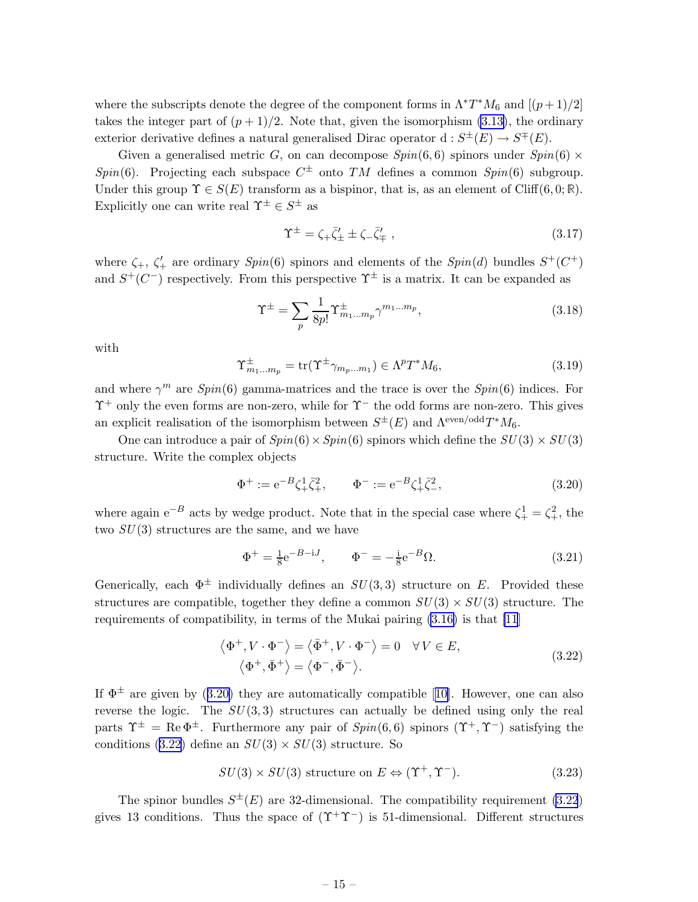where the subscripts denote the degree of the component forms in $\Lambda^* T^* M_6$ and $[(p+1)/2]$ takes the integer part of $(p+1)/2$. Note that, given the isomorphism (3.13), the ordinary exterior derivative defines a natural generalised Dirac operator $\mathrm{d} : S^\pm(E) \to S^\mp(E)$.

Given a generalised metric $G$, on can decompose $Spin(6,6)$ spinors under $Spin(6) \times Spin(6)$. Projecting each subspace $C^\pm$ onto $TM$ defines a common $Spin(6)$ subgroup. Under this group $\Upsilon \in S(E)$ transform as a bispinor, that is, as an element of $\mathrm{Cliff}(6,0;\mathbb{R})$. Explicitly one can write real $\Upsilon^\pm \in S^\pm$ as

$$\Upsilon^\pm = \zeta_+ \bar{\zeta}'_\pm \pm \zeta_- \bar{\zeta}'_\mp \ , \tag{3.17}$$

where $\zeta_+$, $\zeta'_+$ are ordinary $Spin(6)$ spinors and elements of the $Spin(d)$ bundles $S^+(C^+)$ and $S^+(C^-)$ respectively. From this perspective $\Upsilon^\pm$ is a matrix. It can be expanded as

$$\Upsilon^\pm = \sum_p \frac{1}{8p!} \Upsilon^\pm_{m_1 \dots m_p} \gamma^{m_1 \dots m_p}, \tag{3.18}$$

with

$$\Upsilon^\pm_{m_1 \dots m_p} = \mathrm{tr}(\Upsilon^\pm \gamma_{m_p \dots m_1}) \in \Lambda^p T^* M_6, \tag{3.19}$$

and where $\gamma^m$ are $Spin(6)$ gamma-matrices and the trace is over the $Spin(6)$ indices. For $\Upsilon^+$ only the even forms are non-zero, while for $\Upsilon^-$ the odd forms are non-zero. This gives an explicit realisation of the isomorphism between $S^\pm(E)$ and $\Lambda^{\mathrm{even/odd}} T^* M_6$.

One can introduce a pair of $Spin(6) \times Spin(6)$ spinors which define the $SU(3) \times SU(3)$ structure. Write the complex objects

$$\Phi^+ := \mathrm{e}^{-B} \zeta^1_+ \bar{\zeta}^2_+, \qquad \Phi^- := \mathrm{e}^{-B} \zeta^1_+ \bar{\zeta}^2_-, \tag{3.20}$$

where again $\mathrm{e}^{-B}$ acts by wedge product. Note that in the special case where $\zeta^1_+ = \zeta^2_+$, the two $SU(3)$ structures are the same, and we have

$$\Phi^+ = \tfrac{1}{8} \mathrm{e}^{-B - \mathrm{i}J}, \qquad \Phi^- = -\tfrac{\mathrm{i}}{8} \mathrm{e}^{-B} \Omega. \tag{3.21}$$

Generically, each $\Phi^\pm$ individually defines an $SU(3,3)$ structure on $E$. Provided these structures are compatible, together they define a common $SU(3) \times SU(3)$ structure. The requirements of compatibility, in terms of the Mukai pairing (3.16) is that [11]

$$\begin{aligned} \left\langle \Phi^+, V \cdot \Phi^- \right\rangle = \left\langle \bar{\Phi}^+, V \cdot \Phi^- \right\rangle = 0 \quad \forall V \in E, \\ \left\langle \Phi^+, \bar{\Phi}^+ \right\rangle = \left\langle \Phi^-, \bar{\Phi}^- \right\rangle. \end{aligned} \tag{3.22}$$

If $\Phi^\pm$ are given by (3.20) they are automatically compatible [10]. However, one can also reverse the logic. The $SU(3,3)$ structures can actually be defined using only the real parts $\Upsilon^\pm = \mathrm{Re}\, \Phi^\pm$. Furthermore any pair of $Spin(6,6)$ spinors $(\Upsilon^+, \Upsilon^-)$ satisfying the conditions (3.22) define an $SU(3) \times SU(3)$ structure. So

$$SU(3) \times SU(3) \text{ structure on } E \Leftrightarrow (\Upsilon^+, \Upsilon^-). \tag{3.23}$$

The spinor bundles $S^\pm(E)$ are 32-dimensional. The compatibility requirement (3.22) gives 13 conditions. Thus the space of $(\Upsilon^+ \Upsilon^-)$ is 51-dimensional. Different structures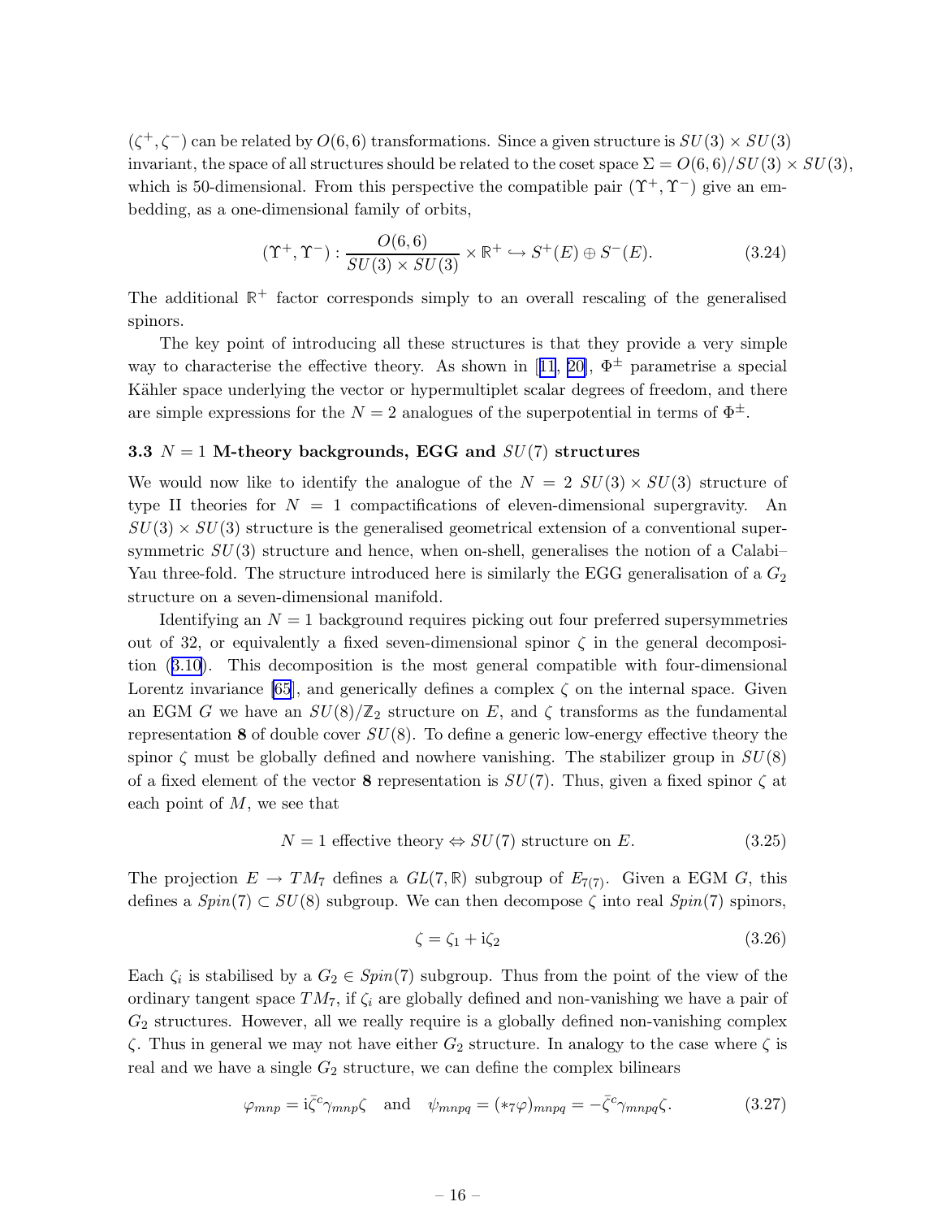$(\zeta^+, \zeta^-)$ can be related by $O(6,6)$ transformations. Since a given structure is $SU(3) \times SU(3)$ invariant, the space of all structures should be related to the coset space $\Sigma = O(6,6)/SU(3) \times SU(3)$, which is 50-dimensional. From this perspective the compatible pair $(\Upsilon^+, \Upsilon^-)$ give an embedding, as a one-dimensional family of orbits,

$$(\Upsilon^+, \Upsilon^-) : \frac{O(6,6)}{SU(3) \times SU(3)} \times \mathbb{R}^+ \hookrightarrow S^+(E) \oplus S^-(E). \tag{3.24}$$

The additional $\mathbb{R}^+$ factor corresponds simply to an overall rescaling of the generalised spinors.

The key point of introducing all these structures is that they provide a very simple way to characterise the effective theory. As shown in [11, 20], $\Phi^\pm$ parametrise a special Kähler space underlying the vector or hypermultiplet scalar degrees of freedom, and there are simple expressions for the $N = 2$ analogues of the superpotential in terms of $\Phi^\pm$.

### 3.3 $N = 1$ M-theory backgrounds, EGG and $SU(7)$ structures

We would now like to identify the analogue of the $N = 2$ $SU(3) \times SU(3)$ structure of type II theories for $N = 1$ compactifications of eleven-dimensional supergravity. An $SU(3) \times SU(3)$ structure is the generalised geometrical extension of a conventional supersymmetric $SU(3)$ structure and hence, when on-shell, generalises the notion of a Calabi–Yau three-fold. The structure introduced here is similarly the EGG generalisation of a $G_2$ structure on a seven-dimensional manifold.

Identifying an $N = 1$ background requires picking out four preferred supersymmetries out of 32, or equivalently a fixed seven-dimensional spinor $\zeta$ in the general decomposition (3.10). This decomposition is the most general compatible with four-dimensional Lorentz invariance [65], and generically defines a complex $\zeta$ on the internal space. Given an EGM $G$ we have an $SU(8)/\mathbb{Z}_2$ structure on $E$, and $\zeta$ transforms as the fundamental representation **8** of double cover $SU(8)$. To define a generic low-energy effective theory the spinor $\zeta$ must be globally defined and nowhere vanishing. The stabilizer group in $SU(8)$ of a fixed element of the vector **8** representation is $SU(7)$. Thus, given a fixed spinor $\zeta$ at each point of $M$, we see that

$$N = 1 \text{ effective theory} \Leftrightarrow SU(7) \text{ structure on } E. \tag{3.25}$$

The projection $E \to TM_7$ defines a $GL(7,\mathbb{R})$ subgroup of $E_{7(7)}$. Given a EGM $G$, this defines a $Spin(7) \subset SU(8)$ subgroup. We can then decompose $\zeta$ into real $Spin(7)$ spinors,

$$\zeta = \zeta_1 + \mathrm{i}\zeta_2 \tag{3.26}$$

Each $\zeta_i$ is stabilised by a $G_2 \in Spin(7)$ subgroup. Thus from the point of the view of the ordinary tangent space $TM_7$, if $\zeta_i$ are globally defined and non-vanishing we have a pair of $G_2$ structures. However, all we really require is a globally defined non-vanishing complex $\zeta$. Thus in general we may not have either $G_2$ structure. In analogy to the case where $\zeta$ is real and we have a single $G_2$ structure, we can define the complex bilinears

$$\varphi_{mnp} = \mathrm{i}\bar{\zeta}^c \gamma_{mnp} \zeta \quad \text{and} \quad \psi_{mnpq} = (*_7\varphi)_{mnpq} = -\bar{\zeta}^c \gamma_{mnpq} \zeta. \tag{3.27}$$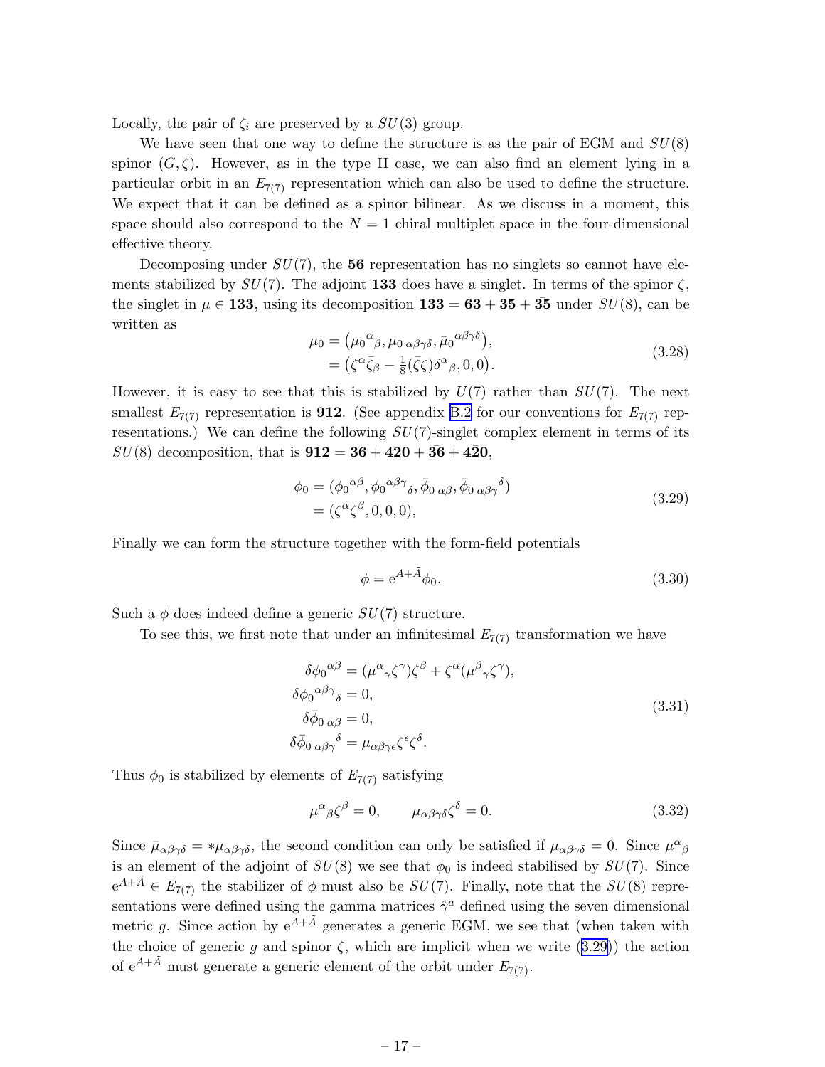Locally, the pair of $\zeta_i$ are preserved by a $SU(3)$ group.

We have seen that one way to define the structure is as the pair of EGM and $SU(8)$ spinor $(G, \zeta)$. However, as in the type II case, we can also find an element lying in a particular orbit in an $E_{7(7)}$ representation which can also be used to define the structure. We expect that it can be defined as a spinor bilinear. As we discuss in a moment, this space should also correspond to the $N = 1$ chiral multiplet space in the four-dimensional effective theory.

Decomposing under $SU(7)$, the **56** representation has no singlets so cannot have elements stabilized by $SU(7)$. The adjoint **133** does have a singlet. In terms of the spinor $\zeta$, the singlet in $\mu \in \mathbf{133}$, using its decomposition $\mathbf{133} = \mathbf{63} + \mathbf{35} + \mathbf{\bar{35}}$ under $SU(8)$, can be written as

$$
\begin{aligned}
\mu_0 &= \left({\mu_0}^{\alpha}{}_{\beta}, \mu_{0\,\alpha\beta\gamma\delta}, \bar{\mu}_0{}^{\alpha\beta\gamma\delta}\right), \\
&= \left(\zeta^\alpha \bar{\zeta}_\beta - \tfrac{1}{8}(\bar{\zeta}\zeta)\delta^\alpha{}_\beta, 0, 0\right).
\end{aligned}
\tag{3.28}
$$

However, it is easy to see that this is stabilized by $U(7)$ rather than $SU(7)$. The next smallest $E_{7(7)}$ representation is **912**. (See appendix B.2 for our conventions for $E_{7(7)}$ representations.) We can define the following $SU(7)$-singlet complex element in terms of its $SU(8)$ decomposition, that is $\mathbf{912} = \mathbf{36} + \mathbf{420} + \mathbf{\bar{36}} + \mathbf{4\bar{2}0}$,

$$
\begin{aligned}
\phi_0 &= ({\phi_0}^{\alpha\beta}, {\phi_0}^{\alpha\beta\gamma}{}_\delta, \bar{\phi}_{0\,\alpha\beta}, \bar{\phi}_{0\,\alpha\beta\gamma}{}^\delta) \\
&= (\zeta^\alpha\zeta^\beta, 0, 0, 0),
\end{aligned}
\tag{3.29}
$$

Finally we can form the structure together with the form-field potentials

$$
\phi = \mathrm{e}^{A+\tilde{A}}\phi_0. \tag{3.30}
$$

Such a $\phi$ does indeed define a generic $SU(7)$ structure.

To see this, we first note that under an infinitesimal $E_{7(7)}$ transformation we have

$$
\begin{aligned}
\delta{\phi_0}^{\alpha\beta} &= (\mu^\alpha{}_\gamma\zeta^\gamma)\zeta^\beta + \zeta^\alpha(\mu^\beta{}_\gamma\zeta^\gamma), \\
\delta{\phi_0}^{\alpha\beta\gamma}{}_\delta &= 0, \\
\delta\bar{\phi}_{0\,\alpha\beta} &= 0, \\
\delta\bar{\phi}_{0\,\alpha\beta\gamma}{}^\delta &= \mu_{\alpha\beta\gamma\epsilon}\zeta^\epsilon\zeta^\delta.
\end{aligned}
\tag{3.31}
$$

Thus $\phi_0$ is stabilized by elements of $E_{7(7)}$ satisfying

$$
\mu^\alpha{}_\beta\zeta^\beta = 0, \qquad \mu_{\alpha\beta\gamma\delta}\zeta^\delta = 0. \tag{3.32}
$$

Since $\bar{\mu}_{\alpha\beta\gamma\delta} = *\mu_{\alpha\beta\gamma\delta}$, the second condition can only be satisfied if $\mu_{\alpha\beta\gamma\delta} = 0$. Since $\mu^\alpha{}_\beta$ is an element of the adjoint of $SU(8)$ we see that $\phi_0$ is indeed stabilised by $SU(7)$. Since $\mathrm{e}^{A+\tilde{A}} \in E_{7(7)}$ the stabilizer of $\phi$ must also be $SU(7)$. Finally, note that the $SU(8)$ representations were defined using the gamma matrices $\hat{\gamma}^a$ defined using the seven dimensional metric $g$. Since action by $\mathrm{e}^{A+\tilde{A}}$ generates a generic EGM, we see that (when taken with the choice of generic $g$ and spinor $\zeta$, which are implicit when we write (3.29)) the action of $\mathrm{e}^{A+\tilde{A}}$ must generate a generic element of the orbit under $E_{7(7)}$.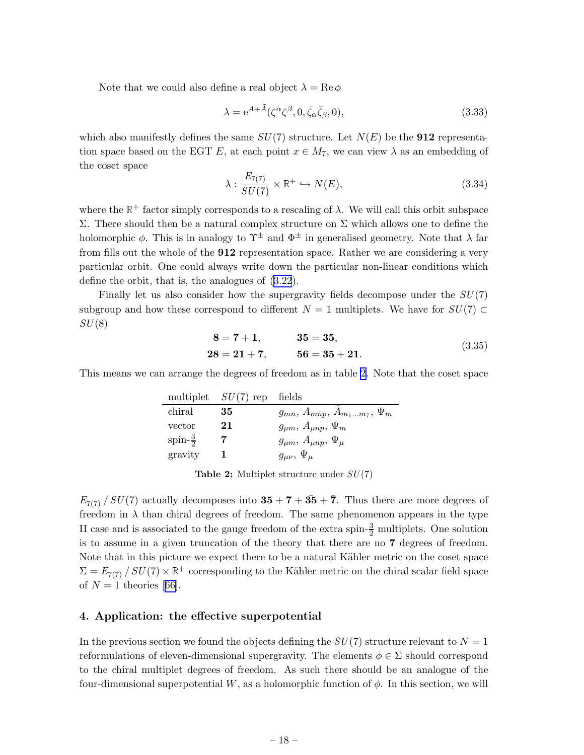Note that we could also define a real object $\lambda = \mathrm{Re}\,\phi$

$$\lambda = \mathrm{e}^{A+\tilde{A}}(\zeta^\alpha\zeta^\beta, 0, \bar{\zeta}_\alpha\bar{\zeta}_\beta, 0), \tag{3.33}$$

which also manifestly defines the same $SU(7)$ structure. Let $N(E)$ be the **912** representation space based on the EGT $E$, at each point $x \in M_7$, we can view $\lambda$ as an embedding of the coset space

$$\lambda : \frac{E_{7(7)}}{SU(7)} \times \mathbb{R}^+ \hookrightarrow N(E), \tag{3.34}$$

where the $\mathbb{R}^+$ factor simply corresponds to a rescaling of $\lambda$. We will call this orbit subspace $\Sigma$. There should then be a natural complex structure on $\Sigma$ which allows one to define the holomorphic $\phi$. This is in analogy to $\Upsilon^\pm$ and $\Phi^\pm$ in generalised geometry. Note that $\lambda$ far from fills out the whole of the **912** representation space. Rather we are considering a very particular orbit. One could always write down the particular non-linear conditions which define the orbit, that is, the analogues of (3.22).

Finally let us also consider how the supergravity fields decompose under the $SU(7)$ subgroup and how these correspond to different $N = 1$ multiplets. We have for $SU(7) \subset SU(8)$

$$\begin{aligned} \mathbf{8} &= \mathbf{7} + \mathbf{1}, & \mathbf{35} &= \mathbf{35}, \\ \mathbf{28} &= \mathbf{21} + \mathbf{7}, & \mathbf{56} &= \mathbf{35} + \mathbf{21}. \end{aligned} \tag{3.35}$$

This means we can arrange the degrees of freedom as in table 2. Note that the coset space

| multiplet | $SU(7)$ rep | fields |
|---|---|---|
| chiral | **35** | $g_{mn}$, $A_{mnp}$, $\tilde{A}_{m_1\dots m_7}$, $\Psi_m$ |
| vector | **21** | $g_{\mu m}$, $A_{\mu np}$, $\Psi_m$ |
| spin-$\frac{3}{2}$ | **7** | $g_{\mu m}$, $A_{\mu np}$, $\Psi_\mu$ |
| gravity | **1** | $g_{\mu\nu}$, $\Psi_\mu$ |

**Table 2:** Multiplet structure under $SU(7)$

$E_{7(7)}\,/\,SU(7)$ actually decomposes into $\mathbf{35} + \mathbf{7} + \bar{\mathbf{35}} + \bar{\mathbf{7}}$. Thus there are more degrees of freedom in $\lambda$ than chiral degrees of freedom. The same phenomenon appears in the type II case and is associated to the gauge freedom of the extra spin-$\frac{3}{2}$ multiplets. One solution is to assume in a given truncation of the theory that there are no **7** degrees of freedom. Note that in this picture we expect there to be a natural Kähler metric on the coset space $\Sigma = E_{7(7)}\,/\,SU(7) \times \mathbb{R}^+$ corresponding to the Kähler metric on the chiral scalar field space of $N = 1$ theories [66].

## 4. Application: the effective superpotential

In the previous section we found the objects defining the $SU(7)$ structure relevant to $N = 1$ reformulations of eleven-dimensional supergravity. The elements $\phi \in \Sigma$ should correspond to the chiral multiplet degrees of freedom. As such there should be an analogue of the four-dimensional superpotential $W$, as a holomorphic function of $\phi$. In this section, we will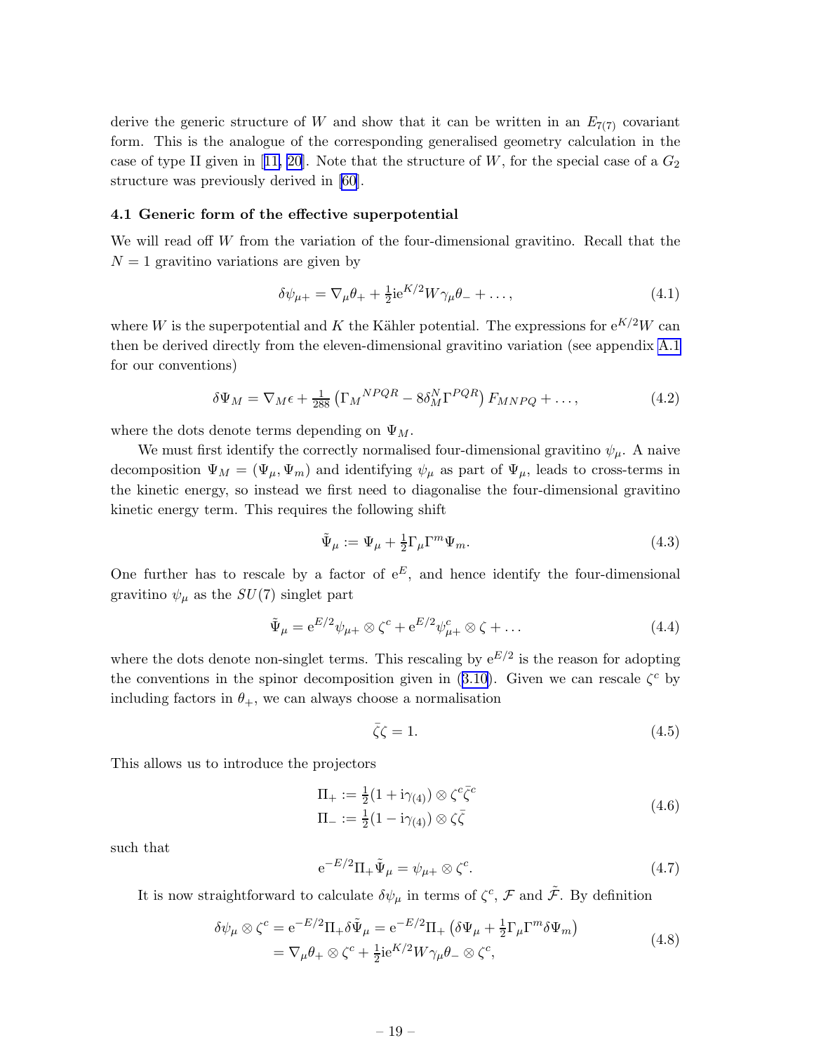derive the generic structure of $W$ and show that it can be written in an $E_{7(7)}$ covariant form. This is the analogue of the corresponding generalised geometry calculation in the case of type II given in [11, 20]. Note that the structure of $W$, for the special case of a $G_2$ structure was previously derived in [60].

### 4.1 Generic form of the effective superpotential

We will read off $W$ from the variation of the four-dimensional gravitino. Recall that the $N = 1$ gravitino variations are given by

$$\delta\psi_{\mu+} = \nabla_\mu\theta_+ + \tfrac{1}{2}\mathrm{i}e^{K/2}W\gamma_\mu\theta_- + \dots, \tag{4.1}$$

where $W$ is the superpotential and $K$ the Kähler potential. The expressions for $e^{K/2}W$ can then be derived directly from the eleven-dimensional gravitino variation (see appendix A.1 for our conventions)

$$\delta\Psi_M = \nabla_M\epsilon + \tfrac{1}{288}\left(\Gamma_M{}^{NPQR} - 8\delta^N_M\Gamma^{PQR}\right)F_{MNPQ} + \dots, \tag{4.2}$$

where the dots denote terms depending on $\Psi_M$.

We must first identify the correctly normalised four-dimensional gravitino $\psi_\mu$. A naive decomposition $\Psi_M = (\Psi_\mu, \Psi_m)$ and identifying $\psi_\mu$ as part of $\Psi_\mu$, leads to cross-terms in the kinetic energy, so instead we first need to diagonalise the four-dimensional gravitino kinetic energy term. This requires the following shift

$$\tilde{\Psi}_\mu := \Psi_\mu + \tfrac{1}{2}\Gamma_\mu\Gamma^m\Psi_m. \tag{4.3}$$

One further has to rescale by a factor of $e^E$, and hence identify the four-dimensional gravitino $\psi_\mu$ as the $SU(7)$ singlet part

$$\tilde{\Psi}_\mu = e^{E/2}\psi_{\mu+}\otimes\zeta^c + e^{E/2}\psi^c_{\mu+}\otimes\zeta + \dots \tag{4.4}$$

where the dots denote non-singlet terms. This rescaling by $e^{E/2}$ is the reason for adopting the conventions in the spinor decomposition given in (3.10). Given we can rescale $\zeta^c$ by including factors in $\theta_+$, we can always choose a normalisation

$$\bar{\zeta}\zeta = 1. \tag{4.5}$$

This allows us to introduce the projectors

$$\begin{aligned}
\Pi_+ &:= \tfrac{1}{2}(1 + \mathrm{i}\gamma_{(4)})\otimes\zeta^c\bar{\zeta}^c \\
\Pi_- &:= \tfrac{1}{2}(1 - \mathrm{i}\gamma_{(4)})\otimes\zeta\bar{\zeta}
\end{aligned} \tag{4.6}$$

such that

$$e^{-E/2}\Pi_+\tilde{\Psi}_\mu = \psi_{\mu+}\otimes\zeta^c. \tag{4.7}$$

It is now straightforward to calculate $\delta\psi_\mu$ in terms of $\zeta^c$, $\mathcal{F}$ and $\tilde{\mathcal{F}}$. By definition

$$\begin{aligned}
\delta\psi_\mu\otimes\zeta^c &= e^{-E/2}\Pi_+\delta\tilde{\Psi}_\mu = e^{-E/2}\Pi_+\left(\delta\Psi_\mu + \tfrac{1}{2}\Gamma_\mu\Gamma^m\delta\Psi_m\right) \\
&= \nabla_\mu\theta_+\otimes\zeta^c + \tfrac{1}{2}\mathrm{i}e^{K/2}W\gamma_\mu\theta_-\otimes\zeta^c,
\end{aligned} \tag{4.8}$$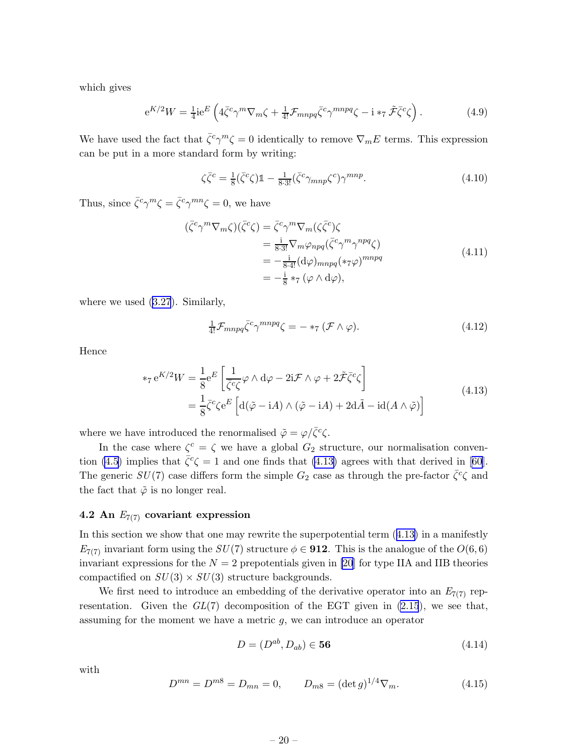which gives

$$\mathrm{e}^{K/2}W = \tfrac{1}{4}\mathrm{i}\mathrm{e}^{E}\left(4\bar{\zeta}^{c}\gamma^{m}\nabla_{m}\zeta + \tfrac{1}{4!}\mathcal{F}_{mnpq}\bar{\zeta}^{c}\gamma^{mnpq}\zeta - \mathrm{i} *_{7}\tilde{\mathcal{F}}\bar{\zeta}^{c}\zeta\right). \tag{4.9}$$

We have used the fact that $\bar{\zeta}^{c}\gamma^{m}\zeta = 0$ identically to remove $\nabla_{m}E$ terms. This expression can be put in a more standard form by writing:

$$\zeta\bar{\zeta}^{c} = \tfrac{1}{8}(\bar{\zeta}^{c}\zeta)\mathbb{1} - \tfrac{1}{8\cdot 3!}(\bar{\zeta}^{c}\gamma_{mnp}\zeta^{c})\gamma^{mnp}. \tag{4.10}$$

Thus, since $\bar{\zeta}^{c}\gamma^{m}\zeta = \bar{\zeta}^{c}\gamma^{mn}\zeta = 0$, we have

$$\begin{aligned}
(\bar{\zeta}^{c}\gamma^{m}\nabla_{m}\zeta)(\bar{\zeta}^{c}\zeta) &= \bar{\zeta}^{c}\gamma^{m}\nabla_{m}(\zeta\bar{\zeta}^{c})\zeta \\
&= \tfrac{\mathrm{i}}{8\cdot 3!}\nabla_{m}\varphi_{npq}(\bar{\zeta}^{c}\gamma^{m}\gamma^{npq}\zeta) \\
&= -\tfrac{\mathrm{i}}{8\cdot 4!}(\mathrm{d}\varphi)_{mnpq}(*_{7}\varphi)^{mnpq} \\
&= -\tfrac{\mathrm{i}}{8} *_{7}(\varphi \wedge \mathrm{d}\varphi),
\end{aligned} \tag{4.11}$$

where we used (3.27). Similarly,

$$\tfrac{1}{4!}\mathcal{F}_{mnpq}\bar{\zeta}^{c}\gamma^{mnpq}\zeta = - *_{7}(\mathcal{F}\wedge\varphi). \tag{4.12}$$

Hence

$$\begin{aligned}
*_{7}\,\mathrm{e}^{K/2}W &= \frac{1}{8}\mathrm{e}^{E}\left[\frac{1}{\bar{\zeta}^{c}\zeta}\varphi\wedge\mathrm{d}\varphi - 2\mathrm{i}\mathcal{F}\wedge\varphi + 2\tilde{\mathcal{F}}\bar{\zeta}^{c}\zeta\right] \\
&= \frac{1}{8}\bar{\zeta}^{c}\zeta\mathrm{e}^{E}\left[\mathrm{d}(\tilde{\varphi}-\mathrm{i}A)\wedge(\tilde{\varphi}-\mathrm{i}A) + 2\mathrm{d}\tilde{A} - \mathrm{i}\mathrm{d}(A\wedge\tilde{\varphi})\right]
\end{aligned} \tag{4.13}$$

where we have introduced the renormalised $\tilde{\varphi} = \varphi/\bar{\zeta}^{c}\zeta$.

In the case where $\zeta^{c} = \zeta$ we have a global $G_2$ structure, our normalisation convention (4.5) implies that $\bar{\zeta}^{c}\zeta = 1$ and one finds that (4.13) agrees with that derived in [60]. The generic $SU(7)$ case differs form the simple $G_2$ case as through the pre-factor $\bar{\zeta}^{c}\zeta$ and the fact that $\tilde{\varphi}$ is no longer real.

### 4.2 An $E_{7(7)}$ covariant expression

In this section we show that one may rewrite the superpotential term (4.13) in a manifestly $E_{7(7)}$ invariant form using the $SU(7)$ structure $\phi \in \mathbf{912}$. This is the analogue of the $O(6,6)$ invariant expressions for the $N=2$ prepotentials given in [20] for type IIA and IIB theories compactified on $SU(3)\times SU(3)$ structure backgrounds.

We first need to introduce an embedding of the derivative operator into an $E_{7(7)}$ representation. Given the $GL(7)$ decomposition of the EGT given in (2.15), we see that, assuming for the moment we have a metric $g$, we can introduce an operator

$$D = (D^{ab}, D_{ab}) \in \mathbf{56} \tag{4.14}$$

with

$$D^{mn} = D^{m8} = D_{mn} = 0, \qquad D_{m8} = (\det g)^{1/4}\nabla_{m}. \tag{4.15}$$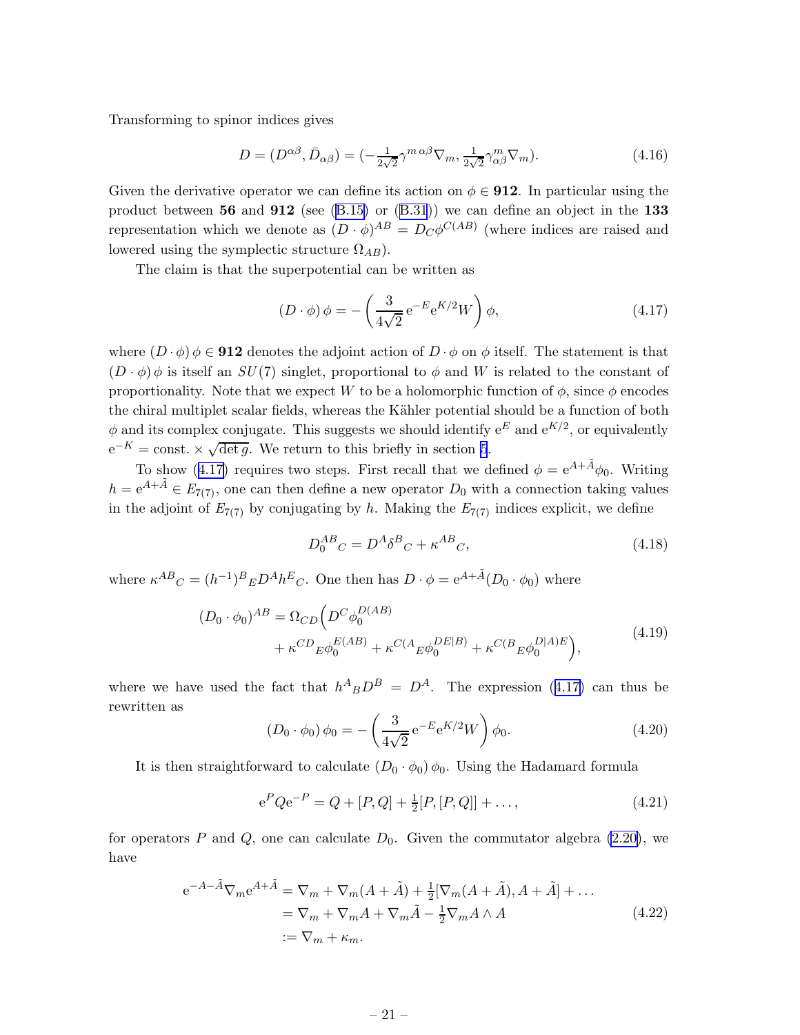Transforming to spinor indices gives

$$D = (D^{\alpha\beta}, \bar{D}_{\alpha\beta}) = (-\tfrac{1}{2\sqrt{2}}\gamma^{m\,\alpha\beta}\nabla_m, \tfrac{1}{2\sqrt{2}}\gamma^m_{\alpha\beta}\nabla_m). \tag{4.16}$$

Given the derivative operator we can define its action on $\phi \in \mathbf{912}$. In particular using the product between **56** and **912** (see (B.15) or (B.31)) we can define an object in the **133** representation which we denote as $(D\cdot\phi)^{AB} = D_C\phi^{C(AB)}$ (where indices are raised and lowered using the symplectic structure $\Omega_{AB}$).

The claim is that the superpotential can be written as

$$(D\cdot\phi)\,\phi = -\left(\frac{3}{4\sqrt{2}}\,\mathrm{e}^{-E}\mathrm{e}^{K/2}W\right)\phi, \tag{4.17}$$

where $(D\cdot\phi)\,\phi \in \mathbf{912}$ denotes the adjoint action of $D\cdot\phi$ on $\phi$ itself. The statement is that $(D\cdot\phi)\,\phi$ is itself an $SU(7)$ singlet, proportional to $\phi$ and $W$ is related to the constant of proportionality. Note that we expect $W$ to be a holomorphic function of $\phi$, since $\phi$ encodes the chiral multiplet scalar fields, whereas the Kähler potential should be a function of both $\phi$ and its complex conjugate. This suggests we should identify $\mathrm{e}^E$ and $\mathrm{e}^{K/2}$, or equivalently $\mathrm{e}^{-K} = \text{const.}\times\sqrt{\det g}$. We return to this briefly in section 5.

To show (4.17) requires two steps. First recall that we defined $\phi = \mathrm{e}^{A+\tilde{A}}\phi_0$. Writing $h = \mathrm{e}^{A+\tilde{A}} \in E_{7(7)}$, one can then define a new operator $D_0$ with a connection taking values in the adjoint of $E_{7(7)}$ by conjugating by $h$. Making the $E_{7(7)}$ indices explicit, we define

$$D_0^{AB}{}_C = D^A\delta^B{}_C + \kappa^{AB}{}_C, \tag{4.18}$$

where $\kappa^{AB}{}_C = (h^{-1})^B{}_E D^A h^E{}_C$. One then has $D\cdot\phi = \mathrm{e}^{A+\tilde{A}}(D_0\cdot\phi_0)$ where

$$\begin{aligned}(D_0\cdot\phi_0)^{AB} = \Omega_{CD}\Big(&D^C\phi_0^{D(AB)} \\ &+ \kappa^{CD}{}_E\phi_0^{E(AB)} + \kappa^{C(A}{}_E\phi_0^{DE|B)} + \kappa^{C(B}{}_E\phi_0^{D|A)E}\Big),\end{aligned} \tag{4.19}$$

where we have used the fact that $h^A{}_B D^B = D^A$. The expression (4.17) can thus be rewritten as

$$(D_0\cdot\phi_0)\,\phi_0 = -\left(\frac{3}{4\sqrt{2}}\,\mathrm{e}^{-E}\mathrm{e}^{K/2}W\right)\phi_0. \tag{4.20}$$

It is then straightforward to calculate $(D_0\cdot\phi_0)\,\phi_0$. Using the Hadamard formula

$$\mathrm{e}^P Q \mathrm{e}^{-P} = Q + [P,Q] + \tfrac{1}{2}[P,[P,Q]] + \ldots, \tag{4.21}$$

for operators $P$ and $Q$, one can calculate $D_0$. Given the commutator algebra (2.20), we have

$$\begin{aligned}\mathrm{e}^{-A-\tilde{A}}\nabla_m\mathrm{e}^{A+\tilde{A}} &= \nabla_m + \nabla_m(A+\tilde{A}) + \tfrac{1}{2}[\nabla_m(A+\tilde{A}), A+\tilde{A}] + \ldots \\ &= \nabla_m + \nabla_m A + \nabla_m\tilde{A} - \tfrac{1}{2}\nabla_m A\wedge A \\ &:= \nabla_m + \kappa_m.\end{aligned} \tag{4.22}$$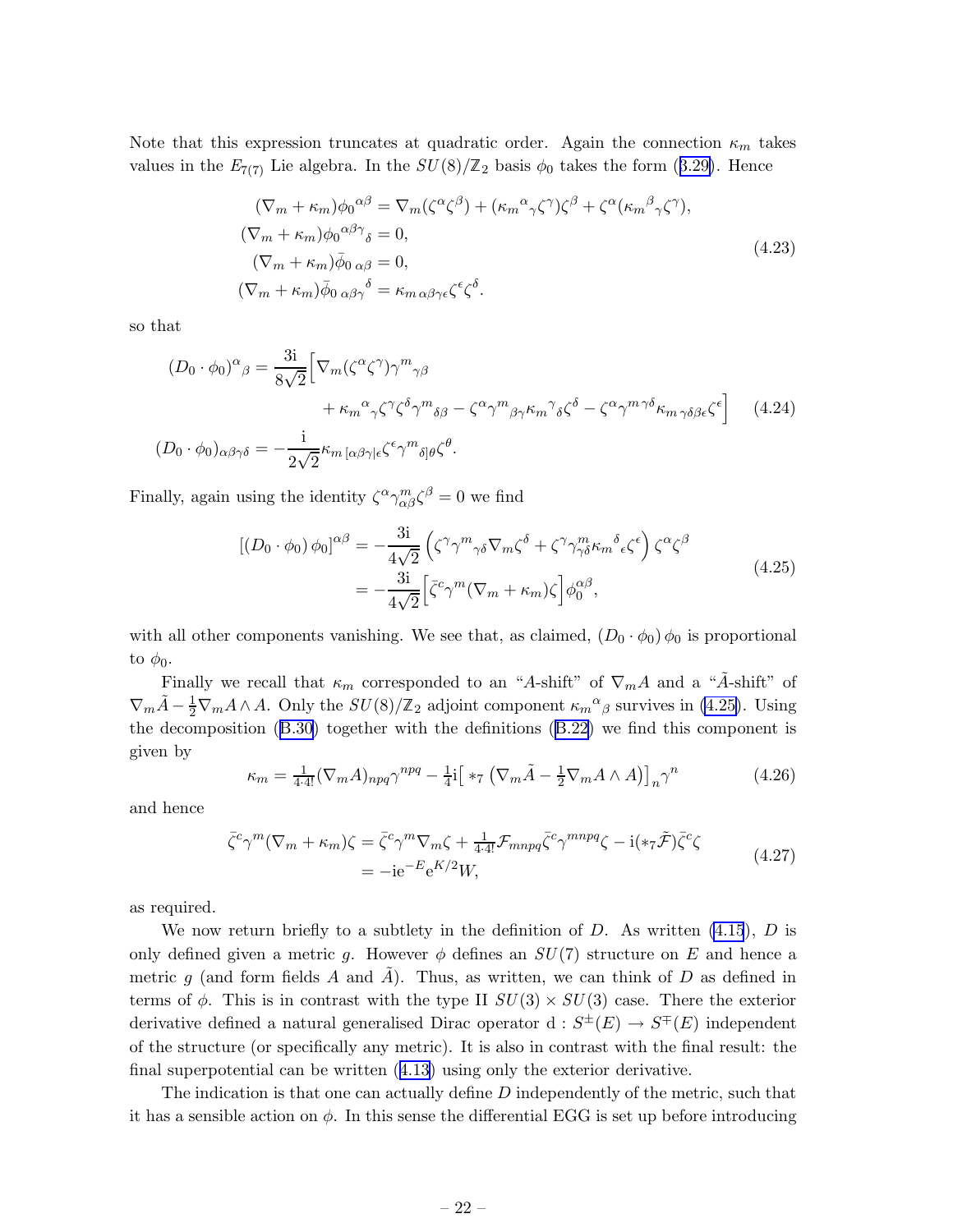Note that this expression truncates at quadratic order. Again the connection $\kappa_m$ takes values in the $E_{7(7)}$ Lie algebra. In the $SU(8)/\mathbb{Z}_2$ basis $\phi_0$ takes the form (B.29). Hence

$$
\begin{aligned}
(\nabla_m + \kappa_m)\phi_0{}^{\alpha\beta} &= \nabla_m(\zeta^\alpha\zeta^\beta) + (\kappa_m{}^\alpha{}_\gamma\zeta^\gamma)\zeta^\beta + \zeta^\alpha(\kappa_m{}^\beta{}_\gamma\zeta^\gamma), \\
(\nabla_m + \kappa_m)\phi_0{}^{\alpha\beta\gamma}{}_\delta &= 0, \\
(\nabla_m + \kappa_m)\bar{\phi}_{0\,\alpha\beta} &= 0, \\
(\nabla_m + \kappa_m)\bar{\phi}_{0\,\alpha\beta\gamma}{}^\delta &= \kappa_{m\,\alpha\beta\gamma\epsilon}\zeta^\epsilon\zeta^\delta.
\end{aligned}
\tag{4.23}
$$

so that

$$
\begin{aligned}
(D_0\cdot\phi_0)^\alpha{}_\beta &= \frac{3\mathrm{i}}{8\sqrt{2}}\Big[\nabla_m(\zeta^\alpha\zeta^\gamma)\gamma^m{}_{\gamma\beta} \\
&\qquad + \kappa_m{}^\alpha{}_\gamma\zeta^\gamma\zeta^\delta\gamma^m{}_{\delta\beta} - \zeta^\alpha\gamma^m{}_{\beta\gamma}\kappa_m{}^\gamma{}_\delta\zeta^\delta - \zeta^\alpha\gamma^{m\,\gamma\delta}\kappa_{m\,\gamma\delta\beta\epsilon}\zeta^\epsilon\Big] \\
(D_0\cdot\phi_0)_{\alpha\beta\gamma\delta} &= -\frac{\mathrm{i}}{2\sqrt{2}}\kappa_{m\,[\alpha\beta\gamma|\epsilon}\zeta^\epsilon\gamma^m{}_{\delta]\theta}\zeta^\theta.
\end{aligned}
\tag{4.24}
$$

Finally, again using the identity $\zeta^\alpha\gamma^m_{\alpha\beta}\zeta^\beta = 0$ we find

$$
\begin{aligned}
[(D_0\cdot\phi_0)\,\phi_0]^{\alpha\beta} &= -\frac{3\mathrm{i}}{4\sqrt{2}}\left(\zeta^\gamma\gamma^m{}_{\gamma\delta}\nabla_m\zeta^\delta + \zeta^\gamma\gamma^m_{\gamma\delta}\kappa_m{}^\delta{}_\epsilon\zeta^\epsilon\right)\zeta^\alpha\zeta^\beta \\
&= -\frac{3\mathrm{i}}{4\sqrt{2}}\Big[\bar{\zeta}^c\gamma^m(\nabla_m+\kappa_m)\zeta\Big]\phi_0^{\alpha\beta},
\end{aligned}
\tag{4.25}
$$

with all other components vanishing. We see that, as claimed, $(D_0\cdot\phi_0)\,\phi_0$ is proportional to $\phi_0$.

Finally we recall that $\kappa_m$ corresponded to an "$A$-shift" of $\nabla_m A$ and a "$\tilde{A}$-shift" of $\nabla_m\tilde{A} - \frac{1}{2}\nabla_m A\wedge A$. Only the $SU(8)/\mathbb{Z}_2$ adjoint component $\kappa_m{}^\alpha{}_\beta$ survives in (4.25). Using the decomposition (B.30) together with the definitions (B.22) we find this component is given by

$$
\kappa_m = \tfrac{1}{4\cdot 4!}(\nabla_m A)_{npq}\gamma^{npq} - \tfrac{1}{4}\mathrm{i}\big[*_7\left(\nabla_m\tilde{A} - \tfrac{1}{2}\nabla_m A\wedge A\right)\big]_n\gamma^n
\tag{4.26}
$$

and hence

$$
\begin{aligned}
\bar{\zeta}^c\gamma^m(\nabla_m+\kappa_m)\zeta &= \bar{\zeta}^c\gamma^m\nabla_m\zeta + \tfrac{1}{4\cdot 4!}\mathcal{F}_{mnpq}\bar{\zeta}^c\gamma^{mnpq}\zeta - \mathrm{i}(*_7\tilde{\mathcal{F}})\bar{\zeta}^c\zeta \\
&= -\mathrm{i}e^{-E}e^{K/2}W,
\end{aligned}
\tag{4.27}
$$

as required.

We now return briefly to a subtlety in the definition of $D$. As written (4.15), $D$ is only defined given a metric $g$. However $\phi$ defines an $SU(7)$ structure on $E$ and hence a metric $g$ (and form fields $A$ and $\tilde{A}$). Thus, as written, we can think of $D$ as defined in terms of $\phi$. This is in contrast with the type II $SU(3)\times SU(3)$ case. There the exterior derivative defined a natural generalised Dirac operator $\mathrm{d} : S^\pm(E) \to S^\mp(E)$ independent of the structure (or specifically any metric). It is also in contrast with the final result: the final superpotential can be written (4.13) using only the exterior derivative.

The indication is that one can actually define $D$ independently of the metric, such that it has a sensible action on $\phi$. In this sense the differential EGG is set up before introducing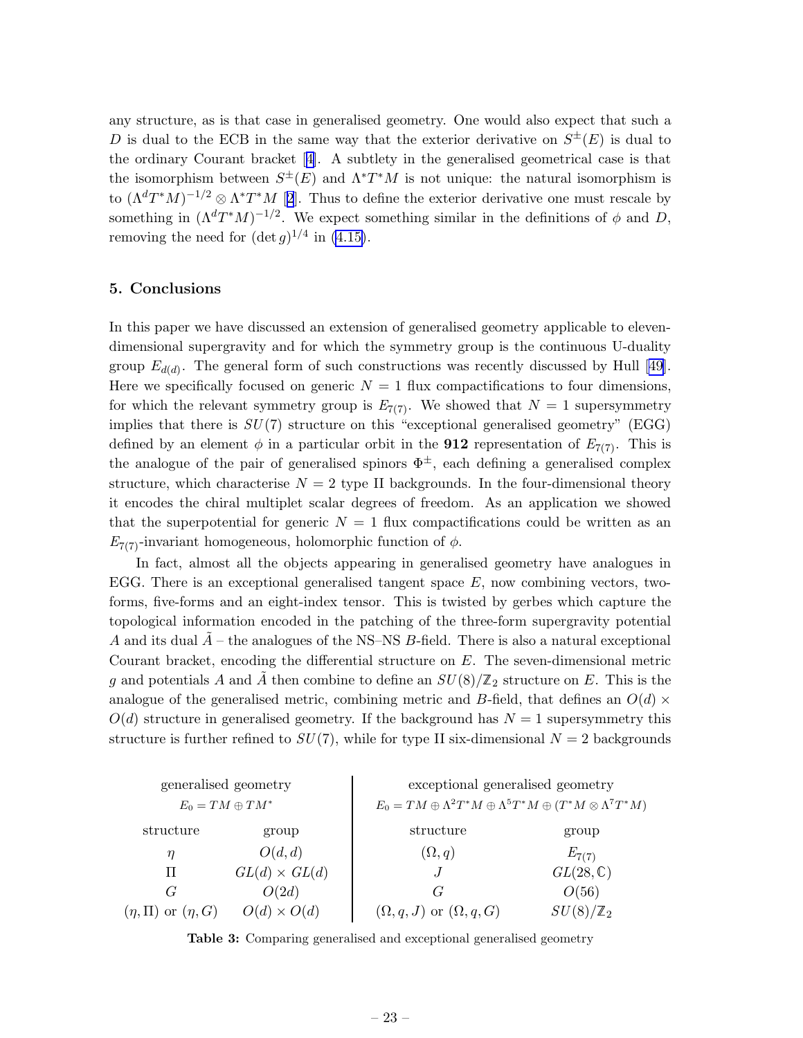any structure, as is that case in generalised geometry. One would also expect that such a $D$ is dual to the ECB in the same way that the exterior derivative on $S^{\pm}(E)$ is dual to the ordinary Courant bracket [4]. A subtlety in the generalised geometrical case is that the isomorphism between $S^{\pm}(E)$ and $\Lambda^* T^* M$ is not unique: the natural isomorphism is to $(\Lambda^d T^* M)^{-1/2} \otimes \Lambda^* T^* M$ [2]. Thus to define the exterior derivative one must rescale by something in $(\Lambda^d T^* M)^{-1/2}$. We expect something similar in the definitions of $\phi$ and $D$, removing the need for $(\det g)^{1/4}$ in (4.15).

## 5. Conclusions

In this paper we have discussed an extension of generalised geometry applicable to eleven-dimensional supergravity and for which the symmetry group is the continuous U-duality group $E_{d(d)}$. The general form of such constructions was recently discussed by Hull [49]. Here we specifically focused on generic $N = 1$ flux compactifications to four dimensions, for which the relevant symmetry group is $E_{7(7)}$. We showed that $N = 1$ supersymmetry implies that there is $SU(7)$ structure on this "exceptional generalised geometry" (EGG) defined by an element $\phi$ in a particular orbit in the **912** representation of $E_{7(7)}$. This is the analogue of the pair of generalised spinors $\Phi^{\pm}$, each defining a generalised complex structure, which characterise $N = 2$ type II backgrounds. In the four-dimensional theory it encodes the chiral multiplet scalar degrees of freedom. As an application we showed that the superpotential for generic $N = 1$ flux compactifications could be written as an $E_{7(7)}$-invariant homogeneous, holomorphic function of $\phi$.

In fact, almost all the objects appearing in generalised geometry have analogues in EGG. There is an exceptional generalised tangent space $E$, now combining vectors, two-forms, five-forms and an eight-index tensor. This is twisted by gerbes which capture the topological information encoded in the patching of the three-form supergravity potential $A$ and its dual $\tilde{A}$ – the analogues of the NS–NS $B$-field. There is also a natural exceptional Courant bracket, encoding the differential structure on $E$. The seven-dimensional metric $g$ and potentials $A$ and $\tilde{A}$ then combine to define an $SU(8)/\mathbb{Z}_2$ structure on $E$. This is the analogue of the generalised metric, combining metric and $B$-field, that defines an $O(d) \times O(d)$ structure in generalised geometry. If the background has $N = 1$ supersymmetry this structure is further refined to $SU(7)$, while for type II six-dimensional $N = 2$ backgrounds

| generalised geometry | | exceptional generalised geometry | |
|---|---|---|---|
| $E_0 = TM \oplus TM^*$ | | $E_0 = TM \oplus \Lambda^2 T^*M \oplus \Lambda^5 T^*M \oplus (T^*M \otimes \Lambda^7 T^*M)$ | |
| structure | group | structure | group |
| $\eta$ | $O(d,d)$ | $(\Omega, q)$ | $E_{7(7)}$ |
| $\Pi$ | $GL(d) \times GL(d)$ | $J$ | $GL(28, \mathbb{C})$ |
| $G$ | $O(2d)$ | $G$ | $O(56)$ |
| $(\eta, \Pi)$ or $(\eta, G)$ | $O(d) \times O(d)$ | $(\Omega, q, J)$ or $(\Omega, q, G)$ | $SU(8)/\mathbb{Z}_2$ |

**Table 3:** Comparing generalised and exceptional generalised geometry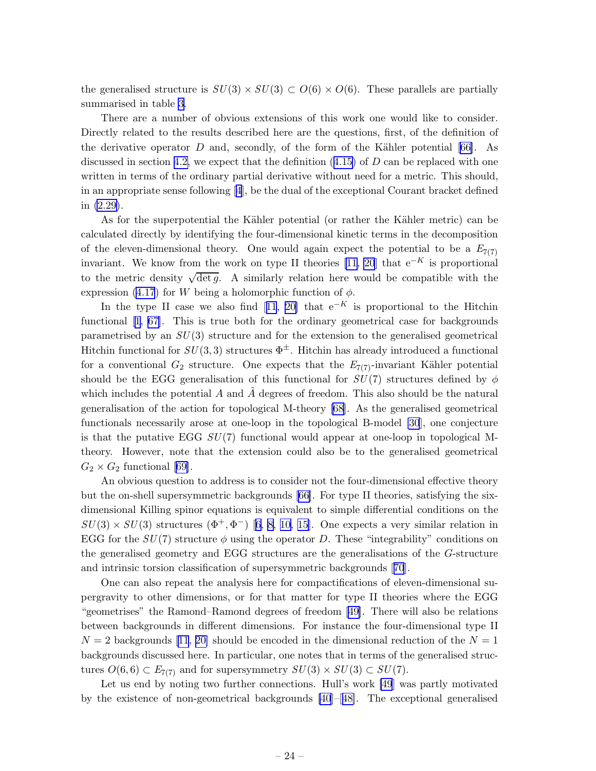the generalised structure is $SU(3) \times SU(3) \subset O(6) \times O(6)$. These parallels are partially summarised in table 3.

There are a number of obvious extensions of this work one would like to consider. Directly related to the results described here are the questions, first, of the definition of the derivative operator $D$ and, secondly, of the form of the Kähler potential [66]. As discussed in section 4.2, we expect that the definition (4.15) of $D$ can be replaced with one written in terms of the ordinary partial derivative without need for a metric. This should, in an appropriate sense following [4], be the dual of the exceptional Courant bracket defined in (2.29).

As for the superpotential the Kähler potential (or rather the Kähler metric) can be calculated directly by identifying the four-dimensional kinetic terms in the decomposition of the eleven-dimensional theory. One would again expect the potential to be a $E_{7(7)}$ invariant. We know from the work on type II theories [11, 20] that $\mathrm{e}^{-K}$ is proportional to the metric density $\sqrt{\det g}$. A similarly relation here would be compatible with the expression (4.17) for $W$ being a holomorphic function of $\phi$.

In the type II case we also find [11, 20] that $\mathrm{e}^{-K}$ is proportional to the Hitchin functional [1, 67]. This is true both for the ordinary geometrical case for backgrounds parametrised by an $SU(3)$ structure and for the extension to the generalised geometrical Hitchin functional for $SU(3,3)$ structures $\Phi^{\pm}$. Hitchin has already introduced a functional for a conventional $G_2$ structure. One expects that the $E_{7(7)}$-invariant Kähler potential should be the EGG generalisation of this functional for $SU(7)$ structures defined by $\phi$ which includes the potential $A$ and $\tilde{A}$ degrees of freedom. This also should be the natural generalisation of the action for topological M-theory [68]. As the generalised geometrical functionals necessarily arose at one-loop in the topological B-model [30], one conjecture is that the putative EGG $SU(7)$ functional would appear at one-loop in topological M-theory. However, note that the extension could also be to the generalised geometrical $G_2 \times G_2$ functional [69].

An obvious question to address is to consider not the four-dimensional effective theory but the on-shell supersymmetric backgrounds [66]. For type II theories, satisfying the six-dimensional Killing spinor equations is equivalent to simple differential conditions on the $SU(3) \times SU(3)$ structures $(\Phi^+, \Phi^-)$ [6, 8, 10, 15]. One expects a very similar relation in EGG for the $SU(7)$ structure $\phi$ using the operator $D$. These "integrability" conditions on the generalised geometry and EGG structures are the generalisations of the $G$-structure and intrinsic torsion classification of supersymmetric backgrounds [70].

One can also repeat the analysis here for compactifications of eleven-dimensional supergravity to other dimensions, or for that matter for type II theories where the EGG "geometrises" the Ramond–Ramond degrees of freedom [49]. There will also be relations between backgrounds in different dimensions. For instance the four-dimensional type II $N = 2$ backgrounds [11, 20] should be encoded in the dimensional reduction of the $N = 1$ backgrounds discussed here. In particular, one notes that in terms of the generalised structures $O(6,6) \subset E_{7(7)}$ and for supersymmetry $SU(3) \times SU(3) \subset SU(7)$.

Let us end by noting two further connections. Hull's work [49] was partly motivated by the existence of non-geometrical backgrounds [40]–[48]. The exceptional generalised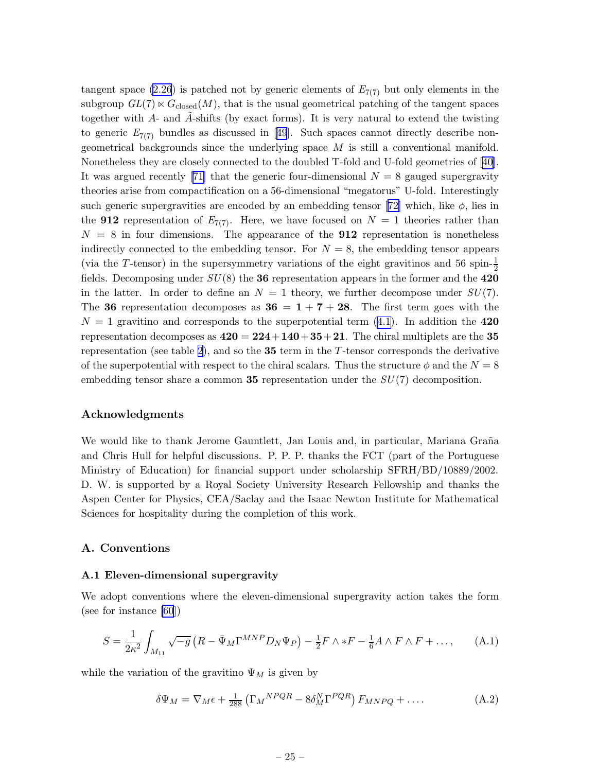tangent space (2.26) is patched not by generic elements of $E_{7(7)}$ but only elements in the subgroup $GL(7) \ltimes G_{\text{closed}}(M)$, that is the usual geometrical patching of the tangent spaces together with $A$- and $\tilde{A}$-shifts (by exact forms). It is very natural to extend the twisting to generic $E_{7(7)}$ bundles as discussed in [49]. Such spaces cannot directly describe non-geometrical backgrounds since the underlying space $M$ is still a conventional manifold. Nonetheless they are closely connected to the doubled T-fold and U-fold geometries of [40]. It was argued recently [71] that the generic four-dimensional $N = 8$ gauged supergravity theories arise from compactification on a 56-dimensional "megatorus" U-fold. Interestingly such generic supergravities are encoded by an embedding tensor [72] which, like $\phi$, lies in the **912** representation of $E_{7(7)}$. Here, we have focused on $N = 1$ theories rather than $N = 8$ in four dimensions. The appearance of the **912** representation is nonetheless indirectly connected to the embedding tensor. For $N = 8$, the embedding tensor appears (via the $T$-tensor) in the supersymmetry variations of the eight gravitinos and 56 spin-$\frac{1}{2}$ fields. Decomposing under $SU(8)$ the **36** representation appears in the former and the **420** in the latter. In order to define an $N = 1$ theory, we further decompose under $SU(7)$. The **36** representation decomposes as $\mathbf{36} = \mathbf{1} + \mathbf{7} + \mathbf{28}$. The first term goes with the $N = 1$ gravitino and corresponds to the superpotential term (4.1). In addition the **420** representation decomposes as $\mathbf{420} = \mathbf{224} + \mathbf{140} + \mathbf{35} + \mathbf{21}$. The chiral multiplets are the **35** representation (see table 2), and so the **35** term in the $T$-tensor corresponds the derivative of the superpotential with respect to the chiral scalars. Thus the structure $\phi$ and the $N = 8$ embedding tensor share a common **35** representation under the $SU(7)$ decomposition.

## Acknowledgments

We would like to thank Jerome Gauntlett, Jan Louis and, in particular, Mariana Graña and Chris Hull for helpful discussions. P. P. P. thanks the FCT (part of the Portuguese Ministry of Education) for financial support under scholarship SFRH/BD/10889/2002. D. W. is supported by a Royal Society University Research Fellowship and thanks the Aspen Center for Physics, CEA/Saclay and the Isaac Newton Institute for Mathematical Sciences for hospitality during the completion of this work.

## A. Conventions

### A.1 Eleven-dimensional supergravity

We adopt conventions where the eleven-dimensional supergravity action takes the form (see for instance [60])

$$S = \frac{1}{2\kappa^2} \int_{M_{11}} \sqrt{-g} \left( R - \bar{\Psi}_M \Gamma^{MNP} D_N \Psi_P \right) - \tfrac{1}{2} F \wedge *F - \tfrac{1}{6} A \wedge F \wedge F + \dots, \qquad \text{(A.1)}$$

while the variation of the gravitino $\Psi_M$ is given by

$$\delta \Psi_M = \nabla_M \epsilon + \tfrac{1}{288} \left( \Gamma_M{}^{NPQR} - 8 \delta_M^N \Gamma^{PQR} \right) F_{MNPQ} + \dots. \qquad \text{(A.2)}$$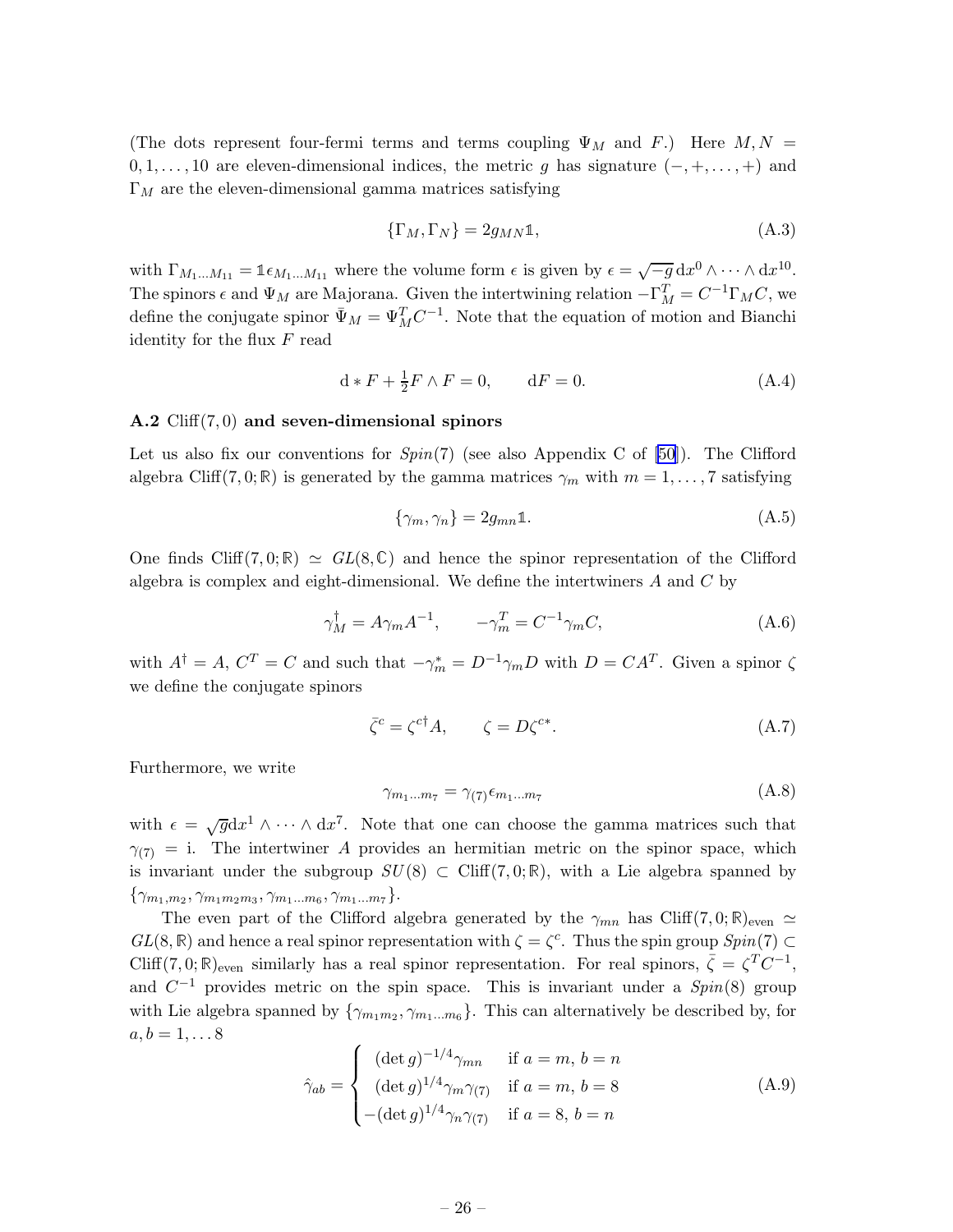(The dots represent four-fermi terms and terms coupling $\Psi_M$ and $F$.) Here $M, N = 0, 1, \ldots, 10$ are eleven-dimensional indices, the metric $g$ has signature $(-, +, \ldots, +)$ and $\Gamma_M$ are the eleven-dimensional gamma matrices satisfying

$$\{\Gamma_M, \Gamma_N\} = 2g_{MN}\mathbb{1}, \tag{A.3}$$

with $\Gamma_{M_1\ldots M_{11}} = \mathbb{1}\epsilon_{M_1\ldots M_{11}}$ where the volume form $\epsilon$ is given by $\epsilon = \sqrt{-g}\,\mathrm{d}x^0 \wedge \cdots \wedge \mathrm{d}x^{10}$. The spinors $\epsilon$ and $\Psi_M$ are Majorana. Given the intertwining relation $-\Gamma_M^T = C^{-1}\Gamma_M C$, we define the conjugate spinor $\bar{\Psi}_M = \Psi_M^T C^{-1}$. Note that the equation of motion and Bianchi identity for the flux $F$ read

$$\mathrm{d} * F + \tfrac{1}{2} F \wedge F = 0, \qquad \mathrm{d}F = 0. \tag{A.4}$$

### A.2 Cliff(7, 0) and seven-dimensional spinors

Let us also fix our conventions for $Spin(7)$ (see also Appendix C of [50]). The Clifford algebra Cliff$(7, 0; \mathbb{R})$ is generated by the gamma matrices $\gamma_m$ with $m = 1, \ldots, 7$ satisfying

$$\{\gamma_m, \gamma_n\} = 2g_{mn}\mathbb{1}. \tag{A.5}$$

One finds Cliff$(7, 0; \mathbb{R}) \simeq GL(8, \mathbb{C})$ and hence the spinor representation of the Clifford algebra is complex and eight-dimensional. We define the intertwiners $A$ and $C$ by

$$\gamma_M^\dagger = A\gamma_m A^{-1}, \qquad -\gamma_m^T = C^{-1}\gamma_m C, \tag{A.6}$$

with $A^\dagger = A$, $C^T = C$ and such that $-\gamma_m^* = D^{-1}\gamma_m D$ with $D = CA^T$. Given a spinor $\zeta$ we define the conjugate spinors

$$\bar{\zeta}^c = \zeta^{c\dagger} A, \qquad \zeta = D\zeta^{c*}. \tag{A.7}$$

Furthermore, we write

$$\gamma_{m_1\ldots m_7} = \gamma_{(7)}\epsilon_{m_1\ldots m_7} \tag{A.8}$$

with $\epsilon = \sqrt{g}\mathrm{d}x^1 \wedge \cdots \wedge \mathrm{d}x^7$. Note that one can choose the gamma matrices such that $\gamma_{(7)} = \mathrm{i}$. The intertwiner $A$ provides an hermitian metric on the spinor space, which is invariant under the subgroup $SU(8) \subset$ Cliff$(7, 0; \mathbb{R})$, with a Lie algebra spanned by $\{\gamma_{m_1,m_2}, \gamma_{m_1m_2m_3}, \gamma_{m_1\ldots m_6}, \gamma_{m_1\ldots m_7}\}$.

The even part of the Clifford algebra generated by the $\gamma_{mn}$ has Cliff$(7, 0; \mathbb{R})_{\text{even}} \simeq GL(8, \mathbb{R})$ and hence a real spinor representation with $\zeta = \zeta^c$. Thus the spin group $Spin(7) \subset$ Cliff$(7, 0; \mathbb{R})_{\text{even}}$ similarly has a real spinor representation. For real spinors, $\bar{\zeta} = \zeta^T C^{-1}$, and $C^{-1}$ provides metric on the spin space. This is invariant under a $Spin(8)$ group with Lie algebra spanned by $\{\gamma_{m_1m_2}, \gamma_{m_1\ldots m_6}\}$. This can alternatively be described by, for $a, b = 1, \ldots 8$

$$\hat{\gamma}_{ab} = \begin{cases} (\det g)^{-1/4}\gamma_{mn} & \text{if } a = m,\ b = n \\ (\det g)^{1/4}\gamma_m\gamma_{(7)} & \text{if } a = m,\ b = 8 \\ -(\det g)^{1/4}\gamma_n\gamma_{(7)} & \text{if } a = 8,\ b = n \end{cases} \tag{A.9}$$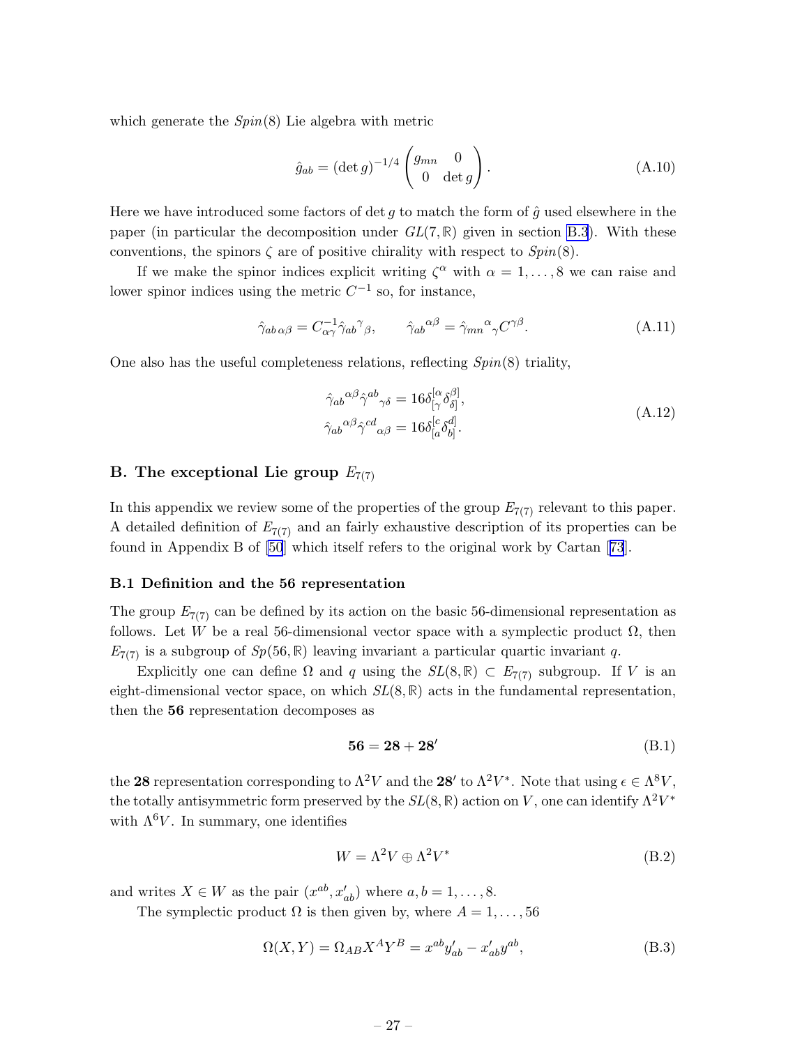which generate the $Spin(8)$ Lie algebra with metric

$$\hat{g}_{ab} = (\det g)^{-1/4} \begin{pmatrix} g_{mn} & 0 \\ 0 & \det g \end{pmatrix}. \tag{A.10}$$

Here we have introduced some factors of $\det g$ to match the form of $\hat{g}$ used elsewhere in the paper (in particular the decomposition under $GL(7, \mathbb{R})$ given in section B.3). With these conventions, the spinors $\zeta$ are of positive chirality with respect to $Spin(8)$.

If we make the spinor indices explicit writing $\zeta^\alpha$ with $\alpha = 1, \dots, 8$ we can raise and lower spinor indices using the metric $C^{-1}$ so, for instance,

$$\hat{\gamma}_{ab\,\alpha\beta} = C^{-1}_{\alpha\gamma} \hat{\gamma}_{ab}{}^{\gamma}{}_{\beta}, \qquad \hat{\gamma}_{ab}{}^{\alpha\beta} = \hat{\gamma}_{mn}{}^{\alpha}{}_{\gamma} C^{\gamma\beta}. \tag{A.11}$$

One also has the useful completeness relations, reflecting $Spin(8)$ triality,

$$\begin{aligned} \hat{\gamma}_{ab}{}^{\alpha\beta} \hat{\gamma}^{ab}{}_{\gamma\delta} &= 16 \delta^{[\alpha}_{[\gamma} \delta^{\beta]}_{\delta]}, \\ \hat{\gamma}_{ab}{}^{\alpha\beta} \hat{\gamma}^{cd}{}_{\alpha\beta} &= 16 \delta^{[c}_{[a} \delta^{d]}_{b]}. \end{aligned} \tag{A.12}$$

## B. The exceptional Lie group $E_{7(7)}$

In this appendix we review some of the properties of the group $E_{7(7)}$ relevant to this paper. A detailed definition of $E_{7(7)}$ and an fairly exhaustive description of its properties can be found in Appendix B of [50] which itself refers to the original work by Cartan [73].

### B.1 Definition and the 56 representation

The group $E_{7(7)}$ can be defined by its action on the basic 56-dimensional representation as follows. Let $W$ be a real 56-dimensional vector space with a symplectic product $\Omega$, then $E_{7(7)}$ is a subgroup of $Sp(56, \mathbb{R})$ leaving invariant a particular quartic invariant $q$.

Explicitly one can define $\Omega$ and $q$ using the $SL(8, \mathbb{R}) \subset E_{7(7)}$ subgroup. If $V$ is an eight-dimensional vector space, on which $SL(8, \mathbb{R})$ acts in the fundamental representation, then the **56** representation decomposes as

$$\mathbf{56} = \mathbf{28} + \mathbf{28}' \tag{B.1}$$

the **28** representation corresponding to $\Lambda^2 V$ and the $\mathbf{28}'$ to $\Lambda^2 V^*$. Note that using $\epsilon \in \Lambda^8 V$, the totally antisymmetric form preserved by the $SL(8, \mathbb{R})$ action on $V$, one can identify $\Lambda^2 V^*$ with $\Lambda^6 V$. In summary, one identifies

$$W = \Lambda^2 V \oplus \Lambda^2 V^* \tag{B.2}$$

and writes $X \in W$ as the pair $(x^{ab}, x'_{ab})$ where $a, b = 1, \dots, 8$.

The symplectic product $\Omega$ is then given by, where $A = 1, \dots, 56$

$$\Omega(X, Y) = \Omega_{AB} X^A Y^B = x^{ab} y'_{ab} - x'_{ab} y^{ab}, \tag{B.3}$$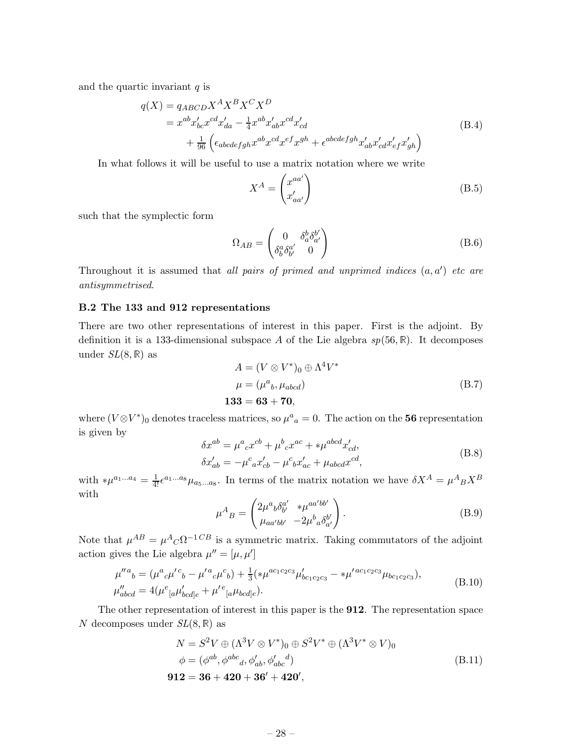and the quartic invariant $q$ is

$$
\begin{aligned}
q(X) &= q_{ABCD}X^A X^B X^C X^D \\
&= x^{ab}x'_{bc}x^{cd}x'_{da} - \tfrac{1}{4}x^{ab}x'_{ab}x^{cd}x'_{cd} \\
&\quad + \tfrac{1}{96}\left(\epsilon_{abcdefgh}x^{ab}x^{cd}x^{ef}x^{gh} + \epsilon^{abcdefgh}x'_{ab}x'_{cd}x'_{ef}x'_{gh}\right)
\end{aligned}
\tag{B.4}
$$

In what follows it will be useful to use a matrix notation where we write

$$
X^A = \begin{pmatrix} x^{aa'} \\ x'_{aa'} \end{pmatrix}
\tag{B.5}
$$

such that the symplectic form

$$
\Omega_{AB} = \begin{pmatrix} 0 & \delta_a^b \delta_{a'}^{b'} \\ \delta_b^a \delta_{b'}^{a'} & 0 \end{pmatrix}
\tag{B.6}
$$

Throughout it is assumed that *all pairs of primed and unprimed indices* $(a, a')$ *etc are antisymmetrised*.

### B.2 The 133 and 912 representations

There are two other representations of interest in this paper. First is the adjoint. By definition it is a 133-dimensional subspace $A$ of the Lie algebra $sp(56, \mathbb{R})$. It decomposes under $SL(8, \mathbb{R})$ as

$$
\begin{aligned}
A &= (V \otimes V^*)_0 \oplus \Lambda^4 V^* \\
\mu &= (\mu^a{}_b, \mu_{abcd}) \\
\mathbf{133} &= \mathbf{63} + \mathbf{70},
\end{aligned}
\tag{B.7}
$$

where $(V \otimes V^*)_0$ denotes traceless matrices, so $\mu^a{}_a = 0$. The action on the $\mathbf{56}$ representation is given by

$$
\begin{aligned}
\delta x^{ab} &= \mu^a{}_c x^{cb} + \mu^b{}_c x^{ac} + *\mu^{abcd}x'_{cd}, \\
\delta x'_{ab} &= -\mu^c{}_a x'_{cb} - \mu^c{}_b x'_{ac} + \mu_{abcd}x^{cd},
\end{aligned}
\tag{B.8}
$$

with $*\mu^{a_1\dots a_4} = \frac{1}{4!}\epsilon^{a_1\dots a_8}\mu_{a_5\dots a_8}$. In terms of the matrix notation we have $\delta X^A = \mu^A{}_B X^B$ with

$$
\mu^A{}_B = \begin{pmatrix} 2\mu^a{}_b \delta^{a'}_{b'} & *\mu^{aa'bb'} \\ \mu_{aa'bb'} & -2\mu^b{}_a \delta^{b'}_{a'} \end{pmatrix}.
\tag{B.9}
$$

Note that $\mu^{AB} = \mu^A{}_C \Omega^{-1\,CB}$ is a symmetric matrix. Taking commutators of the adjoint action gives the Lie algebra $\mu'' = [\mu, \mu']$

$$
\begin{aligned}
\mu''^a{}_b &= (\mu^a{}_c \mu'^c{}_b - \mu'^a{}_c \mu^c{}_b) + \tfrac{1}{3}(*\mu^{ac_1c_2c_3}\mu'_{bc_1c_2c_3} - *\mu'^{ac_1c_2c_3}\mu_{bc_1c_2c_3}), \\
\mu''_{abcd} &= 4(\mu^e{}_{[a}\mu'_{bcd]e} + \mu'^e{}_{[a}\mu_{bcd]e}).
\end{aligned}
\tag{B.10}
$$

The other representation of interest in this paper is the $\mathbf{912}$. The representation space $N$ decomposes under $SL(8, \mathbb{R})$ as

$$
\begin{aligned}
N &= S^2 V \oplus (\Lambda^3 V \otimes V^*)_0 \oplus S^2 V^* \oplus (\Lambda^3 V^* \otimes V)_0 \\
\phi &= (\phi^{ab}, \phi^{abc}{}_d, \phi'_{ab}, \phi'_{abc}{}^d) \\
\mathbf{912} &= \mathbf{36} + \mathbf{420} + \mathbf{36}' + \mathbf{420}',
\end{aligned}
\tag{B.11}
$$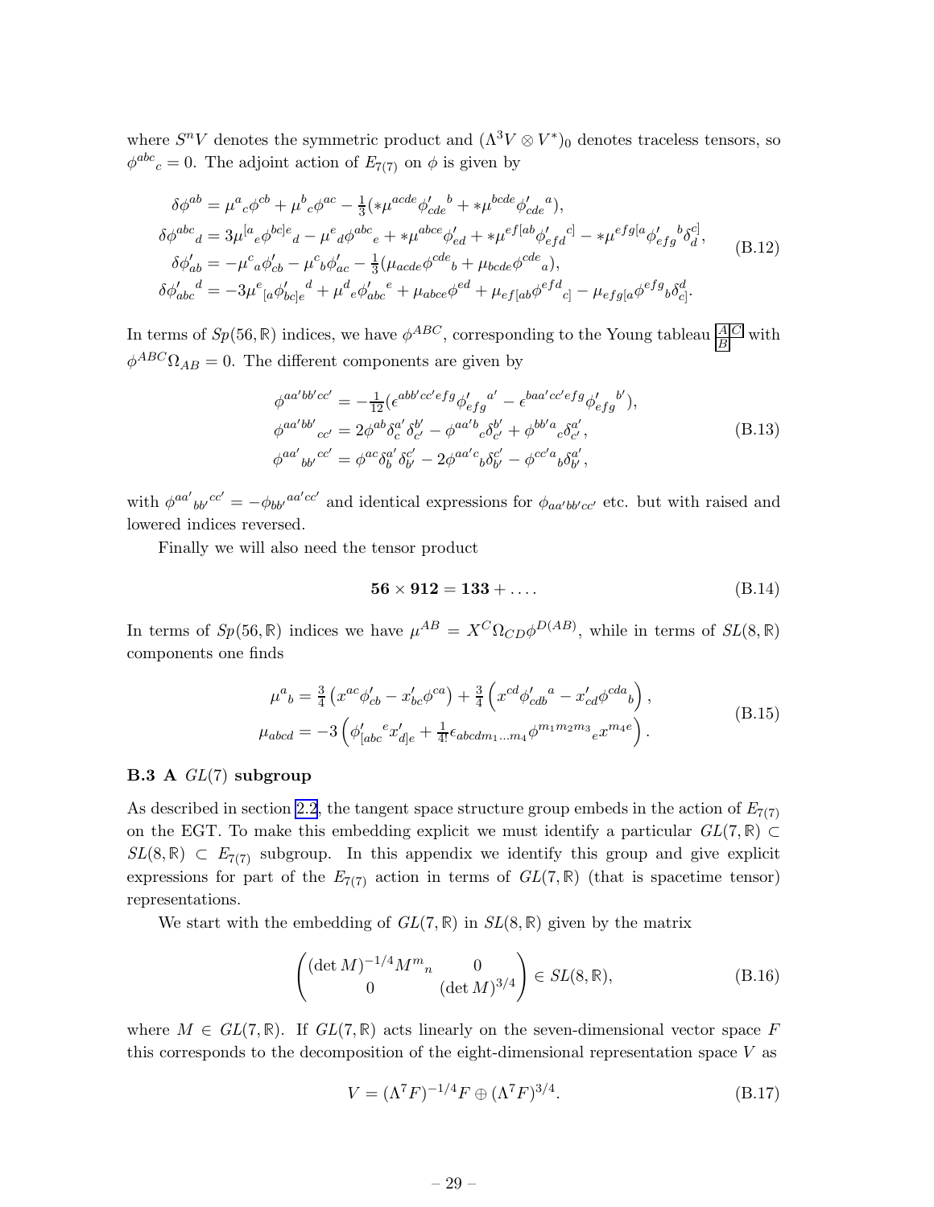where $S^nV$ denotes the symmetric product and $(\Lambda^3 V \otimes V^*)_0$ denotes traceless tensors, so $\phi^{abc}{}_c = 0$. The adjoint action of $E_{7(7)}$ on $\phi$ is given by

$$
\begin{aligned}
\delta\phi^{ab} &= \mu^a{}_c\phi^{cb} + \mu^b{}_c\phi^{ac} - \tfrac{1}{3}(*\mu^{acde}\phi'_{cde}{}^b + *\mu^{bcde}\phi'_{cde}{}^a), \\
\delta\phi^{abc}{}_d &= 3\mu^{[a}{}_e\phi^{bc]e}{}_d - \mu^e{}_d\phi^{abc}{}_e + *\mu^{abce}\phi'_{ed} + *\mu^{ef[ab}\phi'_{efd}{}^{c]} - *\mu^{efg[a}\phi'_{efg}{}^b\delta^{c]}_d, \\
\delta\phi'_{ab} &= -\mu^c{}_a\phi'_{cb} - \mu^c{}_b\phi'_{ac} - \tfrac{1}{3}(\mu_{acde}\phi^{cde}{}_b + \mu_{bcde}\phi^{cde}{}_a), \\
\delta\phi'_{abc}{}^d &= -3\mu^e{}_{[a}\phi'_{bc]e}{}^d + \mu^d{}_e\phi'_{abc}{}^e + \mu_{abce}\phi^{ed} + \mu_{ef[ab}\phi^{efd}{}_{c]} - \mu_{efg[a}\phi^{efg}{}_b\delta^d_{c]}.
\end{aligned}
\tag{B.12}
$$

In terms of $Sp(56,\mathbb{R})$ indices, we have $\phi^{ABC}$, corresponding to the Young tableau $\begin{smallmatrix} A & C \\ B & \end{smallmatrix}$ with $\phi^{ABC}\Omega_{AB} = 0$. The different components are given by

$$
\begin{aligned}
\phi^{aa'bb'cc'} &= -\tfrac{1}{12}(\epsilon^{abb'cc'efg}\phi'_{efg}{}^{a'} - \epsilon^{baa'cc'efg}\phi'_{efg}{}^{b'}), \\
\phi^{aa'bb'}{}_{cc'} &= 2\phi^{ab}\delta^{a'}_c\delta^{b'}_{c'} - \phi^{aa'b}{}_c\delta^{b'}_{c'} + \phi^{bb'a}{}_c\delta^{a'}_{c'}, \\
\phi^{aa'}{}_{bb'}{}^{cc'} &= \phi^{ac}\delta^{a'}_b\delta^{c'}_{b'} - 2\phi^{aa'c}{}_b\delta^{c'}_{b'} - \phi^{cc'a}{}_b\delta^{a'}_{b'},
\end{aligned}
\tag{B.13}
$$

with $\phi^{aa'}{}_{bb'}{}^{cc'} = -\phi_{bb'}{}^{aa'cc'}$ and identical expressions for $\phi_{aa'bb'cc'}$ etc. but with raised and lowered indices reversed.

Finally we will also need the tensor product

$$
\mathbf{56} \times \mathbf{912} = \mathbf{133} + \ldots. \tag{B.14}
$$

In terms of $Sp(56,\mathbb{R})$ indices we have $\mu^{AB} = X^C\Omega_{CD}\phi^{D(AB)}$, while in terms of $SL(8,\mathbb{R})$ components one finds

$$
\begin{aligned}
\mu^a{}_b &= \tfrac{3}{4}\left(x^{ac}\phi'_{cb} - x'_{bc}\phi^{ca}\right) + \tfrac{3}{4}\left(x^{cd}\phi'_{cdb}{}^a - x'_{cd}\phi^{cda}{}_b\right), \\
\mu_{abcd} &= -3\left(\phi'_{[abc}{}^e x'_{d]e} + \tfrac{1}{4!}\epsilon_{abcdm_1\ldots m_4}\phi^{m_1m_2m_3}{}_e x^{m_4e}\right).
\end{aligned}
\tag{B.15}
$$

### B.3 A $GL(7)$ subgroup

As described in section 2.2, the tangent space structure group embeds in the action of $E_{7(7)}$ on the EGT. To make this embedding explicit we must identify a particular $GL(7,\mathbb{R}) \subset SL(8,\mathbb{R}) \subset E_{7(7)}$ subgroup. In this appendix we identify this group and give explicit expressions for part of the $E_{7(7)}$ action in terms of $GL(7,\mathbb{R})$ (that is spacetime tensor) representations.

We start with the embedding of $GL(7,\mathbb{R})$ in $SL(8,\mathbb{R})$ given by the matrix

$$
\begin{pmatrix} (\det M)^{-1/4} M^m{}_n & 0 \\ 0 & (\det M)^{3/4} \end{pmatrix} \in SL(8,\mathbb{R}), \tag{B.16}
$$

where $M \in GL(7,\mathbb{R})$. If $GL(7,\mathbb{R})$ acts linearly on the seven-dimensional vector space $F$ this corresponds to the decomposition of the eight-dimensional representation space $V$ as

$$
V = (\Lambda^7 F)^{-1/4} F \oplus (\Lambda^7 F)^{3/4}. \tag{B.17}
$$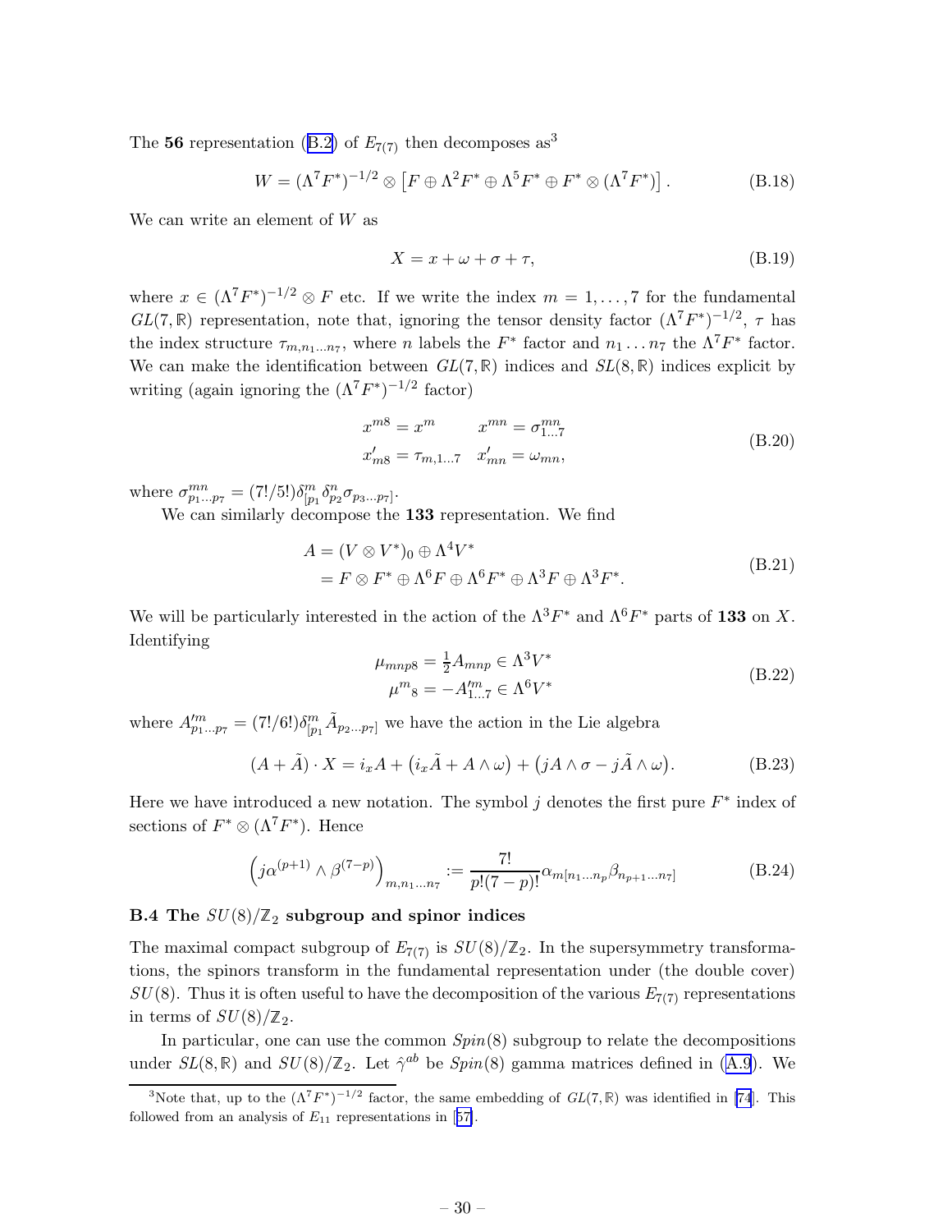The **56** representation (B.2) of $E_{7(7)}$ then decomposes as[3]

$$W = (\Lambda^7 F^*)^{-1/2} \otimes \left[ F \oplus \Lambda^2 F^* \oplus \Lambda^5 F^* \oplus F^* \otimes (\Lambda^7 F^*) \right]. \tag{B.18}$$

We can write an element of $W$ as

$$X = x + \omega + \sigma + \tau, \tag{B.19}$$

where $x \in (\Lambda^7 F^*)^{-1/2} \otimes F$ etc. If we write the index $m = 1, \ldots, 7$ for the fundamental $GL(7, \mathbb{R})$ representation, note that, ignoring the tensor density factor $(\Lambda^7 F^*)^{-1/2}$, $\tau$ has the index structure $\tau_{m,n_1 \ldots n_7}$, where $n$ labels the $F^*$ factor and $n_1 \ldots n_7$ the $\Lambda^7 F^*$ factor. We can make the identification between $GL(7, \mathbb{R})$ indices and $SL(8, \mathbb{R})$ indices explicit by writing (again ignoring the $(\Lambda^7 F^*)^{-1/2}$ factor)

$$\begin{aligned} x^{m8} &= x^m & x^{mn} &= \sigma^{mn}_{1\ldots 7} \\ x'_{m8} &= \tau_{m,1\ldots 7} & x'_{mn} &= \omega_{mn}, \end{aligned} \tag{B.20}$$

where $\sigma^{mn}_{p_1 \ldots p_7} = (7!/5!)\delta^m_{[p_1} \delta^n_{p_2} \sigma_{p_3 \ldots p_7]}$.

We can similarly decompose the **133** representation. We find

$$\begin{aligned} A &= (V \otimes V^*)_0 \oplus \Lambda^4 V^* \\ &= F \otimes F^* \oplus \Lambda^6 F \oplus \Lambda^6 F^* \oplus \Lambda^3 F \oplus \Lambda^3 F^*. \end{aligned} \tag{B.21}$$

We will be particularly interested in the action of the $\Lambda^3 F^*$ and $\Lambda^6 F^*$ parts of **133** on $X$. Identifying

$$\begin{aligned} \mu_{mnp8} &= \tfrac{1}{2} A_{mnp} \in \Lambda^3 V^* \\ \mu^m{}_8 &= -A'^m_{1\ldots 7} \in \Lambda^6 V^* \end{aligned} \tag{B.22}$$

where $A'^m_{p_1 \ldots p_7} = (7!/6!)\delta^m_{[p_1} \tilde{A}_{p_2 \ldots p_7]}$ we have the action in the Lie algebra

$$(A + \tilde{A}) \cdot X = i_x A + \left( i_x \tilde{A} + A \wedge \omega \right) + \left( jA \wedge \sigma - j\tilde{A} \wedge \omega \right). \tag{B.23}$$

Here we have introduced a new notation. The symbol $j$ denotes the first pure $F^*$ index of sections of $F^* \otimes (\Lambda^7 F^*)$. Hence

$$\left( j\alpha^{(p+1)} \wedge \beta^{(7-p)} \right)_{m,n_1 \ldots n_7} := \frac{7!}{p!(7-p)!} \alpha_{m[n_1 \ldots n_p} \beta_{n_{p+1} \ldots n_7]} \tag{B.24}$$

### B.4 The $SU(8)/\mathbb{Z}_2$ subgroup and spinor indices

The maximal compact subgroup of $E_{7(7)}$ is $SU(8)/\mathbb{Z}_2$. In the supersymmetry transformations, the spinors transform in the fundamental representation under (the double cover) $SU(8)$. Thus it is often useful to have the decomposition of the various $E_{7(7)}$ representations in terms of $SU(8)/\mathbb{Z}_2$.

In particular, one can use the common $Spin(8)$ subgroup to relate the decompositions under $SL(8, \mathbb{R})$ and $SU(8)/\mathbb{Z}_2$. Let $\hat{\gamma}^{ab}$ be $Spin(8)$ gamma matrices defined in (A.9). We

[3] Note that, up to the $(\Lambda^7 F^*)^{-1/2}$ factor, the same embedding of $GL(7, \mathbb{R})$ was identified in [74]. This followed from an analysis of $E_{11}$ representations in [57].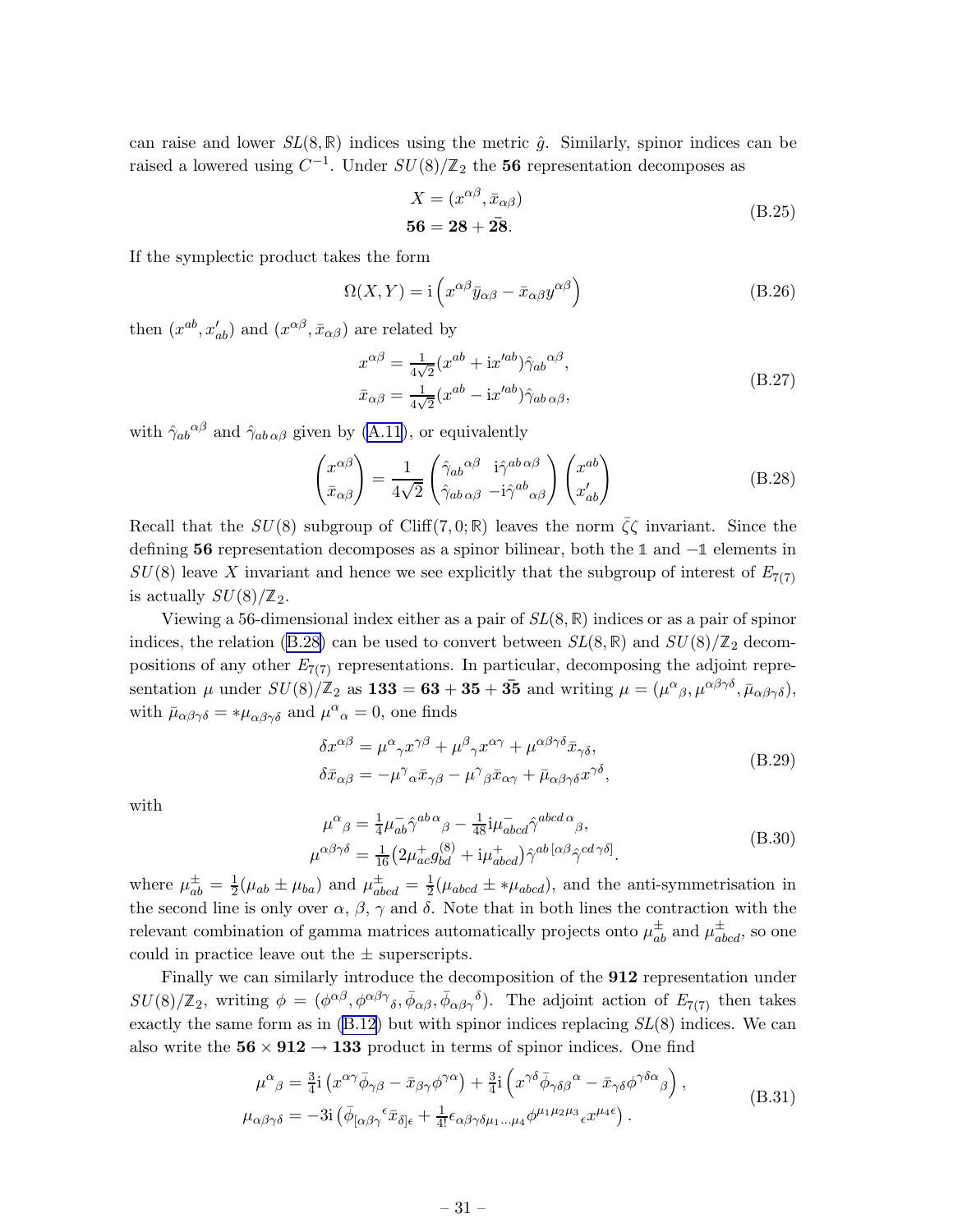can raise and lower $SL(8,\mathbb{R})$ indices using the metric $\hat{g}$. Similarly, spinor indices can be raised a lowered using $C^{-1}$. Under $SU(8)/\mathbb{Z}_2$ the **56** representation decomposes as

$$
\begin{aligned}
X &= (x^{\alpha\beta}, \bar{x}_{\alpha\beta}) \\
\mathbf{56} &= \mathbf{28} + \bar{\mathbf{28}}.
\end{aligned}
\tag{B.25}
$$

If the symplectic product takes the form

$$
\Omega(X,Y) = \mathrm{i}\left(x^{\alpha\beta}\bar{y}_{\alpha\beta} - \bar{x}_{\alpha\beta}y^{\alpha\beta}\right)
\tag{B.26}
$$

then $(x^{ab}, x'_{ab})$ and $(x^{\alpha\beta}, \bar{x}_{\alpha\beta})$ are related by

$$
\begin{aligned}
x^{\alpha\beta} &= \tfrac{1}{4\sqrt{2}}(x^{ab} + \mathrm{i}x'^{ab})\hat{\gamma}_{ab}{}^{\alpha\beta}, \\
\bar{x}_{\alpha\beta} &= \tfrac{1}{4\sqrt{2}}(x^{ab} - \mathrm{i}x'^{ab})\hat{\gamma}_{ab\,\alpha\beta},
\end{aligned}
\tag{B.27}
$$

with $\hat{\gamma}_{ab}{}^{\alpha\beta}$ and $\hat{\gamma}_{ab\,\alpha\beta}$ given by (A.11), or equivalently

$$
\begin{pmatrix} x^{\alpha\beta} \\ \bar{x}_{\alpha\beta} \end{pmatrix} = \frac{1}{4\sqrt{2}} \begin{pmatrix} \hat{\gamma}_{ab}{}^{\alpha\beta} & \mathrm{i}\hat{\gamma}^{ab\,\alpha\beta} \\ \hat{\gamma}_{ab\,\alpha\beta} & -\mathrm{i}\hat{\gamma}^{ab}{}_{\alpha\beta} \end{pmatrix} \begin{pmatrix} x^{ab} \\ x'_{ab} \end{pmatrix}
\tag{B.28}
$$

Recall that the $SU(8)$ subgroup of Cliff$(7,0;\mathbb{R})$ leaves the norm $\bar{\zeta}\zeta$ invariant. Since the defining **56** representation decomposes as a spinor bilinear, both the $\mathbb{1}$ and $-\mathbb{1}$ elements in $SU(8)$ leave $X$ invariant and hence we see explicitly that the subgroup of interest of $E_{7(7)}$ is actually $SU(8)/\mathbb{Z}_2$.

Viewing a 56-dimensional index either as a pair of $SL(8,\mathbb{R})$ indices or as a pair of spinor indices, the relation (B.28) can be used to convert between $SL(8,\mathbb{R})$ and $SU(8)/\mathbb{Z}_2$ decompositions of any other $E_{7(7)}$ representations. In particular, decomposing the adjoint representation $\mu$ under $SU(8)/\mathbb{Z}_2$ as $\mathbf{133} = \mathbf{63} + \mathbf{35} + \bar{\mathbf{35}}$ and writing $\mu = (\mu^\alpha{}_\beta, \mu^{\alpha\beta\gamma\delta}, \bar{\mu}_{\alpha\beta\gamma\delta})$, with $\bar{\mu}_{\alpha\beta\gamma\delta} = *\mu_{\alpha\beta\gamma\delta}$ and $\mu^\alpha{}_\alpha = 0$, one finds

$$
\begin{aligned}
\delta x^{\alpha\beta} &= \mu^\alpha{}_\gamma x^{\gamma\beta} + \mu^\beta{}_\gamma x^{\alpha\gamma} + \mu^{\alpha\beta\gamma\delta}\bar{x}_{\gamma\delta}, \\
\delta \bar{x}_{\alpha\beta} &= -\mu^\gamma{}_\alpha \bar{x}_{\gamma\beta} - \mu^\gamma{}_\beta \bar{x}_{\alpha\gamma} + \bar{\mu}_{\alpha\beta\gamma\delta}x^{\gamma\delta},
\end{aligned}
\tag{B.29}
$$

with

$$
\begin{aligned}
\mu^\alpha{}_\beta &= \tfrac{1}{4}\mu^-_{ab}\hat{\gamma}^{ab\,\alpha}{}_\beta - \tfrac{1}{48}\mathrm{i}\mu^-_{abcd}\hat{\gamma}^{abcd\,\alpha}{}_\beta, \\
\mu^{\alpha\beta\gamma\delta} &= \tfrac{1}{16}\big(2\mu^+_{ac}g^{(8)}_{bd} + \mathrm{i}\mu^+_{abcd}\big)\hat{\gamma}^{ab\,[\alpha\beta}\hat{\gamma}^{cd\,\gamma\delta]}.
\end{aligned}
\tag{B.30}
$$

where $\mu^\pm_{ab} = \frac{1}{2}(\mu_{ab} \pm \mu_{ba})$ and $\mu^\pm_{abcd} = \frac{1}{2}(\mu_{abcd} \pm *\mu_{abcd})$, and the anti-symmetrisation in the second line is only over $\alpha$, $\beta$, $\gamma$ and $\delta$. Note that in both lines the contraction with the relevant combination of gamma matrices automatically projects onto $\mu^\pm_{ab}$ and $\mu^\pm_{abcd}$, so one could in practice leave out the $\pm$ superscripts.

Finally we can similarly introduce the decomposition of the **912** representation under $SU(8)/\mathbb{Z}_2$, writing $\phi = (\phi^{\alpha\beta}, \phi^{\alpha\beta\gamma}{}_\delta, \bar{\phi}_{\alpha\beta}, \bar{\phi}_{\alpha\beta\gamma}{}^\delta)$. The adjoint action of $E_{7(7)}$ then takes exactly the same form as in (B.12) but with spinor indices replacing $SL(8)$ indices. We can also write the $\mathbf{56} \times \mathbf{912} \to \mathbf{133}$ product in terms of spinor indices. One find

$$
\begin{aligned}
\mu^\alpha{}_\beta &= \tfrac{3}{4}\mathrm{i}\left(x^{\alpha\gamma}\bar{\phi}_{\gamma\beta} - \bar{x}_{\beta\gamma}\phi^{\gamma\alpha}\right) + \tfrac{3}{4}\mathrm{i}\left(x^{\gamma\delta}\bar{\phi}_{\gamma\delta\beta}{}^\alpha - \bar{x}_{\gamma\delta}\phi^{\gamma\delta\alpha}{}_\beta\right), \\
\mu_{\alpha\beta\gamma\delta} &= -3\mathrm{i}\left(\bar{\phi}_{[\alpha\beta\gamma}{}^\epsilon \bar{x}_{\delta]\epsilon} + \tfrac{1}{4!}\epsilon_{\alpha\beta\gamma\delta\mu_1\ldots\mu_4}\phi^{\mu_1\mu_2\mu_3}{}_\epsilon x^{\mu_4\epsilon}\right).
\end{aligned}
\tag{B.31}
$$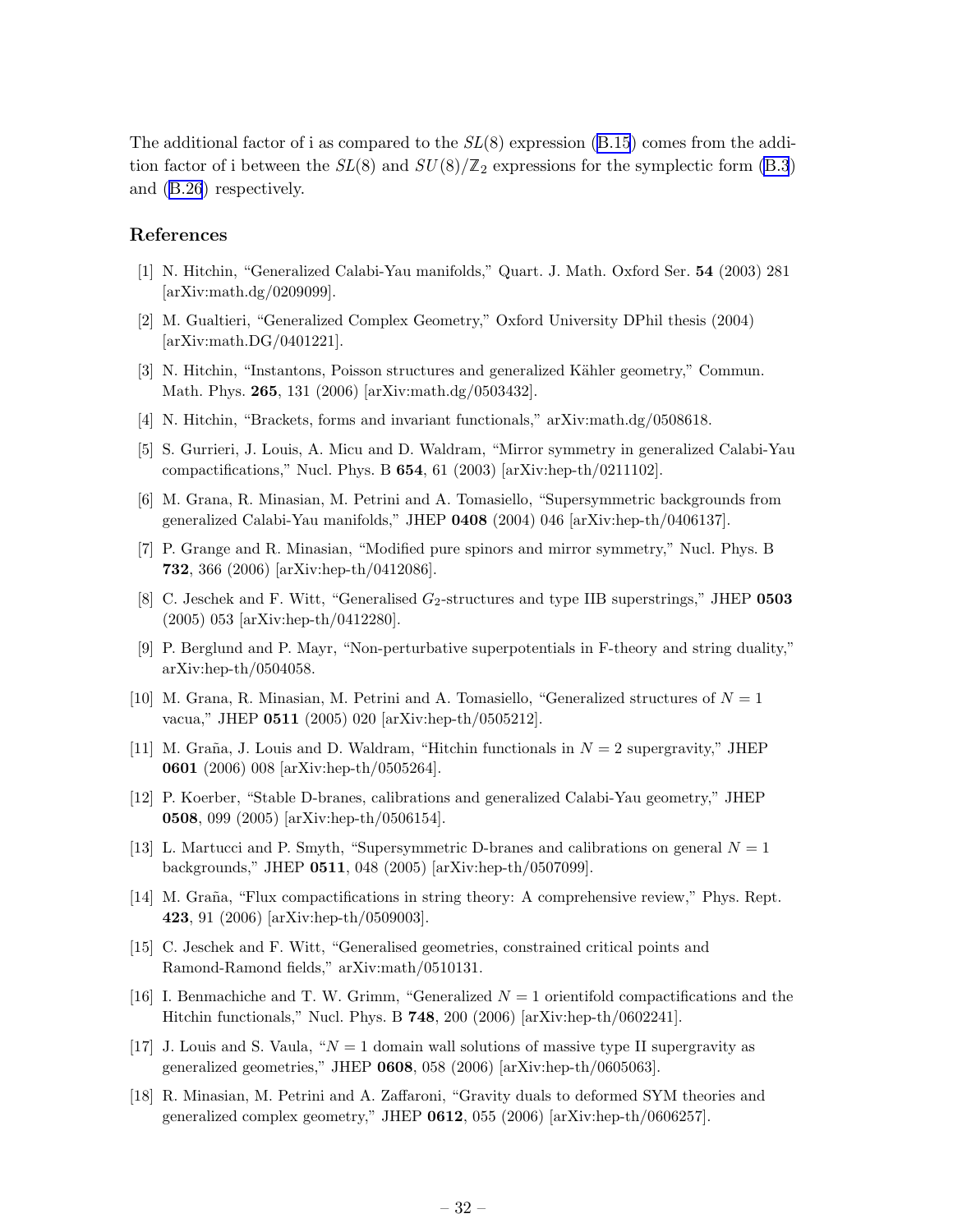The additional factor of i as compared to the $SL(8)$ expression (B.15) comes from the addition factor of i between the $SL(8)$ and $SU(8)/\mathbb{Z}_2$ expressions for the symplectic form (B.3) and (B.26) respectively.

## References

- [1] N. Hitchin, "Generalized Calabi-Yau manifolds," Quart. J. Math. Oxford Ser. **54** (2003) 281 [arXiv:math.dg/0209099].
- [2] M. Gualtieri, "Generalized Complex Geometry," Oxford University DPhil thesis (2004) [arXiv:math.DG/0401221].
- [3] N. Hitchin, "Instantons, Poisson structures and generalized Kähler geometry," Commun. Math. Phys. **265**, 131 (2006) [arXiv:math.dg/0503432].
- [4] N. Hitchin, "Brackets, forms and invariant functionals," arXiv:math.dg/0508618.
- [5] S. Gurrieri, J. Louis, A. Micu and D. Waldram, "Mirror symmetry in generalized Calabi-Yau compactifications," Nucl. Phys. B **654**, 61 (2003) [arXiv:hep-th/0211102].
- [6] M. Grana, R. Minasian, M. Petrini and A. Tomasiello, "Supersymmetric backgrounds from generalized Calabi-Yau manifolds," JHEP **0408** (2004) 046 [arXiv:hep-th/0406137].
- [7] P. Grange and R. Minasian, "Modified pure spinors and mirror symmetry," Nucl. Phys. B **732**, 366 (2006) [arXiv:hep-th/0412086].
- [8] C. Jeschek and F. Witt, "Generalised $G_2$-structures and type IIB superstrings," JHEP **0503** (2005) 053 [arXiv:hep-th/0412280].
- [9] P. Berglund and P. Mayr, "Non-perturbative superpotentials in F-theory and string duality," arXiv:hep-th/0504058.
- [10] M. Grana, R. Minasian, M. Petrini and A. Tomasiello, "Generalized structures of $N = 1$ vacua," JHEP **0511** (2005) 020 [arXiv:hep-th/0505212].
- [11] M. Graña, J. Louis and D. Waldram, "Hitchin functionals in $N = 2$ supergravity," JHEP **0601** (2006) 008 [arXiv:hep-th/0505264].
- [12] P. Koerber, "Stable D-branes, calibrations and generalized Calabi-Yau geometry," JHEP **0508**, 099 (2005) [arXiv:hep-th/0506154].
- [13] L. Martucci and P. Smyth, "Supersymmetric D-branes and calibrations on general $N = 1$ backgrounds," JHEP **0511**, 048 (2005) [arXiv:hep-th/0507099].
- [14] M. Graña, "Flux compactifications in string theory: A comprehensive review," Phys. Rept. **423**, 91 (2006) [arXiv:hep-th/0509003].
- [15] C. Jeschek and F. Witt, "Generalised geometries, constrained critical points and Ramond-Ramond fields," arXiv:math/0510131.
- [16] I. Benmachiche and T. W. Grimm, "Generalized $N = 1$ orientifold compactifications and the Hitchin functionals," Nucl. Phys. B **748**, 200 (2006) [arXiv:hep-th/0602241].
- [17] J. Louis and S. Vaula, "$N = 1$ domain wall solutions of massive type II supergravity as generalized geometries," JHEP **0608**, 058 (2006) [arXiv:hep-th/0605063].
- [18] R. Minasian, M. Petrini and A. Zaffaroni, "Gravity duals to deformed SYM theories and generalized complex geometry," JHEP **0612**, 055 (2006) [arXiv:hep-th/0606257].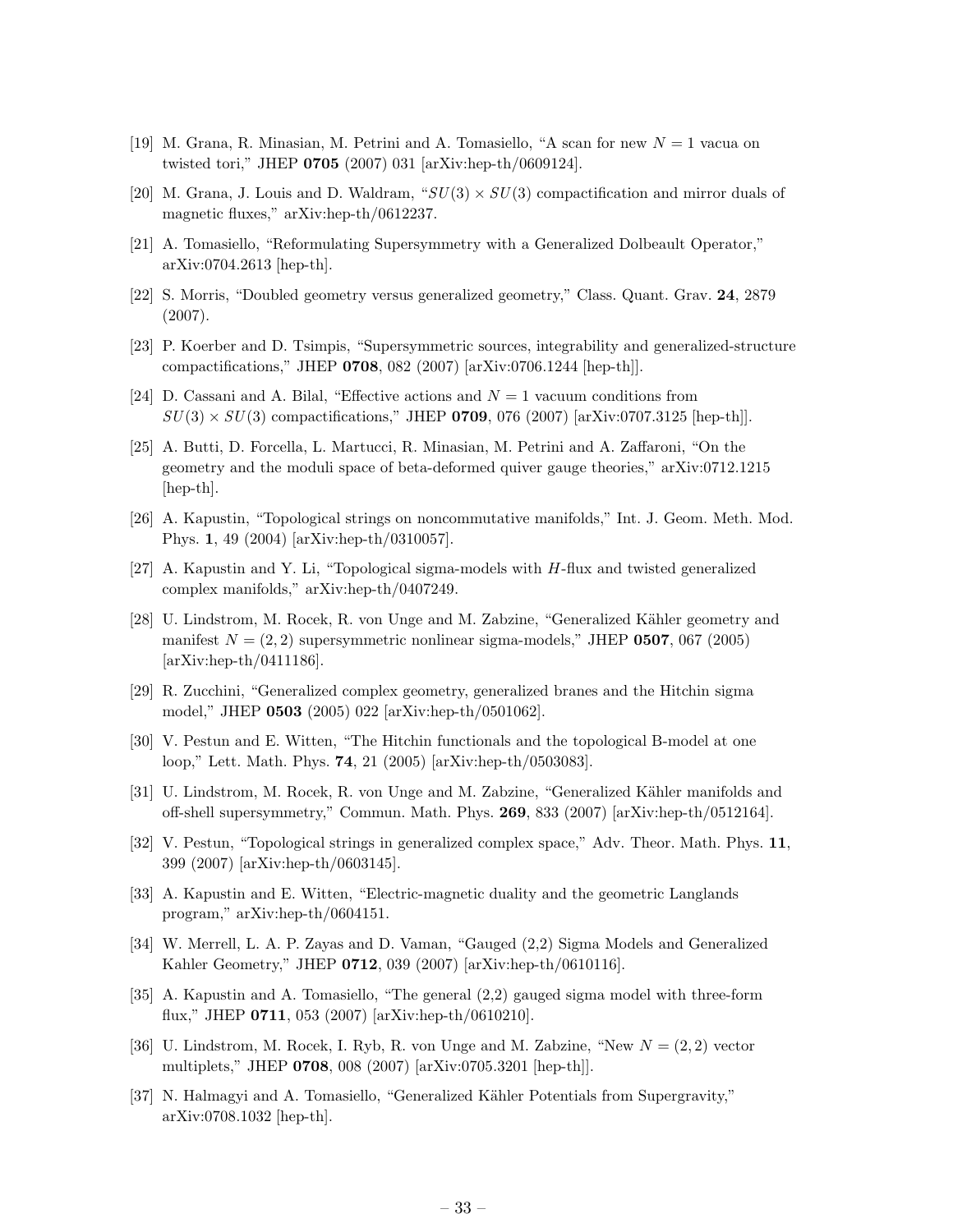[19] M. Grana, R. Minasian, M. Petrini and A. Tomasiello, "A scan for new $N = 1$ vacua on twisted tori," JHEP **0705** (2007) 031 [arXiv:hep-th/0609124].

[20] M. Grana, J. Louis and D. Waldram, "$SU(3) \times SU(3)$ compactification and mirror duals of magnetic fluxes," arXiv:hep-th/0612237.

[21] A. Tomasiello, "Reformulating Supersymmetry with a Generalized Dolbeault Operator," arXiv:0704.2613 [hep-th].

[22] S. Morris, "Doubled geometry versus generalized geometry," Class. Quant. Grav. **24**, 2879 (2007).

[23] P. Koerber and D. Tsimpis, "Supersymmetric sources, integrability and generalized-structure compactifications," JHEP **0708**, 082 (2007) [arXiv:0706.1244 [hep-th]].

[24] D. Cassani and A. Bilal, "Effective actions and $N = 1$ vacuum conditions from $SU(3) \times SU(3)$ compactifications," JHEP **0709**, 076 (2007) [arXiv:0707.3125 [hep-th]].

[25] A. Butti, D. Forcella, L. Martucci, R. Minasian, M. Petrini and A. Zaffaroni, "On the geometry and the moduli space of beta-deformed quiver gauge theories," arXiv:0712.1215 [hep-th].

[26] A. Kapustin, "Topological strings on noncommutative manifolds," Int. J. Geom. Meth. Mod. Phys. **1**, 49 (2004) [arXiv:hep-th/0310057].

[27] A. Kapustin and Y. Li, "Topological sigma-models with $H$-flux and twisted generalized complex manifolds," arXiv:hep-th/0407249.

[28] U. Lindstrom, M. Rocek, R. von Unge and M. Zabzine, "Generalized Kähler geometry and manifest $N = (2, 2)$ supersymmetric nonlinear sigma-models," JHEP **0507**, 067 (2005) [arXiv:hep-th/0411186].

[29] R. Zucchini, "Generalized complex geometry, generalized branes and the Hitchin sigma model," JHEP **0503** (2005) 022 [arXiv:hep-th/0501062].

[30] V. Pestun and E. Witten, "The Hitchin functionals and the topological B-model at one loop," Lett. Math. Phys. **74**, 21 (2005) [arXiv:hep-th/0503083].

[31] U. Lindstrom, M. Rocek, R. von Unge and M. Zabzine, "Generalized Kähler manifolds and off-shell supersymmetry," Commun. Math. Phys. **269**, 833 (2007) [arXiv:hep-th/0512164].

[32] V. Pestun, "Topological strings in generalized complex space," Adv. Theor. Math. Phys. **11**, 399 (2007) [arXiv:hep-th/0603145].

[33] A. Kapustin and E. Witten, "Electric-magnetic duality and the geometric Langlands program," arXiv:hep-th/0604151.

[34] W. Merrell, L. A. P. Zayas and D. Vaman, "Gauged (2,2) Sigma Models and Generalized Kahler Geometry," JHEP **0712**, 039 (2007) [arXiv:hep-th/0610116].

[35] A. Kapustin and A. Tomasiello, "The general (2,2) gauged sigma model with three-form flux," JHEP **0711**, 053 (2007) [arXiv:hep-th/0610210].

[36] U. Lindstrom, M. Rocek, I. Ryb, R. von Unge and M. Zabzine, "New $N = (2, 2)$ vector multiplets," JHEP **0708**, 008 (2007) [arXiv:0705.3201 [hep-th]].

[37] N. Halmagyi and A. Tomasiello, "Generalized Kähler Potentials from Supergravity," arXiv:0708.1032 [hep-th].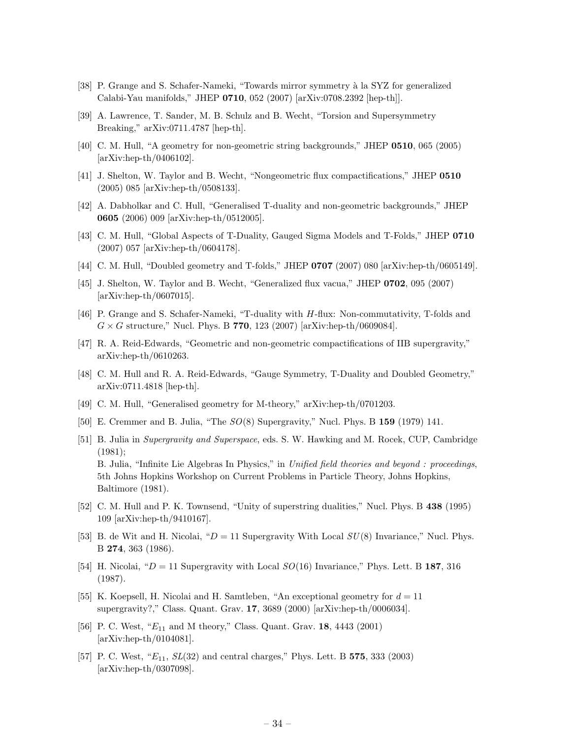[38] P. Grange and S. Schafer-Nameki, “Towards mirror symmetry à la SYZ for generalized Calabi-Yau manifolds,” JHEP **0710**, 052 (2007) [arXiv:0708.2392 [hep-th]].

[39] A. Lawrence, T. Sander, M. B. Schulz and B. Wecht, “Torsion and Supersymmetry Breaking,” arXiv:0711.4787 [hep-th].

[40] C. M. Hull, “A geometry for non-geometric string backgrounds,” JHEP **0510**, 065 (2005) [arXiv:hep-th/0406102].

[41] J. Shelton, W. Taylor and B. Wecht, “Nongeometric flux compactifications,” JHEP **0510** (2005) 085 [arXiv:hep-th/0508133].

[42] A. Dabholkar and C. Hull, “Generalised T-duality and non-geometric backgrounds,” JHEP **0605** (2006) 009 [arXiv:hep-th/0512005].

[43] C. M. Hull, “Global Aspects of T-Duality, Gauged Sigma Models and T-Folds,” JHEP **0710** (2007) 057 [arXiv:hep-th/0604178].

[44] C. M. Hull, “Doubled geometry and T-folds,” JHEP **0707** (2007) 080 [arXiv:hep-th/0605149].

[45] J. Shelton, W. Taylor and B. Wecht, “Generalized flux vacua,” JHEP **0702**, 095 (2007) [arXiv:hep-th/0607015].

[46] P. Grange and S. Schafer-Nameki, “T-duality with $H$-flux: Non-commutativity, T-folds and $G \times G$ structure,” Nucl. Phys. B **770**, 123 (2007) [arXiv:hep-th/0609084].

[47] R. A. Reid-Edwards, “Geometric and non-geometric compactifications of IIB supergravity,” arXiv:hep-th/0610263.

[48] C. M. Hull and R. A. Reid-Edwards, “Gauge Symmetry, T-Duality and Doubled Geometry,” arXiv:0711.4818 [hep-th].

[49] C. M. Hull, “Generalised geometry for M-theory,” arXiv:hep-th/0701203.

[50] E. Cremmer and B. Julia, “The $SO(8)$ Supergravity,” Nucl. Phys. B **159** (1979) 141.

[51] B. Julia in *Supergravity and Superspace*, eds. S. W. Hawking and M. Rocek, CUP, Cambridge (1981);
B. Julia, “Infinite Lie Algebras In Physics,” in *Unified field theories and beyond : proceedings*, 5th Johns Hopkins Workshop on Current Problems in Particle Theory, Johns Hopkins, Baltimore (1981).

[52] C. M. Hull and P. K. Townsend, “Unity of superstring dualities,” Nucl. Phys. B **438** (1995) 109 [arXiv:hep-th/9410167].

[53] B. de Wit and H. Nicolai, “$D = 11$ Supergravity With Local $SU(8)$ Invariance,” Nucl. Phys. B **274**, 363 (1986).

[54] H. Nicolai, “$D = 11$ Supergravity with Local $SO(16)$ Invariance,” Phys. Lett. B **187**, 316 (1987).

[55] K. Koepsell, H. Nicolai and H. Samtleben, “An exceptional geometry for $d = 11$ supergravity?,” Class. Quant. Grav. **17**, 3689 (2000) [arXiv:hep-th/0006034].

[56] P. C. West, “$E_{11}$ and M theory,” Class. Quant. Grav. **18**, 4443 (2001) [arXiv:hep-th/0104081].

[57] P. C. West, “$E_{11}$, $SL(32)$ and central charges,” Phys. Lett. B **575**, 333 (2003) [arXiv:hep-th/0307098].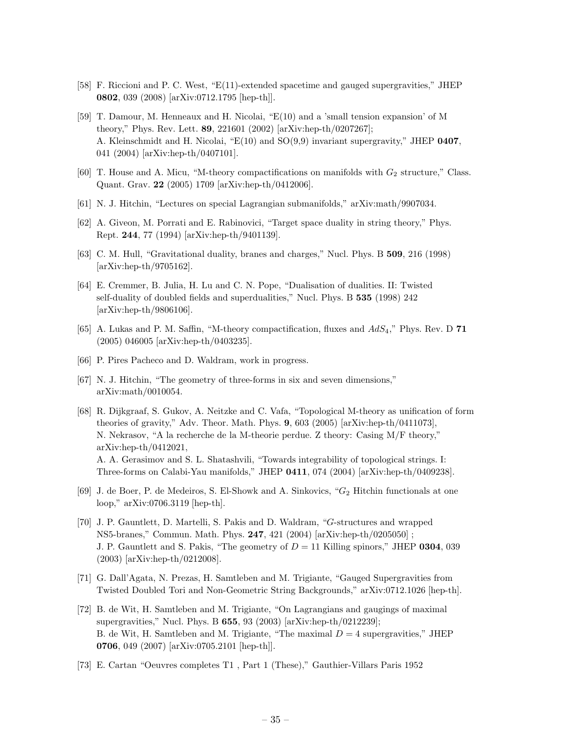[58] F. Riccioni and P. C. West, "E(11)-extended spacetime and gauged supergravities," JHEP **0802**, 039 (2008) [arXiv:0712.1795 [hep-th]].

[59] T. Damour, M. Henneaux and H. Nicolai, "E(10) and a 'small tension expansion' of M theory," Phys. Rev. Lett. **89**, 221601 (2002) [arXiv:hep-th/0207267]; A. Kleinschmidt and H. Nicolai, "E(10) and SO(9,9) invariant supergravity," JHEP **0407**, 041 (2004) [arXiv:hep-th/0407101].

[60] T. House and A. Micu, "M-theory compactifications on manifolds with $G_2$ structure," Class. Quant. Grav. **22** (2005) 1709 [arXiv:hep-th/0412006].

[61] N. J. Hitchin, "Lectures on special Lagrangian submanifolds," arXiv:math/9907034.

[62] A. Giveon, M. Porrati and E. Rabinovici, "Target space duality in string theory," Phys. Rept. **244**, 77 (1994) [arXiv:hep-th/9401139].

[63] C. M. Hull, "Gravitational duality, branes and charges," Nucl. Phys. B **509**, 216 (1998) [arXiv:hep-th/9705162].

[64] E. Cremmer, B. Julia, H. Lu and C. N. Pope, "Dualisation of dualities. II: Twisted self-duality of doubled fields and superdualities," Nucl. Phys. B **535** (1998) 242 [arXiv:hep-th/9806106].

[65] A. Lukas and P. M. Saffin, "M-theory compactification, fluxes and $AdS_4$," Phys. Rev. D **71** (2005) 046005 [arXiv:hep-th/0403235].

[66] P. Pires Pacheco and D. Waldram, work in progress.

[67] N. J. Hitchin, "The geometry of three-forms in six and seven dimensions," arXiv:math/0010054.

[68] R. Dijkgraaf, S. Gukov, A. Neitzke and C. Vafa, "Topological M-theory as unification of form theories of gravity," Adv. Theor. Math. Phys. **9**, 603 (2005) [arXiv:hep-th/0411073], N. Nekrasov, "A la recherche de la M-theorie perdue. Z theory: Casing M/F theory," arXiv:hep-th/0412021, A. A. Gerasimov and S. L. Shatashvili, "Towards integrability of topological strings. I: Three-forms on Calabi-Yau manifolds," JHEP **0411**, 074 (2004) [arXiv:hep-th/0409238].

[69] J. de Boer, P. de Medeiros, S. El-Showk and A. Sinkovics, "$G_2$ Hitchin functionals at one loop," arXiv:0706.3119 [hep-th].

[70] J. P. Gauntlett, D. Martelli, S. Pakis and D. Waldram, "$G$-structures and wrapped NS5-branes," Commun. Math. Phys. **247**, 421 (2004) [arXiv:hep-th/0205050] ; J. P. Gauntlett and S. Pakis, "The geometry of $D = 11$ Killing spinors," JHEP **0304**, 039 (2003) [arXiv:hep-th/0212008].

[71] G. Dall'Agata, N. Prezas, H. Samtleben and M. Trigiante, "Gauged Supergravities from Twisted Doubled Tori and Non-Geometric String Backgrounds," arXiv:0712.1026 [hep-th].

[72] B. de Wit, H. Samtleben and M. Trigiante, "On Lagrangians and gaugings of maximal supergravities," Nucl. Phys. B **655**, 93 (2003) [arXiv:hep-th/0212239]; B. de Wit, H. Samtleben and M. Trigiante, "The maximal $D = 4$ supergravities," JHEP **0706**, 049 (2007) [arXiv:0705.2101 [hep-th]].

[73] E. Cartan "Oeuvres completes T1 , Part 1 (These)," Gauthier-Villars Paris 1952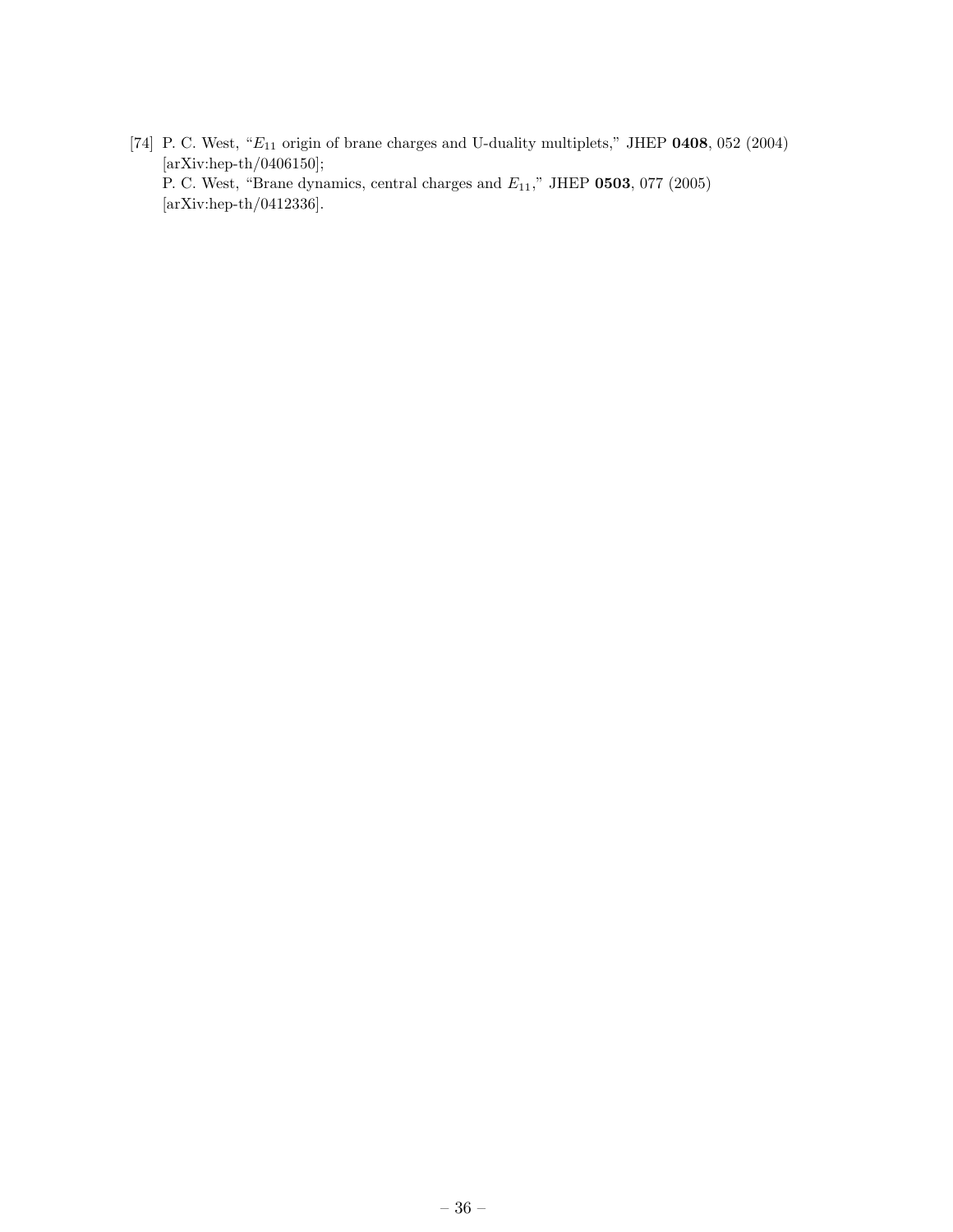[74] P. C. West, "$E_{11}$ origin of brane charges and U-duality multiplets," JHEP **0408**, 052 (2004) [arXiv:hep-th/0406150];
P. C. West, "Brane dynamics, central charges and $E_{11}$," JHEP **0503**, 077 (2005) [arXiv:hep-th/0412336].